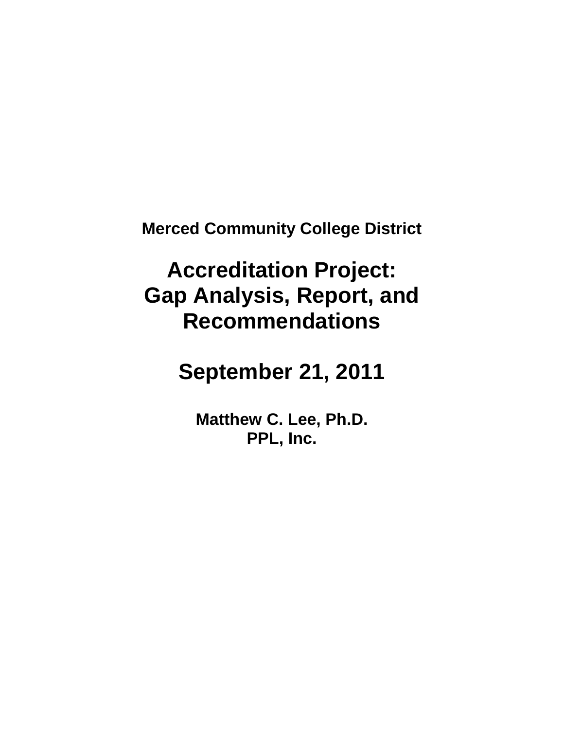**Merced Community College District**

# Accreditation Project: Gap Analysis, Report, and Recommendations

## September 21, 2011

**Matthew C. Lee, Ph.D.**
**PPL, Inc.**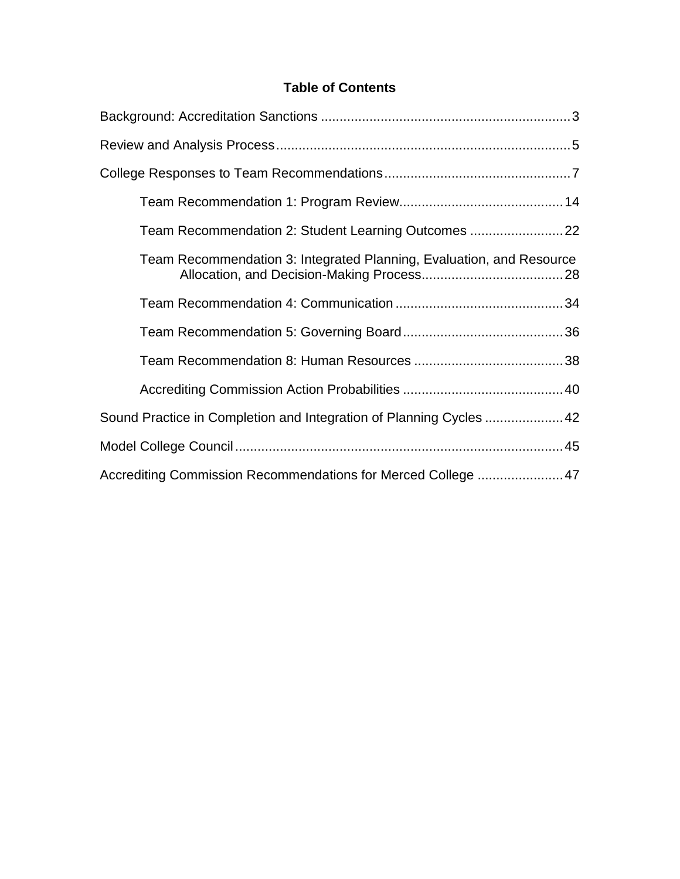## Table of Contents

Background: Accreditation Sanctions ........ 3

Review and Analysis Process ........ 5

College Responses to Team Recommendations ........ 7

- Team Recommendation 1: Program Review ........ 14
- Team Recommendation 2: Student Learning Outcomes ........ 22
- Team Recommendation 3: Integrated Planning, Evaluation, and Resource Allocation, and Decision-Making Process ........ 28
- Team Recommendation 4: Communication ........ 34
- Team Recommendation 5: Governing Board ........ 36
- Team Recommendation 8: Human Resources ........ 38
- Accrediting Commission Action Probabilities ........ 40

Sound Practice in Completion and Integration of Planning Cycles ........ 42

Model College Council ........ 45

Accrediting Commission Recommendations for Merced College ........ 47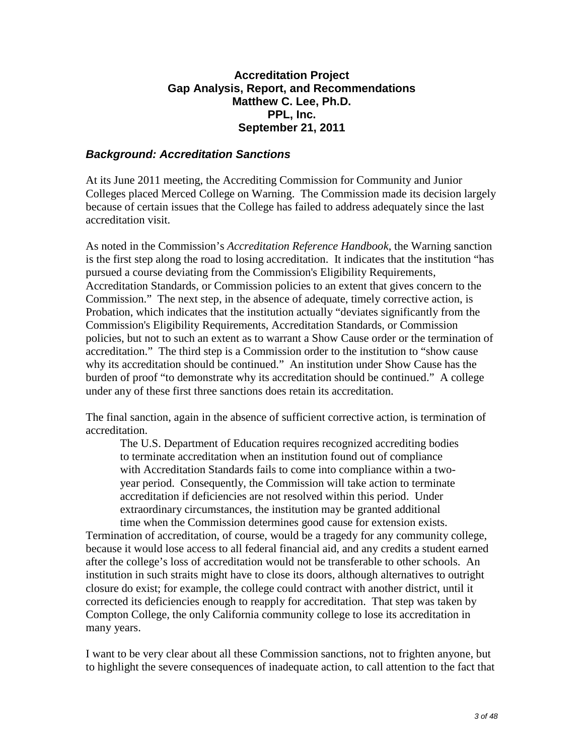**Accreditation Project**
**Gap Analysis, Report, and Recommendations**
**Matthew C. Lee, Ph.D.**
**PPL, Inc.**
**September 21, 2011**

## *Background: Accreditation Sanctions*

At its June 2011 meeting, the Accrediting Commission for Community and Junior Colleges placed Merced College on Warning. The Commission made its decision largely because of certain issues that the College has failed to address adequately since the last accreditation visit.

As noted in the Commission's *Accreditation Reference Handbook*, the Warning sanction is the first step along the road to losing accreditation. It indicates that the institution "has pursued a course deviating from the Commission's Eligibility Requirements, Accreditation Standards, or Commission policies to an extent that gives concern to the Commission." The next step, in the absence of adequate, timely corrective action, is Probation, which indicates that the institution actually "deviates significantly from the Commission's Eligibility Requirements, Accreditation Standards, or Commission policies, but not to such an extent as to warrant a Show Cause order or the termination of accreditation." The third step is a Commission order to the institution to "show cause why its accreditation should be continued." An institution under Show Cause has the burden of proof "to demonstrate why its accreditation should be continued." A college under any of these first three sanctions does retain its accreditation.

The final sanction, again in the absence of sufficient corrective action, is termination of accreditation.

> The U.S. Department of Education requires recognized accrediting bodies to terminate accreditation when an institution found out of compliance with Accreditation Standards fails to come into compliance within a two-year period. Consequently, the Commission will take action to terminate accreditation if deficiencies are not resolved within this period. Under extraordinary circumstances, the institution may be granted additional time when the Commission determines good cause for extension exists.

Termination of accreditation, of course, would be a tragedy for any community college, because it would lose access to all federal financial aid, and any credits a student earned after the college's loss of accreditation would not be transferable to other schools. An institution in such straits might have to close its doors, although alternatives to outright closure do exist; for example, the college could contract with another district, until it corrected its deficiencies enough to reapply for accreditation. That step was taken by Compton College, the only California community college to lose its accreditation in many years.

I want to be very clear about all these Commission sanctions, not to frighten anyone, but to highlight the severe consequences of inadequate action, to call attention to the fact that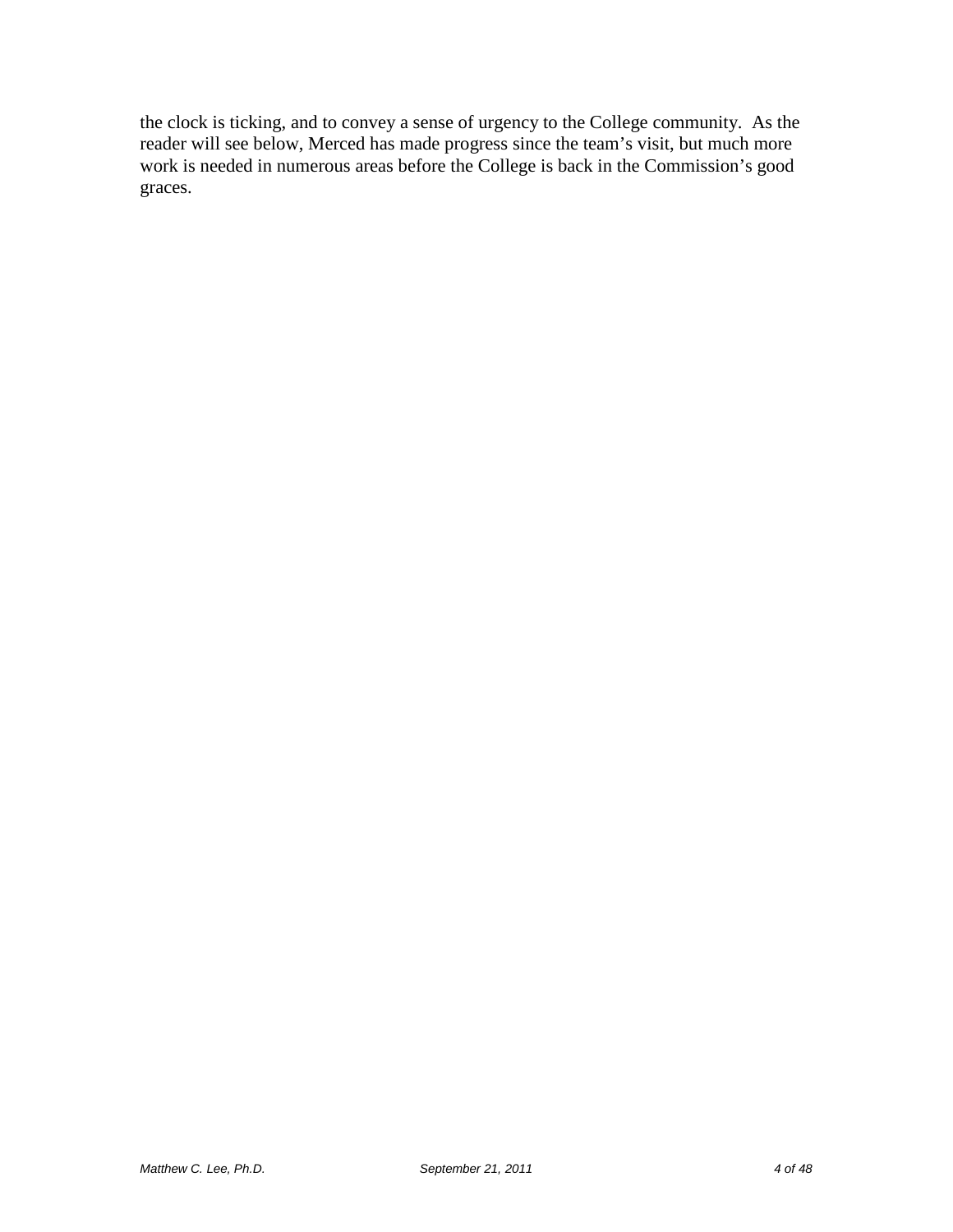the clock is ticking, and to convey a sense of urgency to the College community. As the reader will see below, Merced has made progress since the team's visit, but much more work is needed in numerous areas before the College is back in the Commission's good graces.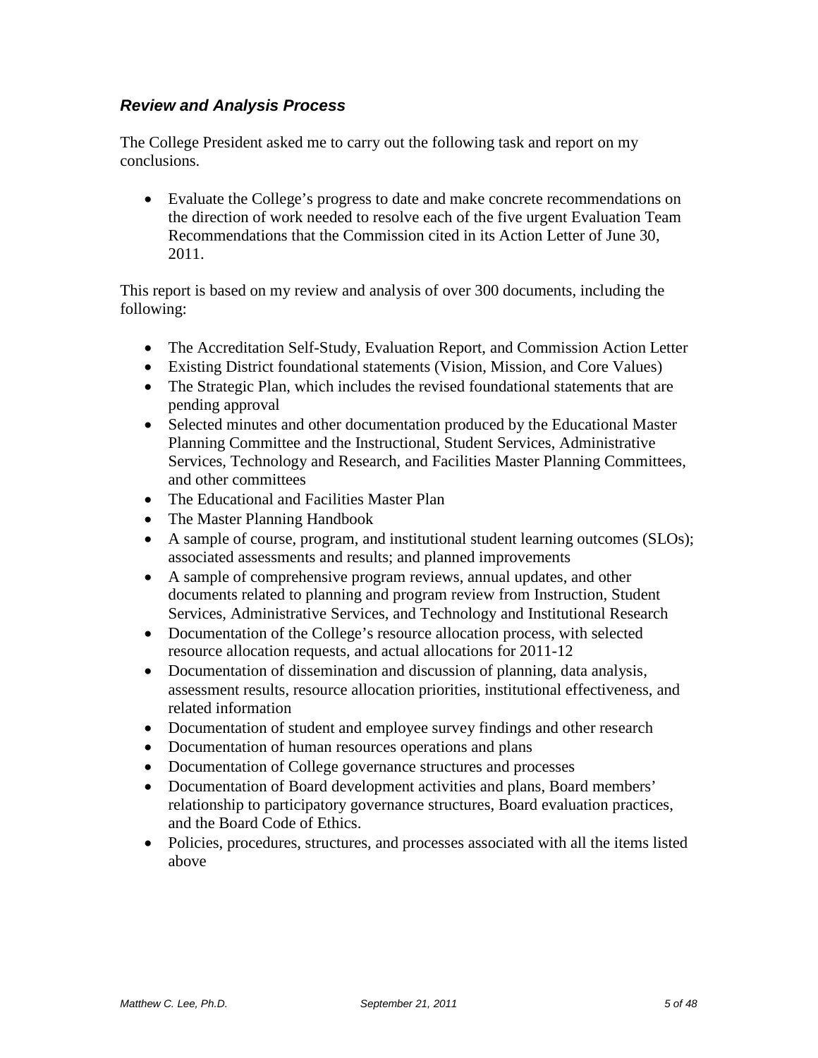### ***Review and Analysis Process***

The College President asked me to carry out the following task and report on my conclusions.

- Evaluate the College's progress to date and make concrete recommendations on the direction of work needed to resolve each of the five urgent Evaluation Team Recommendations that the Commission cited in its Action Letter of June 30, 2011.

This report is based on my review and analysis of over 300 documents, including the following:

- The Accreditation Self-Study, Evaluation Report, and Commission Action Letter
- Existing District foundational statements (Vision, Mission, and Core Values)
- The Strategic Plan, which includes the revised foundational statements that are pending approval
- Selected minutes and other documentation produced by the Educational Master Planning Committee and the Instructional, Student Services, Administrative Services, Technology and Research, and Facilities Master Planning Committees, and other committees
- The Educational and Facilities Master Plan
- The Master Planning Handbook
- A sample of course, program, and institutional student learning outcomes (SLOs); associated assessments and results; and planned improvements
- A sample of comprehensive program reviews, annual updates, and other documents related to planning and program review from Instruction, Student Services, Administrative Services, and Technology and Institutional Research
- Documentation of the College's resource allocation process, with selected resource allocation requests, and actual allocations for 2011-12
- Documentation of dissemination and discussion of planning, data analysis, assessment results, resource allocation priorities, institutional effectiveness, and related information
- Documentation of student and employee survey findings and other research
- Documentation of human resources operations and plans
- Documentation of College governance structures and processes
- Documentation of Board development activities and plans, Board members' relationship to participatory governance structures, Board evaluation practices, and the Board Code of Ethics.
- Policies, procedures, structures, and processes associated with all the items listed above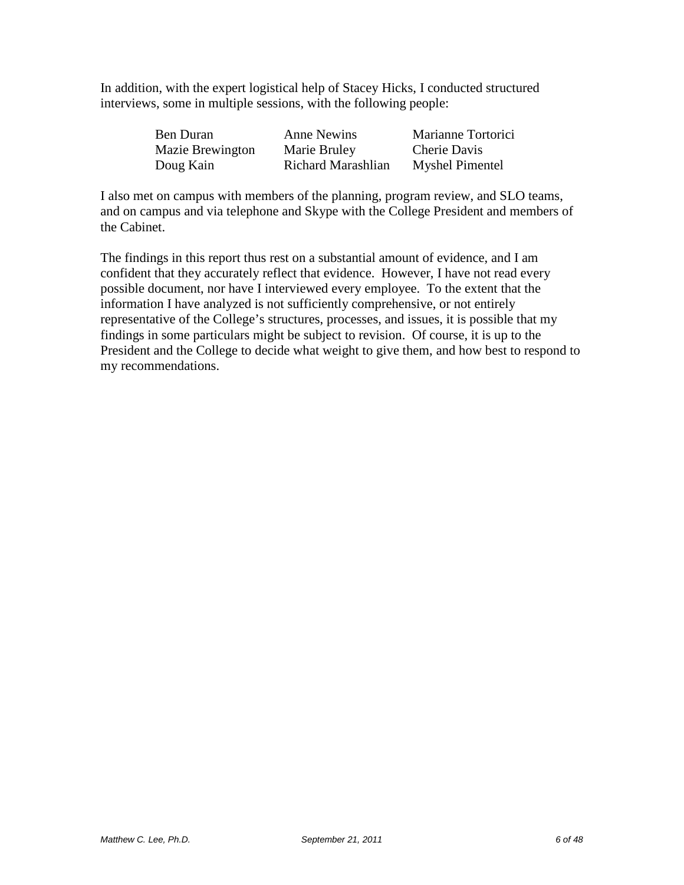In addition, with the expert logistical help of Stacey Hicks, I conducted structured interviews, some in multiple sessions, with the following people:

| | | |
|---|---|---|
| Ben Duran | Anne Newins | Marianne Tortorici |
| Mazie Brewington | Marie Bruley | Cherie Davis |
| Doug Kain | Richard Marashlian | Myshel Pimentel |

I also met on campus with members of the planning, program review, and SLO teams, and on campus and via telephone and Skype with the College President and members of the Cabinet.

The findings in this report thus rest on a substantial amount of evidence, and I am confident that they accurately reflect that evidence. However, I have not read every possible document, nor have I interviewed every employee. To the extent that the information I have analyzed is not sufficiently comprehensive, or not entirely representative of the College's structures, processes, and issues, it is possible that my findings in some particulars might be subject to revision. Of course, it is up to the President and the College to decide what weight to give them, and how best to respond to my recommendations.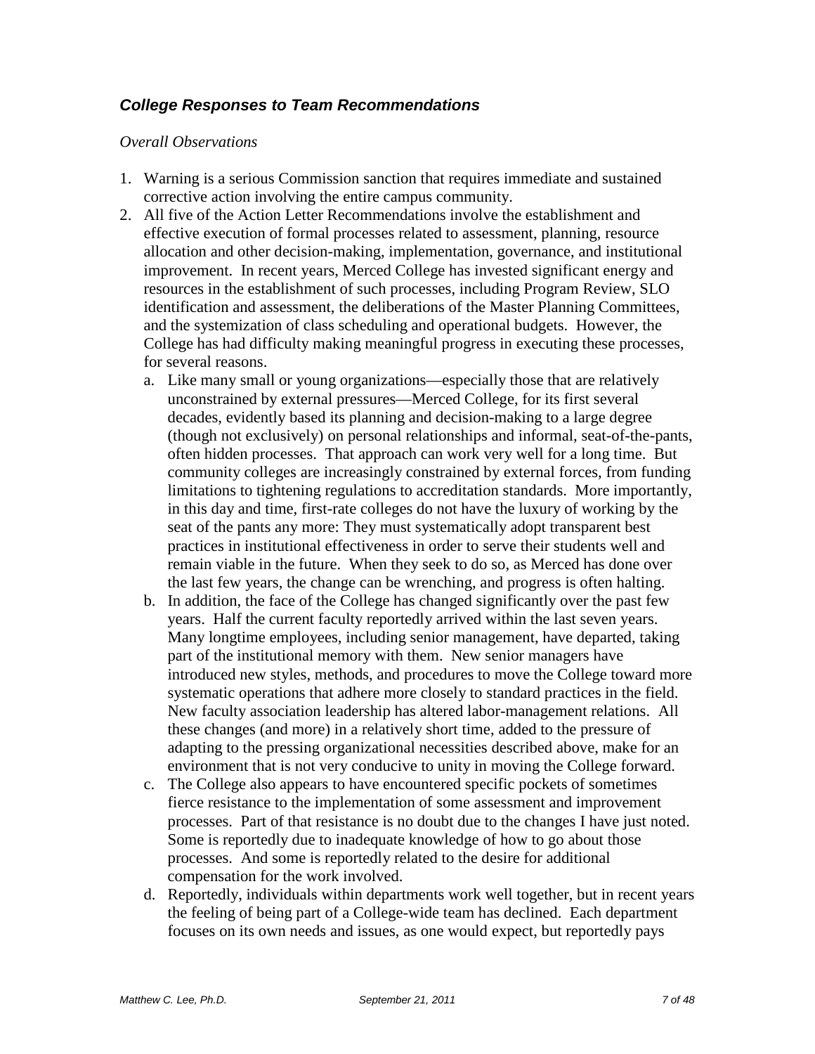### ***College Responses to Team Recommendations***

*Overall Observations*

1. Warning is a serious Commission sanction that requires immediate and sustained corrective action involving the entire campus community.
2. All five of the Action Letter Recommendations involve the establishment and effective execution of formal processes related to assessment, planning, resource allocation and other decision-making, implementation, governance, and institutional improvement. In recent years, Merced College has invested significant energy and resources in the establishment of such processes, including Program Review, SLO identification and assessment, the deliberations of the Master Planning Committees, and the systemization of class scheduling and operational budgets. However, the College has had difficulty making meaningful progress in executing these processes, for several reasons.
   a. Like many small or young organizations—especially those that are relatively unconstrained by external pressures—Merced College, for its first several decades, evidently based its planning and decision-making to a large degree (though not exclusively) on personal relationships and informal, seat-of-the-pants, often hidden processes. That approach can work very well for a long time. But community colleges are increasingly constrained by external forces, from funding limitations to tightening regulations to accreditation standards. More importantly, in this day and time, first-rate colleges do not have the luxury of working by the seat of the pants any more: They must systematically adopt transparent best practices in institutional effectiveness in order to serve their students well and remain viable in the future. When they seek to do so, as Merced has done over the last few years, the change can be wrenching, and progress is often halting.
   b. In addition, the face of the College has changed significantly over the past few years. Half the current faculty reportedly arrived within the last seven years. Many longtime employees, including senior management, have departed, taking part of the institutional memory with them. New senior managers have introduced new styles, methods, and procedures to move the College toward more systematic operations that adhere more closely to standard practices in the field. New faculty association leadership has altered labor-management relations. All these changes (and more) in a relatively short time, added to the pressure of adapting to the pressing organizational necessities described above, make for an environment that is not very conducive to unity in moving the College forward.
   c. The College also appears to have encountered specific pockets of sometimes fierce resistance to the implementation of some assessment and improvement processes. Part of that resistance is no doubt due to the changes I have just noted. Some is reportedly due to inadequate knowledge of how to go about those processes. And some is reportedly related to the desire for additional compensation for the work involved.
   d. Reportedly, individuals within departments work well together, but in recent years the feeling of being part of a College-wide team has declined. Each department focuses on its own needs and issues, as one would expect, but reportedly pays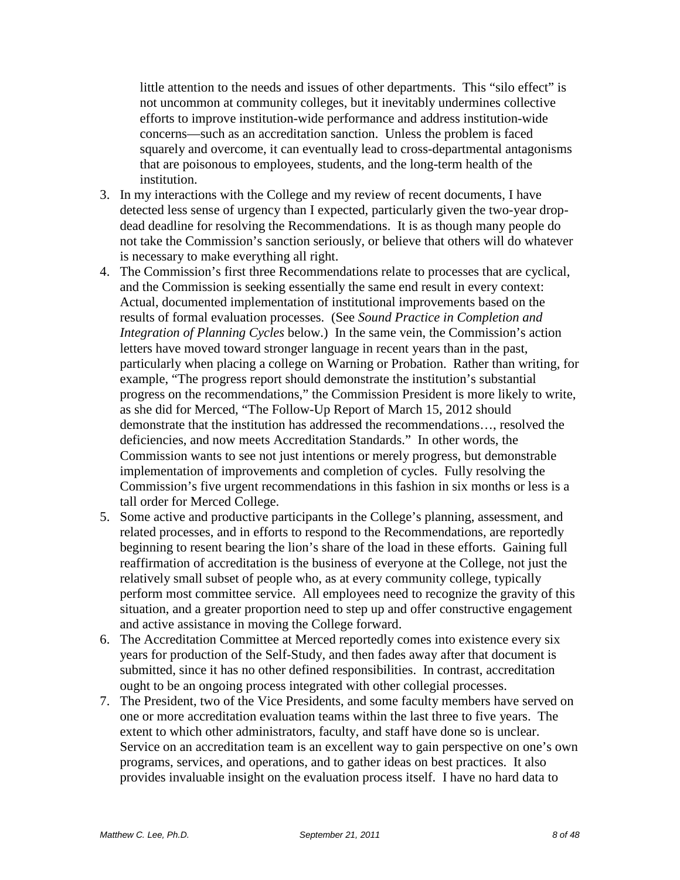little attention to the needs and issues of other departments. This "silo effect" is not uncommon at community colleges, but it inevitably undermines collective efforts to improve institution-wide performance and address institution-wide concerns—such as an accreditation sanction. Unless the problem is faced squarely and overcome, it can eventually lead to cross-departmental antagonisms that are poisonous to employees, students, and the long-term health of the institution.

3. In my interactions with the College and my review of recent documents, I have detected less sense of urgency than I expected, particularly given the two-year drop-dead deadline for resolving the Recommendations. It is as though many people do not take the Commission's sanction seriously, or believe that others will do whatever is necessary to make everything all right.
4. The Commission's first three Recommendations relate to processes that are cyclical, and the Commission is seeking essentially the same end result in every context: Actual, documented implementation of institutional improvements based on the results of formal evaluation processes. (See *Sound Practice in Completion and Integration of Planning Cycles* below.) In the same vein, the Commission's action letters have moved toward stronger language in recent years than in the past, particularly when placing a college on Warning or Probation. Rather than writing, for example, "The progress report should demonstrate the institution's substantial progress on the recommendations," the Commission President is more likely to write, as she did for Merced, "The Follow-Up Report of March 15, 2012 should demonstrate that the institution has addressed the recommendations…, resolved the deficiencies, and now meets Accreditation Standards." In other words, the Commission wants to see not just intentions or merely progress, but demonstrable implementation of improvements and completion of cycles. Fully resolving the Commission's five urgent recommendations in this fashion in six months or less is a tall order for Merced College.
5. Some active and productive participants in the College's planning, assessment, and related processes, and in efforts to respond to the Recommendations, are reportedly beginning to resent bearing the lion's share of the load in these efforts. Gaining full reaffirmation of accreditation is the business of everyone at the College, not just the relatively small subset of people who, as at every community college, typically perform most committee service. All employees need to recognize the gravity of this situation, and a greater proportion need to step up and offer constructive engagement and active assistance in moving the College forward.
6. The Accreditation Committee at Merced reportedly comes into existence every six years for production of the Self-Study, and then fades away after that document is submitted, since it has no other defined responsibilities. In contrast, accreditation ought to be an ongoing process integrated with other collegial processes.
7. The President, two of the Vice Presidents, and some faculty members have served on one or more accreditation evaluation teams within the last three to five years. The extent to which other administrators, faculty, and staff have done so is unclear. Service on an accreditation team is an excellent way to gain perspective on one's own programs, services, and operations, and to gather ideas on best practices. It also provides invaluable insight on the evaluation process itself. I have no hard data to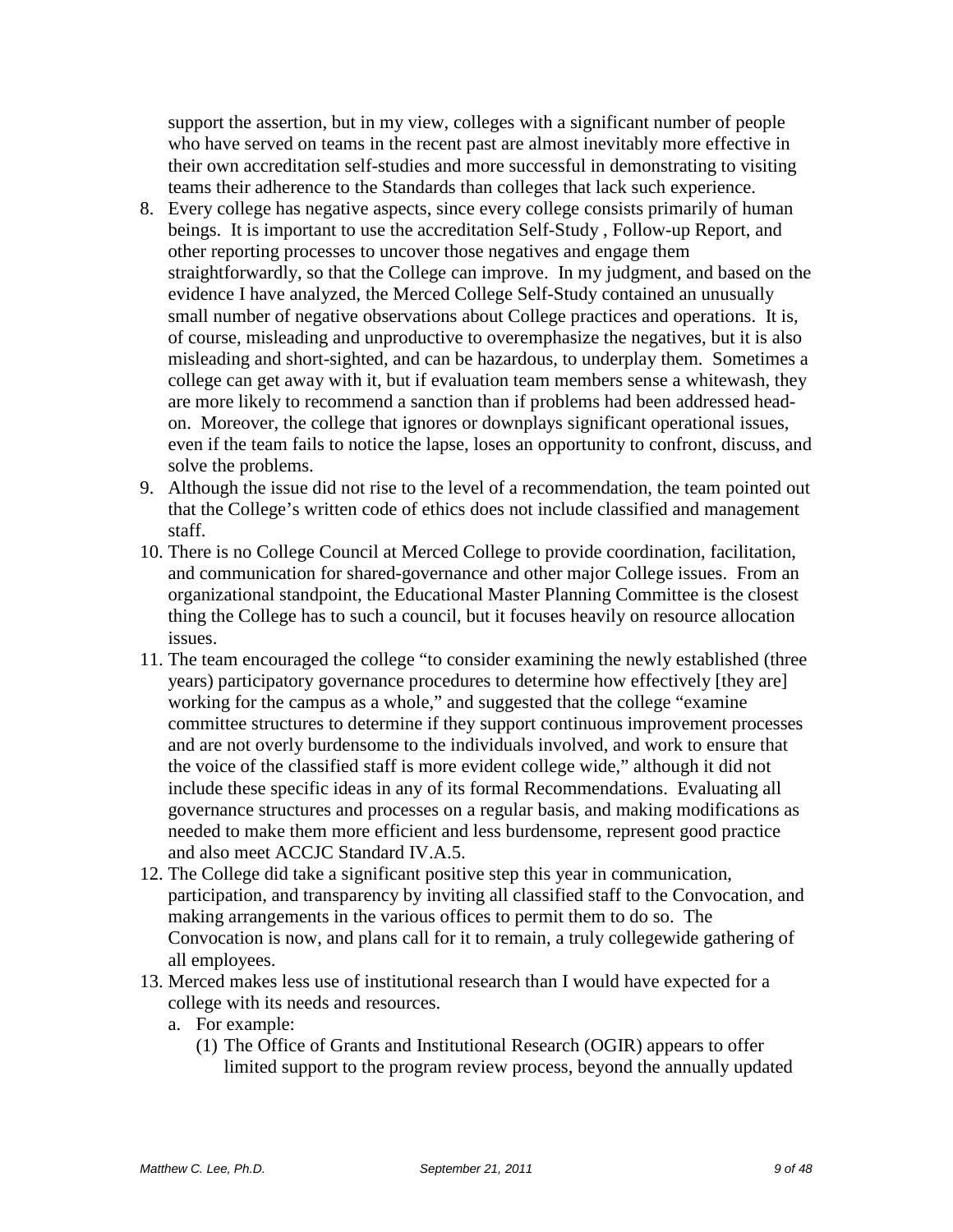support the assertion, but in my view, colleges with a significant number of people who have served on teams in the recent past are almost inevitably more effective in their own accreditation self-studies and more successful in demonstrating to visiting teams their adherence to the Standards than colleges that lack such experience.

8. Every college has negative aspects, since every college consists primarily of human beings. It is important to use the accreditation Self-Study , Follow-up Report, and other reporting processes to uncover those negatives and engage them straightforwardly, so that the College can improve. In my judgment, and based on the evidence I have analyzed, the Merced College Self-Study contained an unusually small number of negative observations about College practices and operations. It is, of course, misleading and unproductive to overemphasize the negatives, but it is also misleading and short-sighted, and can be hazardous, to underplay them. Sometimes a college can get away with it, but if evaluation team members sense a whitewash, they are more likely to recommend a sanction than if problems had been addressed head-on. Moreover, the college that ignores or downplays significant operational issues, even if the team fails to notice the lapse, loses an opportunity to confront, discuss, and solve the problems.
9. Although the issue did not rise to the level of a recommendation, the team pointed out that the College's written code of ethics does not include classified and management staff.
10. There is no College Council at Merced College to provide coordination, facilitation, and communication for shared-governance and other major College issues. From an organizational standpoint, the Educational Master Planning Committee is the closest thing the College has to such a council, but it focuses heavily on resource allocation issues.
11. The team encouraged the college "to consider examining the newly established (three years) participatory governance procedures to determine how effectively [they are] working for the campus as a whole," and suggested that the college "examine committee structures to determine if they support continuous improvement processes and are not overly burdensome to the individuals involved, and work to ensure that the voice of the classified staff is more evident college wide," although it did not include these specific ideas in any of its formal Recommendations. Evaluating all governance structures and processes on a regular basis, and making modifications as needed to make them more efficient and less burdensome, represent good practice and also meet ACCJC Standard IV.A.5.
12. The College did take a significant positive step this year in communication, participation, and transparency by inviting all classified staff to the Convocation, and making arrangements in the various offices to permit them to do so. The Convocation is now, and plans call for it to remain, a truly collegewide gathering of all employees.
13. Merced makes less use of institutional research than I would have expected for a college with its needs and resources.
    a. For example:
        (1) The Office of Grants and Institutional Research (OGIR) appears to offer limited support to the program review process, beyond the annually updated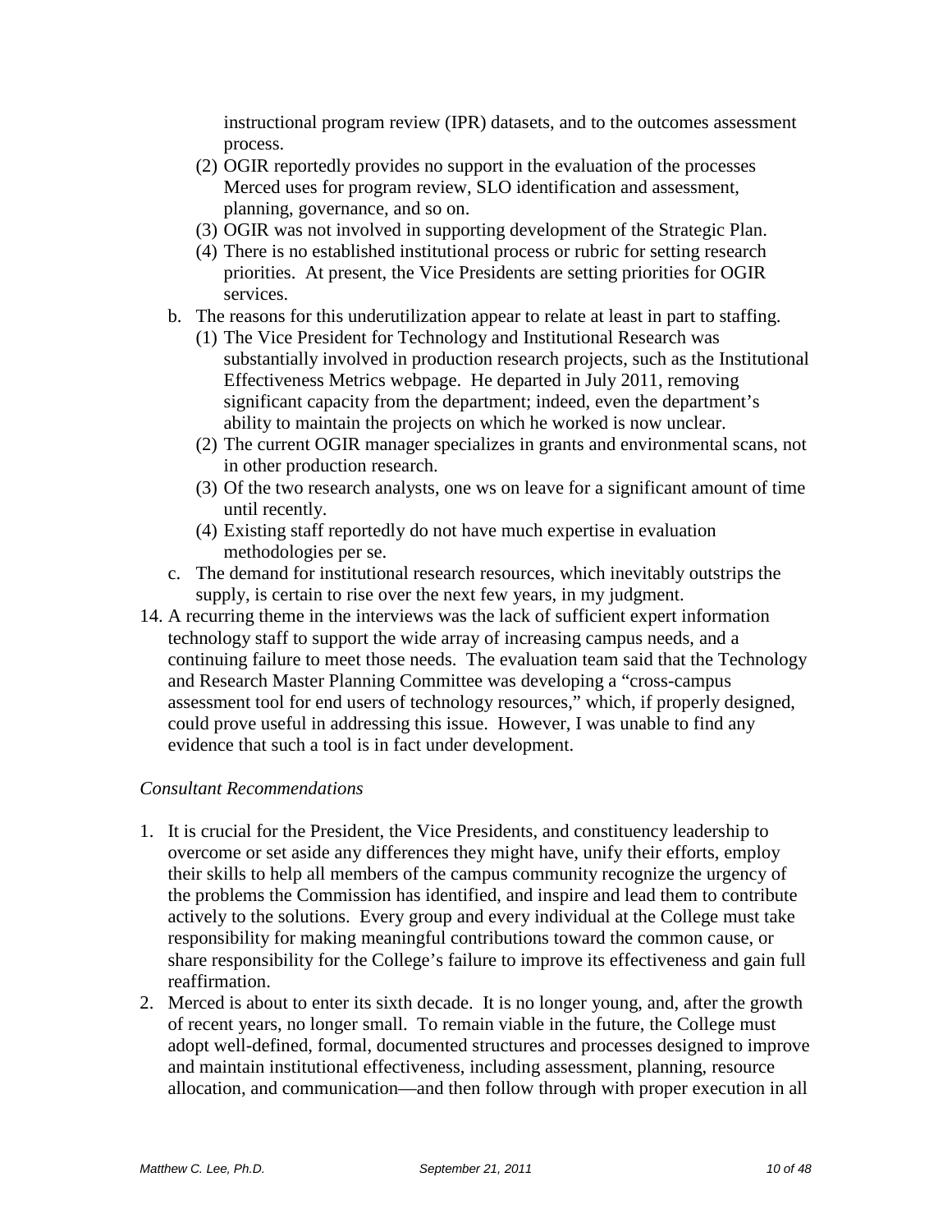instructional program review (IPR) datasets, and to the outcomes assessment process.

(2) OGIR reportedly provides no support in the evaluation of the processes Merced uses for program review, SLO identification and assessment, planning, governance, and so on.

(3) OGIR was not involved in supporting development of the Strategic Plan.

(4) There is no established institutional process or rubric for setting research priorities. At present, the Vice Presidents are setting priorities for OGIR services.

b. The reasons for this underutilization appear to relate at least in part to staffing.

(1) The Vice President for Technology and Institutional Research was substantially involved in production research projects, such as the Institutional Effectiveness Metrics webpage. He departed in July 2011, removing significant capacity from the department; indeed, even the department's ability to maintain the projects on which he worked is now unclear.

(2) The current OGIR manager specializes in grants and environmental scans, not in other production research.

(3) Of the two research analysts, one ws on leave for a significant amount of time until recently.

(4) Existing staff reportedly do not have much expertise in evaluation methodologies per se.

c. The demand for institutional research resources, which inevitably outstrips the supply, is certain to rise over the next few years, in my judgment.

14. A recurring theme in the interviews was the lack of sufficient expert information technology staff to support the wide array of increasing campus needs, and a continuing failure to meet those needs. The evaluation team said that the Technology and Research Master Planning Committee was developing a "cross-campus assessment tool for end users of technology resources," which, if properly designed, could prove useful in addressing this issue. However, I was unable to find any evidence that such a tool is in fact under development.

*Consultant Recommendations*

1. It is crucial for the President, the Vice Presidents, and constituency leadership to overcome or set aside any differences they might have, unify their efforts, employ their skills to help all members of the campus community recognize the urgency of the problems the Commission has identified, and inspire and lead them to contribute actively to the solutions. Every group and every individual at the College must take responsibility for making meaningful contributions toward the common cause, or share responsibility for the College's failure to improve its effectiveness and gain full reaffirmation.
2. Merced is about to enter its sixth decade. It is no longer young, and, after the growth of recent years, no longer small. To remain viable in the future, the College must adopt well-defined, formal, documented structures and processes designed to improve and maintain institutional effectiveness, including assessment, planning, resource allocation, and communication—and then follow through with proper execution in all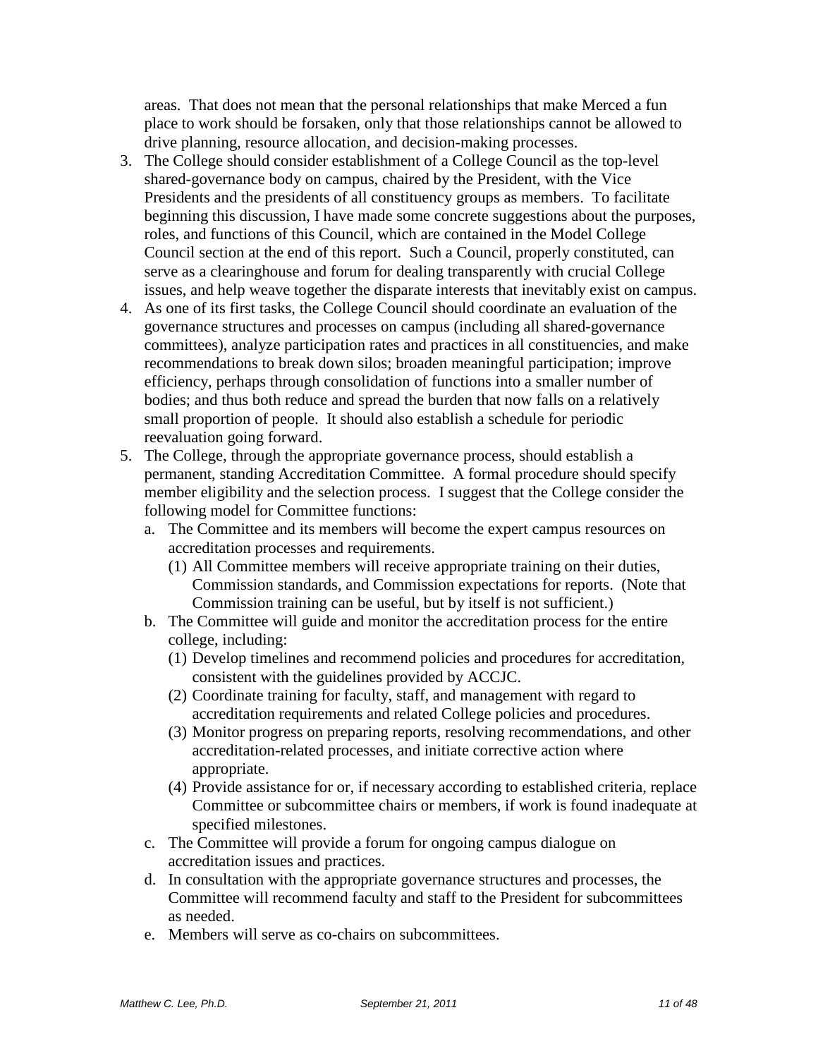areas. That does not mean that the personal relationships that make Merced a fun place to work should be forsaken, only that those relationships cannot be allowed to drive planning, resource allocation, and decision-making processes.

3. The College should consider establishment of a College Council as the top-level shared-governance body on campus, chaired by the President, with the Vice Presidents and the presidents of all constituency groups as members. To facilitate beginning this discussion, I have made some concrete suggestions about the purposes, roles, and functions of this Council, which are contained in the Model College Council section at the end of this report. Such a Council, properly constituted, can serve as a clearinghouse and forum for dealing transparently with crucial College issues, and help weave together the disparate interests that inevitably exist on campus.
4. As one of its first tasks, the College Council should coordinate an evaluation of the governance structures and processes on campus (including all shared-governance committees), analyze participation rates and practices in all constituencies, and make recommendations to break down silos; broaden meaningful participation; improve efficiency, perhaps through consolidation of functions into a smaller number of bodies; and thus both reduce and spread the burden that now falls on a relatively small proportion of people. It should also establish a schedule for periodic reevaluation going forward.
5. The College, through the appropriate governance process, should establish a permanent, standing Accreditation Committee. A formal procedure should specify member eligibility and the selection process. I suggest that the College consider the following model for Committee functions:
   a. The Committee and its members will become the expert campus resources on accreditation processes and requirements.
      (1) All Committee members will receive appropriate training on their duties, Commission standards, and Commission expectations for reports. (Note that Commission training can be useful, but by itself is not sufficient.)
   b. The Committee will guide and monitor the accreditation process for the entire college, including:
      (1) Develop timelines and recommend policies and procedures for accreditation, consistent with the guidelines provided by ACCJC.
      (2) Coordinate training for faculty, staff, and management with regard to accreditation requirements and related College policies and procedures.
      (3) Monitor progress on preparing reports, resolving recommendations, and other accreditation-related processes, and initiate corrective action where appropriate.
      (4) Provide assistance for or, if necessary according to established criteria, replace Committee or subcommittee chairs or members, if work is found inadequate at specified milestones.
   c. The Committee will provide a forum for ongoing campus dialogue on accreditation issues and practices.
   d. In consultation with the appropriate governance structures and processes, the Committee will recommend faculty and staff to the President for subcommittees as needed.
   e. Members will serve as co-chairs on subcommittees.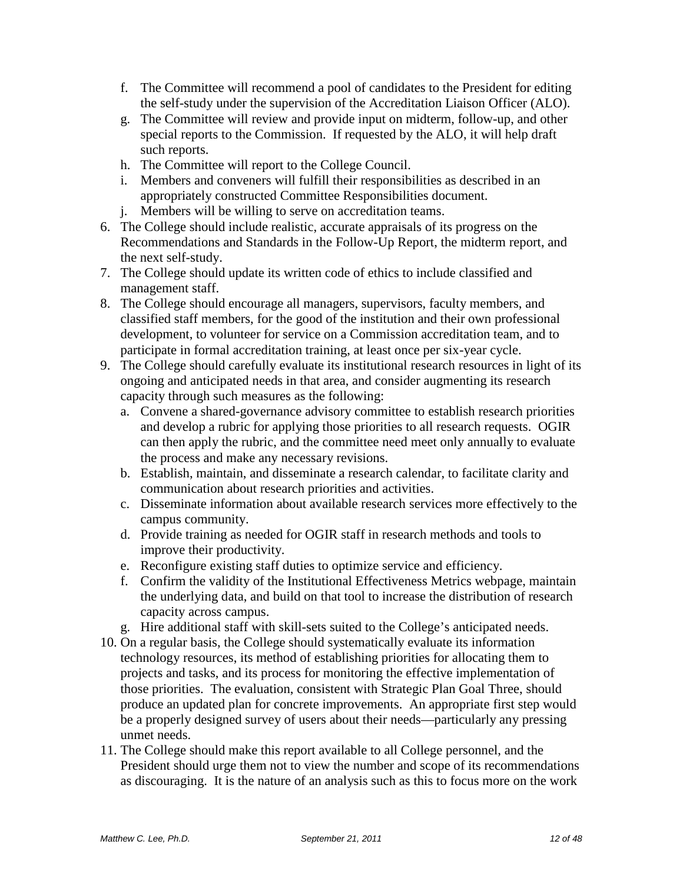f. The Committee will recommend a pool of candidates to the President for editing the self-study under the supervision of the Accreditation Liaison Officer (ALO).
   g. The Committee will review and provide input on midterm, follow-up, and other special reports to the Commission. If requested by the ALO, it will help draft such reports.
   h. The Committee will report to the College Council.
   i. Members and conveners will fulfill their responsibilities as described in an appropriately constructed Committee Responsibilities document.
   j. Members will be willing to serve on accreditation teams.

6. The College should include realistic, accurate appraisals of its progress on the Recommendations and Standards in the Follow-Up Report, the midterm report, and the next self-study.
7. The College should update its written code of ethics to include classified and management staff.
8. The College should encourage all managers, supervisors, faculty members, and classified staff members, for the good of the institution and their own professional development, to volunteer for service on a Commission accreditation team, and to participate in formal accreditation training, at least once per six-year cycle.
9. The College should carefully evaluate its institutional research resources in light of its ongoing and anticipated needs in that area, and consider augmenting its research capacity through such measures as the following:
   a. Convene a shared-governance advisory committee to establish research priorities and develop a rubric for applying those priorities to all research requests. OGIR can then apply the rubric, and the committee need meet only annually to evaluate the process and make any necessary revisions.
   b. Establish, maintain, and disseminate a research calendar, to facilitate clarity and communication about research priorities and activities.
   c. Disseminate information about available research services more effectively to the campus community.
   d. Provide training as needed for OGIR staff in research methods and tools to improve their productivity.
   e. Reconfigure existing staff duties to optimize service and efficiency.
   f. Confirm the validity of the Institutional Effectiveness Metrics webpage, maintain the underlying data, and build on that tool to increase the distribution of research capacity across campus.
   g. Hire additional staff with skill-sets suited to the College's anticipated needs.
10. On a regular basis, the College should systematically evaluate its information technology resources, its method of establishing priorities for allocating them to projects and tasks, and its process for monitoring the effective implementation of those priorities. The evaluation, consistent with Strategic Plan Goal Three, should produce an updated plan for concrete improvements. An appropriate first step would be a properly designed survey of users about their needs—particularly any pressing unmet needs.
11. The College should make this report available to all College personnel, and the President should urge them not to view the number and scope of its recommendations as discouraging. It is the nature of an analysis such as this to focus more on the work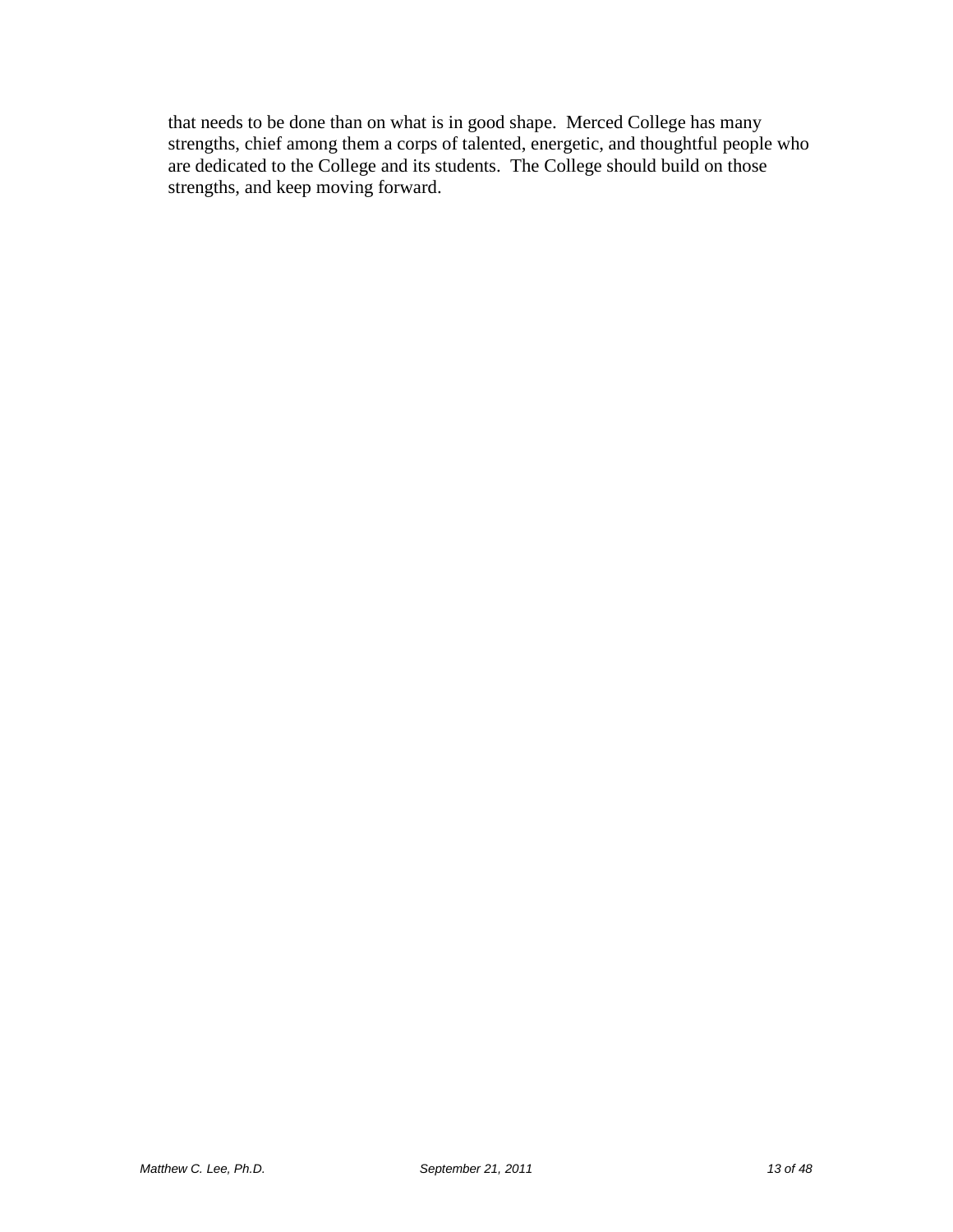that needs to be done than on what is in good shape. Merced College has many strengths, chief among them a corps of talented, energetic, and thoughtful people who are dedicated to the College and its students. The College should build on those strengths, and keep moving forward.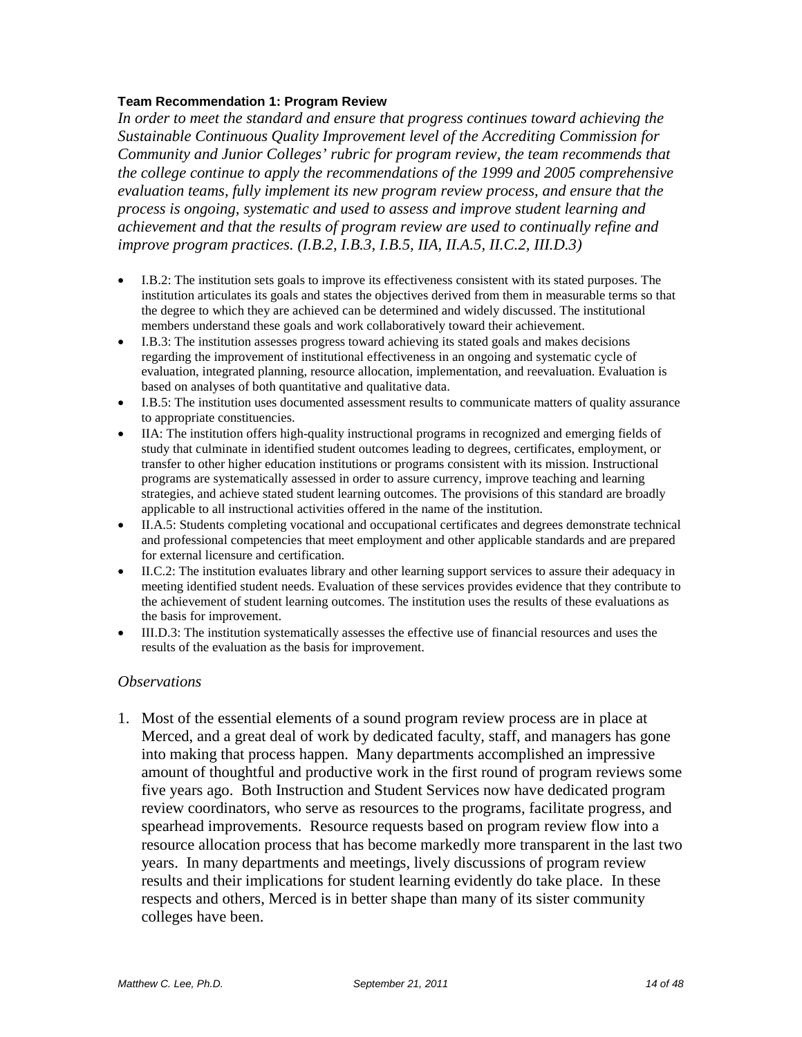**Team Recommendation 1: Program Review**

*In order to meet the standard and ensure that progress continues toward achieving the Sustainable Continuous Quality Improvement level of the Accrediting Commission for Community and Junior Colleges' rubric for program review, the team recommends that the college continue to apply the recommendations of the 1999 and 2005 comprehensive evaluation teams, fully implement its new program review process, and ensure that the process is ongoing, systematic and used to assess and improve student learning and achievement and that the results of program review are used to continually refine and improve program practices. (I.B.2, I.B.3, I.B.5, IIA, II.A.5, II.C.2, III.D.3)*

- I.B.2: The institution sets goals to improve its effectiveness consistent with its stated purposes. The institution articulates its goals and states the objectives derived from them in measurable terms so that the degree to which they are achieved can be determined and widely discussed. The institutional members understand these goals and work collaboratively toward their achievement.
- I.B.3: The institution assesses progress toward achieving its stated goals and makes decisions regarding the improvement of institutional effectiveness in an ongoing and systematic cycle of evaluation, integrated planning, resource allocation, implementation, and reevaluation. Evaluation is based on analyses of both quantitative and qualitative data.
- I.B.5: The institution uses documented assessment results to communicate matters of quality assurance to appropriate constituencies.
- IIA: The institution offers high-quality instructional programs in recognized and emerging fields of study that culminate in identified student outcomes leading to degrees, certificates, employment, or transfer to other higher education institutions or programs consistent with its mission. Instructional programs are systematically assessed in order to assure currency, improve teaching and learning strategies, and achieve stated student learning outcomes. The provisions of this standard are broadly applicable to all instructional activities offered in the name of the institution.
- II.A.5: Students completing vocational and occupational certificates and degrees demonstrate technical and professional competencies that meet employment and other applicable standards and are prepared for external licensure and certification.
- II.C.2: The institution evaluates library and other learning support services to assure their adequacy in meeting identified student needs. Evaluation of these services provides evidence that they contribute to the achievement of student learning outcomes. The institution uses the results of these evaluations as the basis for improvement.
- III.D.3: The institution systematically assesses the effective use of financial resources and uses the results of the evaluation as the basis for improvement.

*Observations*

1. Most of the essential elements of a sound program review process are in place at Merced, and a great deal of work by dedicated faculty, staff, and managers has gone into making that process happen. Many departments accomplished an impressive amount of thoughtful and productive work in the first round of program reviews some five years ago. Both Instruction and Student Services now have dedicated program review coordinators, who serve as resources to the programs, facilitate progress, and spearhead improvements. Resource requests based on program review flow into a resource allocation process that has become markedly more transparent in the last two years. In many departments and meetings, lively discussions of program review results and their implications for student learning evidently do take place. In these respects and others, Merced is in better shape than many of its sister community colleges have been.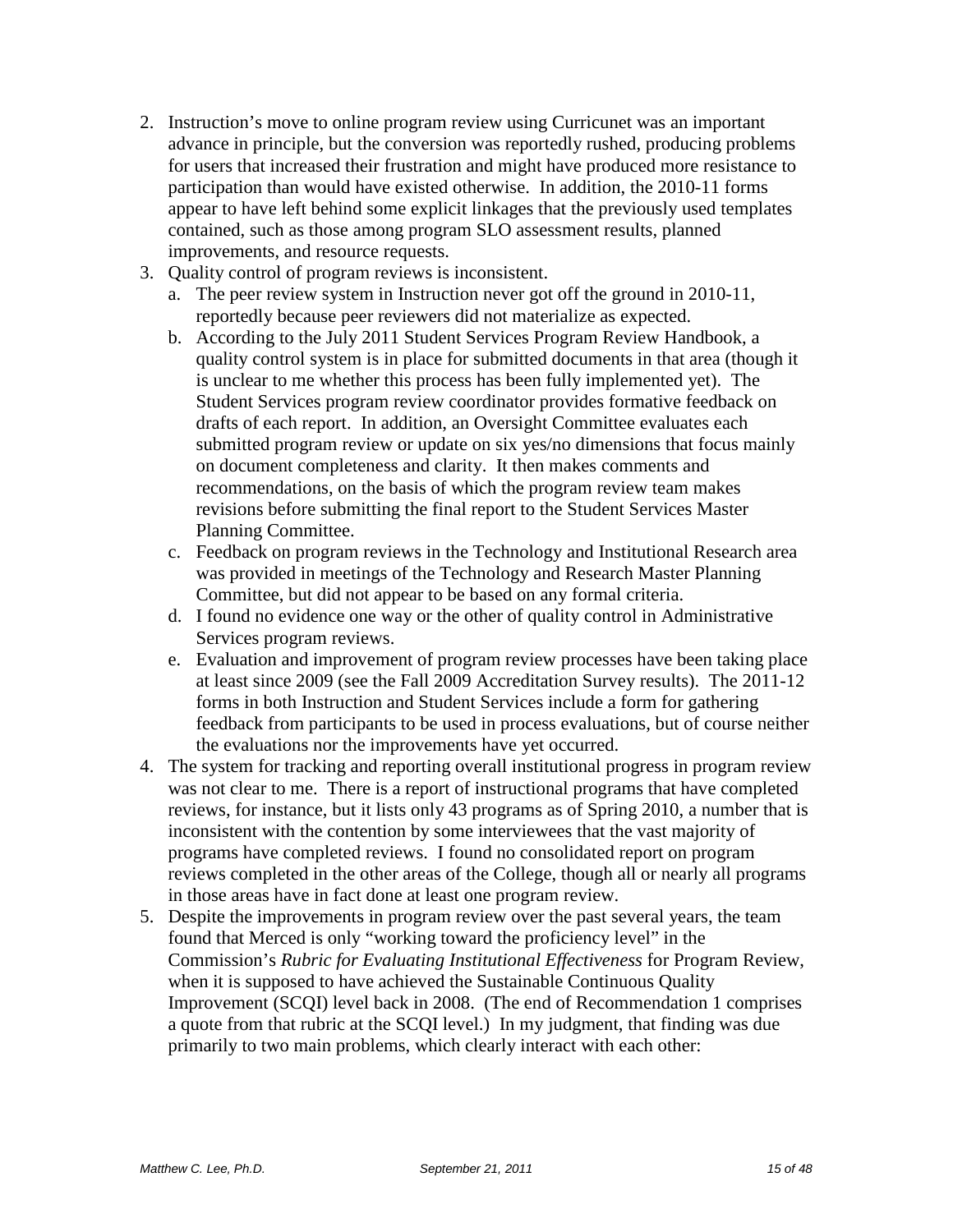2. Instruction's move to online program review using Curricunet was an important advance in principle, but the conversion was reportedly rushed, producing problems for users that increased their frustration and might have produced more resistance to participation than would have existed otherwise. In addition, the 2010-11 forms appear to have left behind some explicit linkages that the previously used templates contained, such as those among program SLO assessment results, planned improvements, and resource requests.
3. Quality control of program reviews is inconsistent.
   a. The peer review system in Instruction never got off the ground in 2010-11, reportedly because peer reviewers did not materialize as expected.
   b. According to the July 2011 Student Services Program Review Handbook, a quality control system is in place for submitted documents in that area (though it is unclear to me whether this process has been fully implemented yet). The Student Services program review coordinator provides formative feedback on drafts of each report. In addition, an Oversight Committee evaluates each submitted program review or update on six yes/no dimensions that focus mainly on document completeness and clarity. It then makes comments and recommendations, on the basis of which the program review team makes revisions before submitting the final report to the Student Services Master Planning Committee.
   c. Feedback on program reviews in the Technology and Institutional Research area was provided in meetings of the Technology and Research Master Planning Committee, but did not appear to be based on any formal criteria.
   d. I found no evidence one way or the other of quality control in Administrative Services program reviews.
   e. Evaluation and improvement of program review processes have been taking place at least since 2009 (see the Fall 2009 Accreditation Survey results). The 2011-12 forms in both Instruction and Student Services include a form for gathering feedback from participants to be used in process evaluations, but of course neither the evaluations nor the improvements have yet occurred.
4. The system for tracking and reporting overall institutional progress in program review was not clear to me. There is a report of instructional programs that have completed reviews, for instance, but it lists only 43 programs as of Spring 2010, a number that is inconsistent with the contention by some interviewees that the vast majority of programs have completed reviews. I found no consolidated report on program reviews completed in the other areas of the College, though all or nearly all programs in those areas have in fact done at least one program review.
5. Despite the improvements in program review over the past several years, the team found that Merced is only "working toward the proficiency level" in the Commission's *Rubric for Evaluating Institutional Effectiveness* for Program Review, when it is supposed to have achieved the Sustainable Continuous Quality Improvement (SCQI) level back in 2008. (The end of Recommendation 1 comprises a quote from that rubric at the SCQI level.) In my judgment, that finding was due primarily to two main problems, which clearly interact with each other: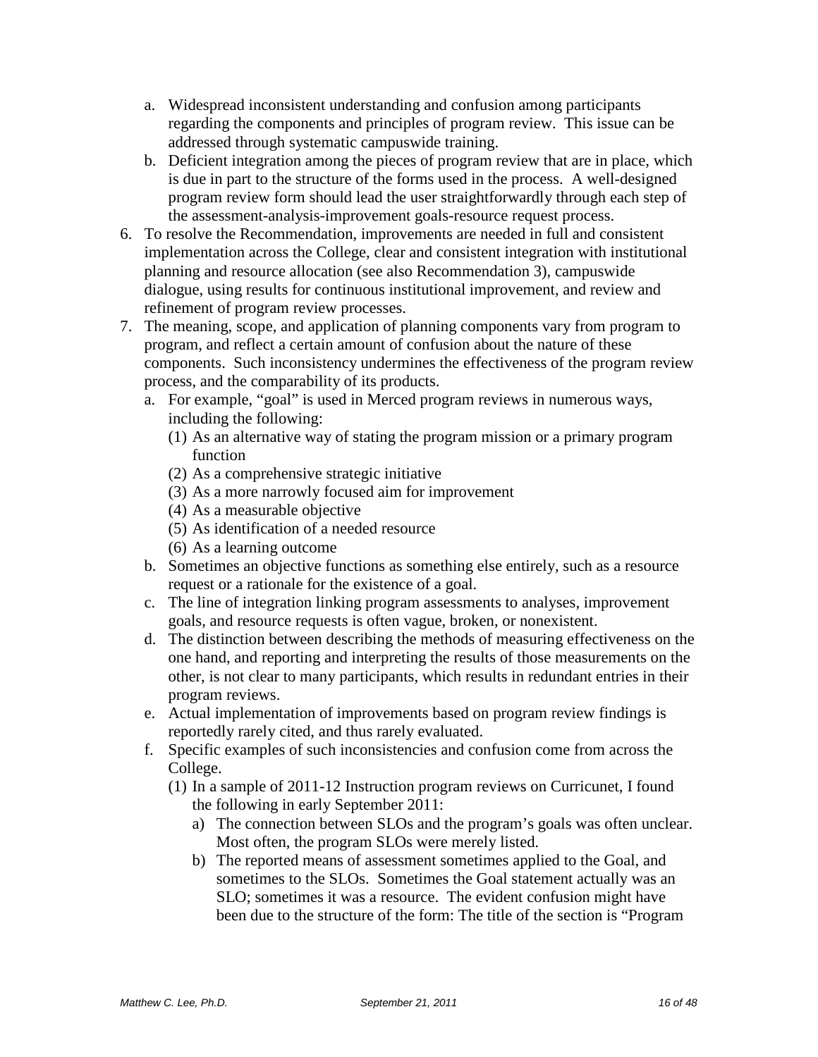a. Widespread inconsistent understanding and confusion among participants regarding the components and principles of program review. This issue can be addressed through systematic campuswide training.
   b. Deficient integration among the pieces of program review that are in place, which is due in part to the structure of the forms used in the process. A well-designed program review form should lead the user straightforwardly through each step of the assessment-analysis-improvement goals-resource request process.
6. To resolve the Recommendation, improvements are needed in full and consistent implementation across the College, clear and consistent integration with institutional planning and resource allocation (see also Recommendation 3), campuswide dialogue, using results for continuous institutional improvement, and review and refinement of program review processes.
7. The meaning, scope, and application of planning components vary from program to program, and reflect a certain amount of confusion about the nature of these components. Such inconsistency undermines the effectiveness of the program review process, and the comparability of its products.
   a. For example, "goal" is used in Merced program reviews in numerous ways, including the following:
      (1) As an alternative way of stating the program mission or a primary program function
      (2) As a comprehensive strategic initiative
      (3) As a more narrowly focused aim for improvement
      (4) As a measurable objective
      (5) As identification of a needed resource
      (6) As a learning outcome
   b. Sometimes an objective functions as something else entirely, such as a resource request or a rationale for the existence of a goal.
   c. The line of integration linking program assessments to analyses, improvement goals, and resource requests is often vague, broken, or nonexistent.
   d. The distinction between describing the methods of measuring effectiveness on the one hand, and reporting and interpreting the results of those measurements on the other, is not clear to many participants, which results in redundant entries in their program reviews.
   e. Actual implementation of improvements based on program review findings is reportedly rarely cited, and thus rarely evaluated.
   f. Specific examples of such inconsistencies and confusion come from across the College.
      (1) In a sample of 2011-12 Instruction program reviews on Curricunet, I found the following in early September 2011:
         a) The connection between SLOs and the program's goals was often unclear. Most often, the program SLOs were merely listed.
         b) The reported means of assessment sometimes applied to the Goal, and sometimes to the SLOs. Sometimes the Goal statement actually was an SLO; sometimes it was a resource. The evident confusion might have been due to the structure of the form: The title of the section is "Program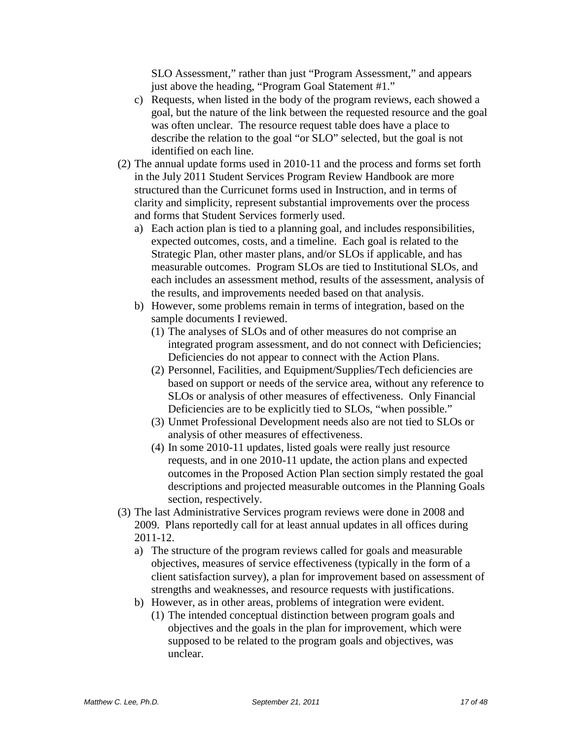SLO Assessment," rather than just "Program Assessment," and appears just above the heading, "Program Goal Statement #1."

   c) Requests, when listed in the body of the program reviews, each showed a goal, but the nature of the link between the requested resource and the goal was often unclear. The resource request table does have a place to describe the relation to the goal "or SLO" selected, but the goal is not identified on each line.

(2) The annual update forms used in 2010-11 and the process and forms set forth in the July 2011 Student Services Program Review Handbook are more structured than the Curricunet forms used in Instruction, and in terms of clarity and simplicity, represent substantial improvements over the process and forms that Student Services formerly used.

   a) Each action plan is tied to a planning goal, and includes responsibilities, expected outcomes, costs, and a timeline. Each goal is related to the Strategic Plan, other master plans, and/or SLOs if applicable, and has measurable outcomes. Program SLOs are tied to Institutional SLOs, and each includes an assessment method, results of the assessment, analysis of the results, and improvements needed based on that analysis.

   b) However, some problems remain in terms of integration, based on the sample documents I reviewed.

      (1) The analyses of SLOs and of other measures do not comprise an integrated program assessment, and do not connect with Deficiencies; Deficiencies do not appear to connect with the Action Plans.

      (2) Personnel, Facilities, and Equipment/Supplies/Tech deficiencies are based on support or needs of the service area, without any reference to SLOs or analysis of other measures of effectiveness. Only Financial Deficiencies are to be explicitly tied to SLOs, "when possible."

      (3) Unmet Professional Development needs also are not tied to SLOs or analysis of other measures of effectiveness.

      (4) In some 2010-11 updates, listed goals were really just resource requests, and in one 2010-11 update, the action plans and expected outcomes in the Proposed Action Plan section simply restated the goal descriptions and projected measurable outcomes in the Planning Goals section, respectively.

(3) The last Administrative Services program reviews were done in 2008 and 2009. Plans reportedly call for at least annual updates in all offices during 2011-12.

   a) The structure of the program reviews called for goals and measurable objectives, measures of service effectiveness (typically in the form of a client satisfaction survey), a plan for improvement based on assessment of strengths and weaknesses, and resource requests with justifications.

   b) However, as in other areas, problems of integration were evident.

      (1) The intended conceptual distinction between program goals and objectives and the goals in the plan for improvement, which were supposed to be related to the program goals and objectives, was unclear.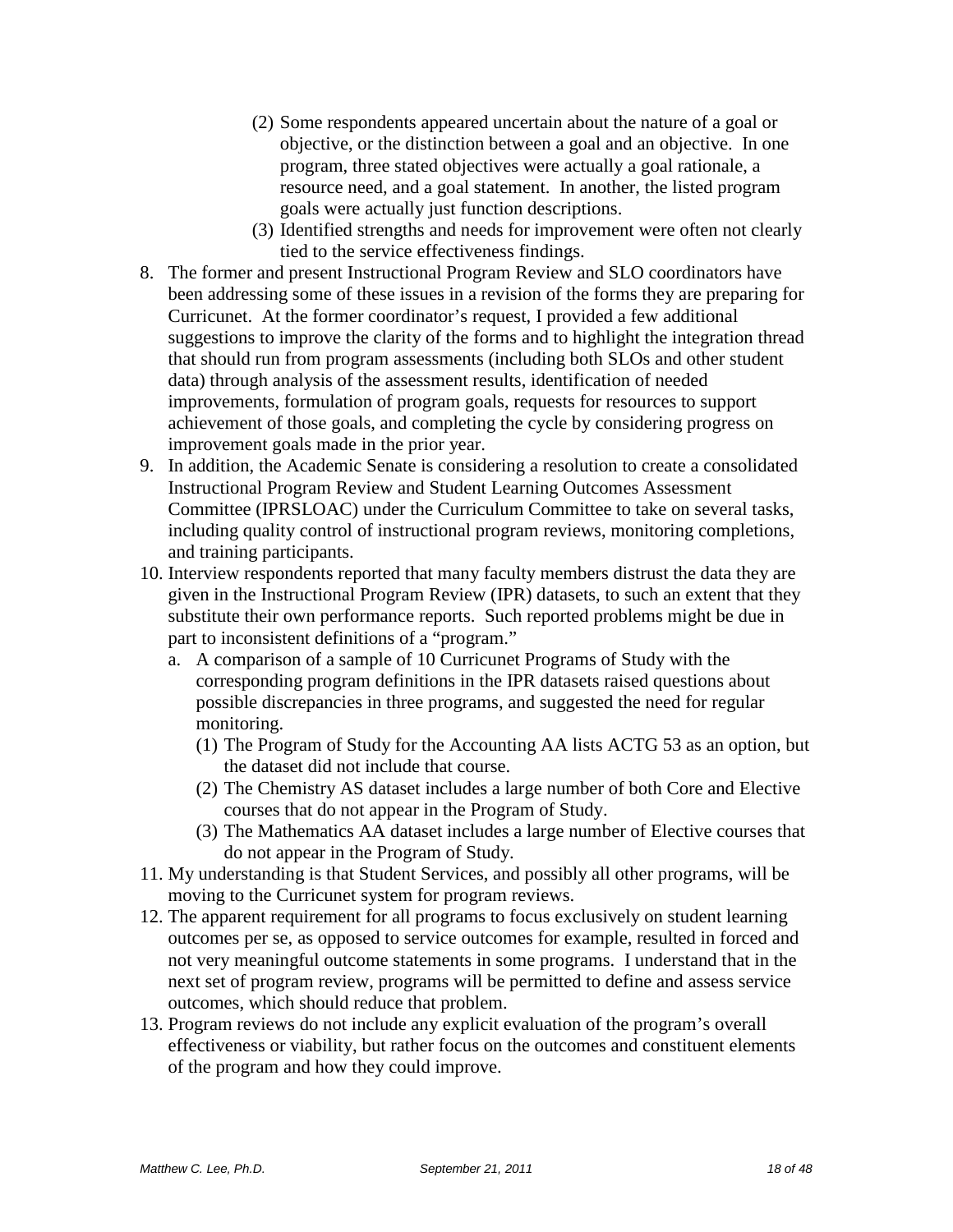(2) Some respondents appeared uncertain about the nature of a goal or objective, or the distinction between a goal and an objective. In one program, three stated objectives were actually a goal rationale, a resource need, and a goal statement. In another, the listed program goals were actually just function descriptions.

(3) Identified strengths and needs for improvement were often not clearly tied to the service effectiveness findings.

8. The former and present Instructional Program Review and SLO coordinators have been addressing some of these issues in a revision of the forms they are preparing for Curricunet. At the former coordinator's request, I provided a few additional suggestions to improve the clarity of the forms and to highlight the integration thread that should run from program assessments (including both SLOs and other student data) through analysis of the assessment results, identification of needed improvements, formulation of program goals, requests for resources to support achievement of those goals, and completing the cycle by considering progress on improvement goals made in the prior year.
9. In addition, the Academic Senate is considering a resolution to create a consolidated Instructional Program Review and Student Learning Outcomes Assessment Committee (IPRSLOAC) under the Curriculum Committee to take on several tasks, including quality control of instructional program reviews, monitoring completions, and training participants.
10. Interview respondents reported that many faculty members distrust the data they are given in the Instructional Program Review (IPR) datasets, to such an extent that they substitute their own performance reports. Such reported problems might be due in part to inconsistent definitions of a "program."
    a. A comparison of a sample of 10 Curricunet Programs of Study with the corresponding program definitions in the IPR datasets raised questions about possible discrepancies in three programs, and suggested the need for regular monitoring.
        (1) The Program of Study for the Accounting AA lists ACTG 53 as an option, but the dataset did not include that course.
        (2) The Chemistry AS dataset includes a large number of both Core and Elective courses that do not appear in the Program of Study.
        (3) The Mathematics AA dataset includes a large number of Elective courses that do not appear in the Program of Study.
11. My understanding is that Student Services, and possibly all other programs, will be moving to the Curricunet system for program reviews.
12. The apparent requirement for all programs to focus exclusively on student learning outcomes per se, as opposed to service outcomes for example, resulted in forced and not very meaningful outcome statements in some programs. I understand that in the next set of program review, programs will be permitted to define and assess service outcomes, which should reduce that problem.
13. Program reviews do not include any explicit evaluation of the program's overall effectiveness or viability, but rather focus on the outcomes and constituent elements of the program and how they could improve.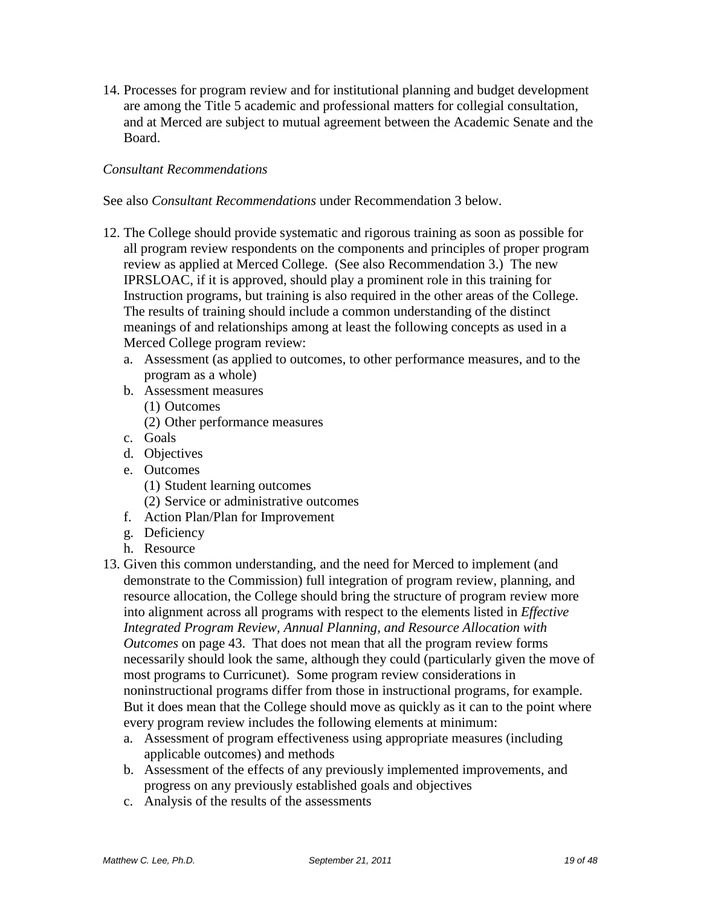14. Processes for program review and for institutional planning and budget development are among the Title 5 academic and professional matters for collegial consultation, and at Merced are subject to mutual agreement between the Academic Senate and the Board.

*Consultant Recommendations*

See also *Consultant Recommendations* under Recommendation 3 below.

12. The College should provide systematic and rigorous training as soon as possible for all program review respondents on the components and principles of proper program review as applied at Merced College. (See also Recommendation 3.) The new IPRSLOAC, if it is approved, should play a prominent role in this training for Instruction programs, but training is also required in the other areas of the College. The results of training should include a common understanding of the distinct meanings of and relationships among at least the following concepts as used in a Merced College program review:
    a. Assessment (as applied to outcomes, to other performance measures, and to the program as a whole)
    b. Assessment measures
        (1) Outcomes
        (2) Other performance measures
    c. Goals
    d. Objectives
    e. Outcomes
        (1) Student learning outcomes
        (2) Service or administrative outcomes
    f. Action Plan/Plan for Improvement
    g. Deficiency
    h. Resource
13. Given this common understanding, and the need for Merced to implement (and demonstrate to the Commission) full integration of program review, planning, and resource allocation, the College should bring the structure of program review more into alignment across all programs with respect to the elements listed in *Effective Integrated Program Review, Annual Planning, and Resource Allocation with Outcomes* on page 43. That does not mean that all the program review forms necessarily should look the same, although they could (particularly given the move of most programs to Curricunet). Some program review considerations in noninstructional programs differ from those in instructional programs, for example. But it does mean that the College should move as quickly as it can to the point where every program review includes the following elements at minimum:
    a. Assessment of program effectiveness using appropriate measures (including applicable outcomes) and methods
    b. Assessment of the effects of any previously implemented improvements, and progress on any previously established goals and objectives
    c. Analysis of the results of the assessments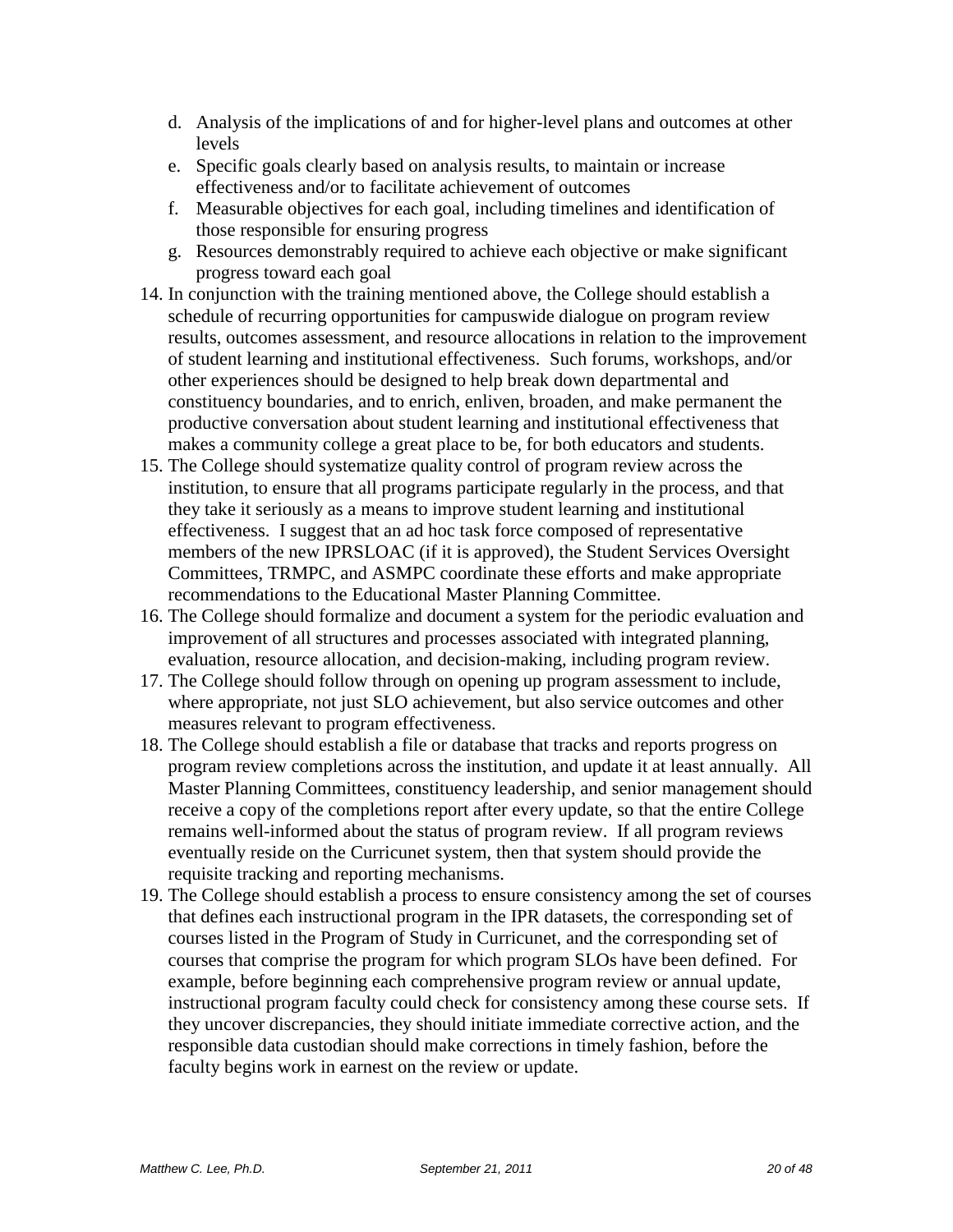d. Analysis of the implications of and for higher-level plans and outcomes at other levels
e. Specific goals clearly based on analysis results, to maintain or increase effectiveness and/or to facilitate achievement of outcomes
f. Measurable objectives for each goal, including timelines and identification of those responsible for ensuring progress
g. Resources demonstrably required to achieve each objective or make significant progress toward each goal

14. In conjunction with the training mentioned above, the College should establish a schedule of recurring opportunities for campuswide dialogue on program review results, outcomes assessment, and resource allocations in relation to the improvement of student learning and institutional effectiveness. Such forums, workshops, and/or other experiences should be designed to help break down departmental and constituency boundaries, and to enrich, enliven, broaden, and make permanent the productive conversation about student learning and institutional effectiveness that makes a community college a great place to be, for both educators and students.
15. The College should systematize quality control of program review across the institution, to ensure that all programs participate regularly in the process, and that they take it seriously as a means to improve student learning and institutional effectiveness. I suggest that an ad hoc task force composed of representative members of the new IPRSLOAC (if it is approved), the Student Services Oversight Committees, TRMPC, and ASMPC coordinate these efforts and make appropriate recommendations to the Educational Master Planning Committee.
16. The College should formalize and document a system for the periodic evaluation and improvement of all structures and processes associated with integrated planning, evaluation, resource allocation, and decision-making, including program review.
17. The College should follow through on opening up program assessment to include, where appropriate, not just SLO achievement, but also service outcomes and other measures relevant to program effectiveness.
18. The College should establish a file or database that tracks and reports progress on program review completions across the institution, and update it at least annually. All Master Planning Committees, constituency leadership, and senior management should receive a copy of the completions report after every update, so that the entire College remains well-informed about the status of program review. If all program reviews eventually reside on the Curricunet system, then that system should provide the requisite tracking and reporting mechanisms.
19. The College should establish a process to ensure consistency among the set of courses that defines each instructional program in the IPR datasets, the corresponding set of courses listed in the Program of Study in Curricunet, and the corresponding set of courses that comprise the program for which program SLOs have been defined. For example, before beginning each comprehensive program review or annual update, instructional program faculty could check for consistency among these course sets. If they uncover discrepancies, they should initiate immediate corrective action, and the responsible data custodian should make corrections in timely fashion, before the faculty begins work in earnest on the review or update.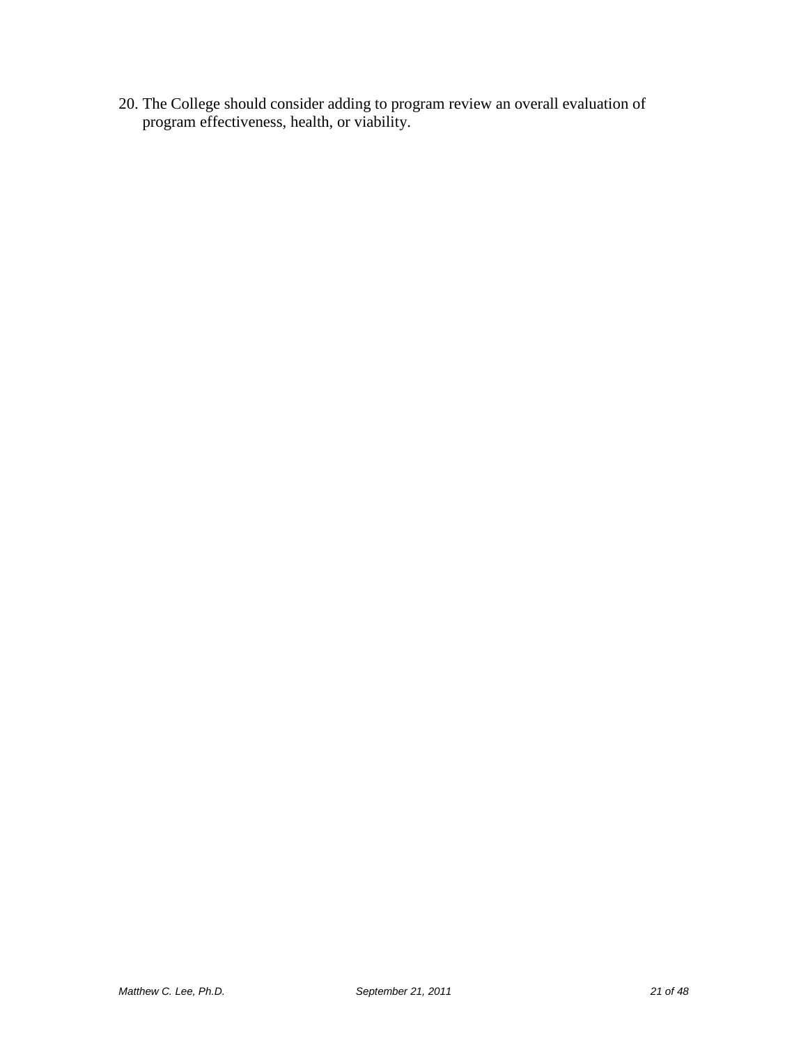20. The College should consider adding to program review an overall evaluation of program effectiveness, health, or viability.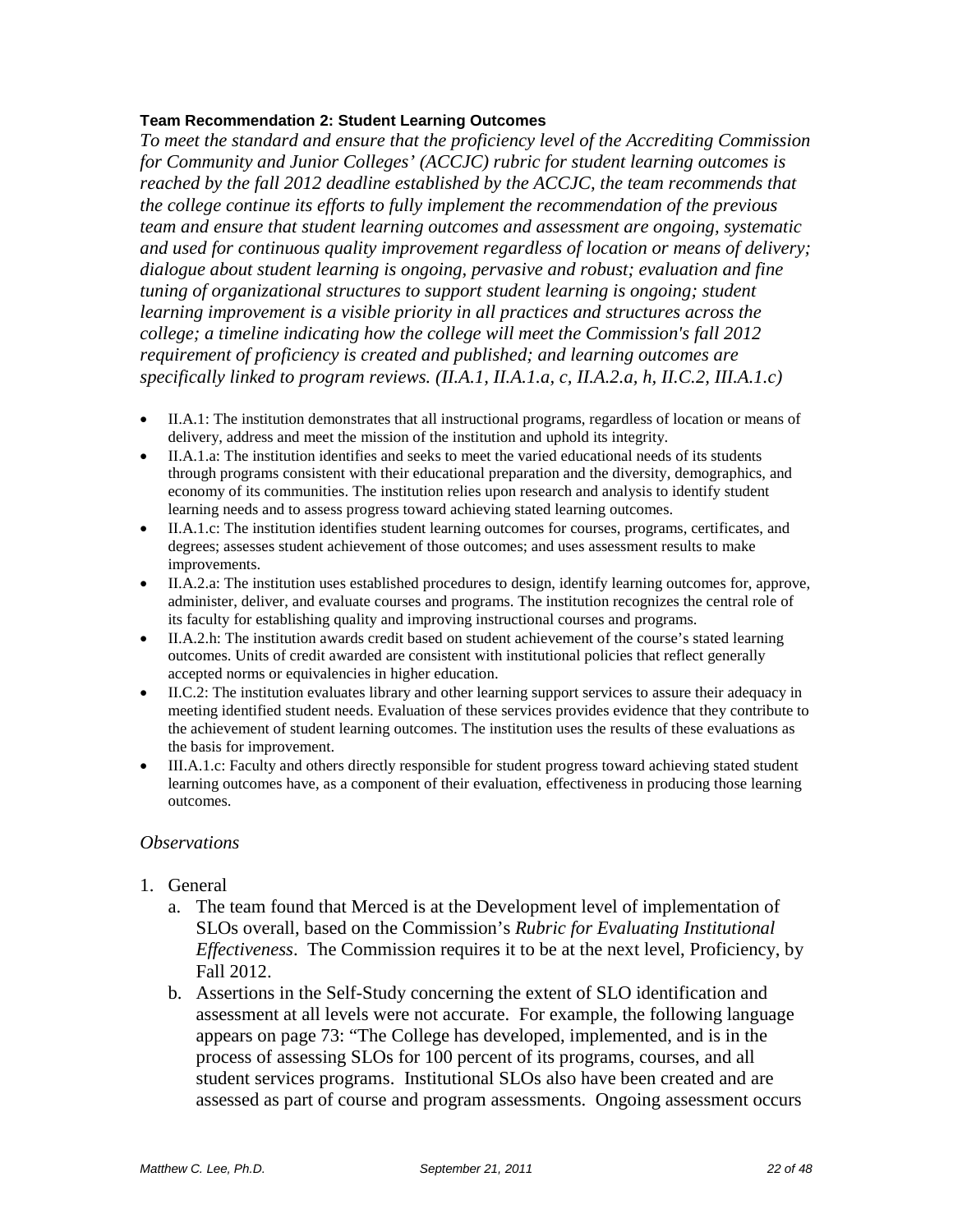**Team Recommendation 2: Student Learning Outcomes**

*To meet the standard and ensure that the proficiency level of the Accrediting Commission for Community and Junior Colleges' (ACCJC) rubric for student learning outcomes is reached by the fall 2012 deadline established by the ACCJC, the team recommends that the college continue its efforts to fully implement the recommendation of the previous team and ensure that student learning outcomes and assessment are ongoing, systematic and used for continuous quality improvement regardless of location or means of delivery; dialogue about student learning is ongoing, pervasive and robust; evaluation and fine tuning of organizational structures to support student learning is ongoing; student learning improvement is a visible priority in all practices and structures across the college; a timeline indicating how the college will meet the Commission's fall 2012 requirement of proficiency is created and published; and learning outcomes are specifically linked to program reviews. (II.A.1, II.A.1.a, c, II.A.2.a, h, II.C.2, III.A.1.c)*

- II.A.1: The institution demonstrates that all instructional programs, regardless of location or means of delivery, address and meet the mission of the institution and uphold its integrity.
- II.A.1.a: The institution identifies and seeks to meet the varied educational needs of its students through programs consistent with their educational preparation and the diversity, demographics, and economy of its communities. The institution relies upon research and analysis to identify student learning needs and to assess progress toward achieving stated learning outcomes.
- II.A.1.c: The institution identifies student learning outcomes for courses, programs, certificates, and degrees; assesses student achievement of those outcomes; and uses assessment results to make improvements.
- II.A.2.a: The institution uses established procedures to design, identify learning outcomes for, approve, administer, deliver, and evaluate courses and programs. The institution recognizes the central role of its faculty for establishing quality and improving instructional courses and programs.
- II.A.2.h: The institution awards credit based on student achievement of the course's stated learning outcomes. Units of credit awarded are consistent with institutional policies that reflect generally accepted norms or equivalencies in higher education.
- II.C.2: The institution evaluates library and other learning support services to assure their adequacy in meeting identified student needs. Evaluation of these services provides evidence that they contribute to the achievement of student learning outcomes. The institution uses the results of these evaluations as the basis for improvement.
- III.A.1.c: Faculty and others directly responsible for student progress toward achieving stated student learning outcomes have, as a component of their evaluation, effectiveness in producing those learning outcomes.

*Observations*

1. General
    a. The team found that Merced is at the Development level of implementation of SLOs overall, based on the Commission's *Rubric for Evaluating Institutional Effectiveness*. The Commission requires it to be at the next level, Proficiency, by Fall 2012.
    b. Assertions in the Self-Study concerning the extent of SLO identification and assessment at all levels were not accurate. For example, the following language appears on page 73: "The College has developed, implemented, and is in the process of assessing SLOs for 100 percent of its programs, courses, and all student services programs. Institutional SLOs also have been created and are assessed as part of course and program assessments. Ongoing assessment occurs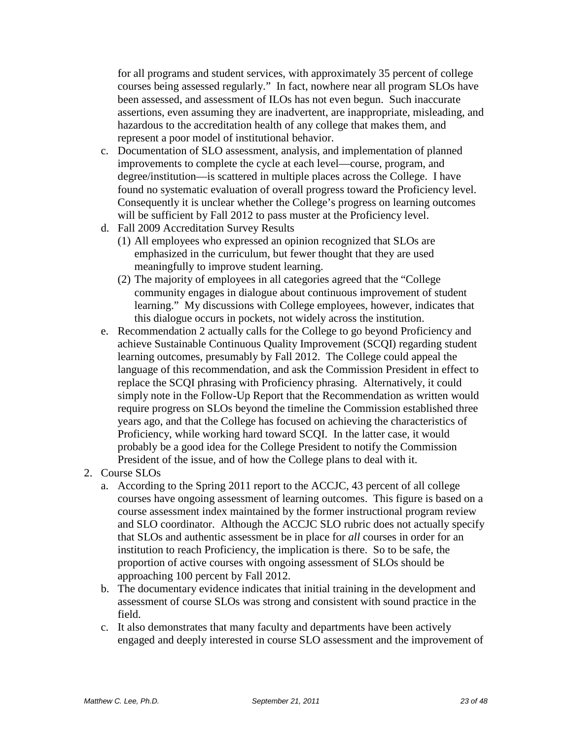for all programs and student services, with approximately 35 percent of college courses being assessed regularly." In fact, nowhere near all program SLOs have been assessed, and assessment of ILOs has not even begun. Such inaccurate assertions, even assuming they are inadvertent, are inappropriate, misleading, and hazardous to the accreditation health of any college that makes them, and represent a poor model of institutional behavior.

   c. Documentation of SLO assessment, analysis, and implementation of planned improvements to complete the cycle at each level—course, program, and degree/institution—is scattered in multiple places across the College. I have found no systematic evaluation of overall progress toward the Proficiency level. Consequently it is unclear whether the College's progress on learning outcomes will be sufficient by Fall 2012 to pass muster at the Proficiency level.

   d. Fall 2009 Accreditation Survey Results

      (1) All employees who expressed an opinion recognized that SLOs are emphasized in the curriculum, but fewer thought that they are used meaningfully to improve student learning.

      (2) The majority of employees in all categories agreed that the "College community engages in dialogue about continuous improvement of student learning." My discussions with College employees, however, indicates that this dialogue occurs in pockets, not widely across the institution.

   e. Recommendation 2 actually calls for the College to go beyond Proficiency and achieve Sustainable Continuous Quality Improvement (SCQI) regarding student learning outcomes, presumably by Fall 2012. The College could appeal the language of this recommendation, and ask the Commission President in effect to replace the SCQI phrasing with Proficiency phrasing. Alternatively, it could simply note in the Follow-Up Report that the Recommendation as written would require progress on SLOs beyond the timeline the Commission established three years ago, and that the College has focused on achieving the characteristics of Proficiency, while working hard toward SCQI. In the latter case, it would probably be a good idea for the College President to notify the Commission President of the issue, and of how the College plans to deal with it.

2. Course SLOs

   a. According to the Spring 2011 report to the ACCJC, 43 percent of all college courses have ongoing assessment of learning outcomes. This figure is based on a course assessment index maintained by the former instructional program review and SLO coordinator. Although the ACCJC SLO rubric does not actually specify that SLOs and authentic assessment be in place for *all* courses in order for an institution to reach Proficiency, the implication is there. So to be safe, the proportion of active courses with ongoing assessment of SLOs should be approaching 100 percent by Fall 2012.

   b. The documentary evidence indicates that initial training in the development and assessment of course SLOs was strong and consistent with sound practice in the field.

   c. It also demonstrates that many faculty and departments have been actively engaged and deeply interested in course SLO assessment and the improvement of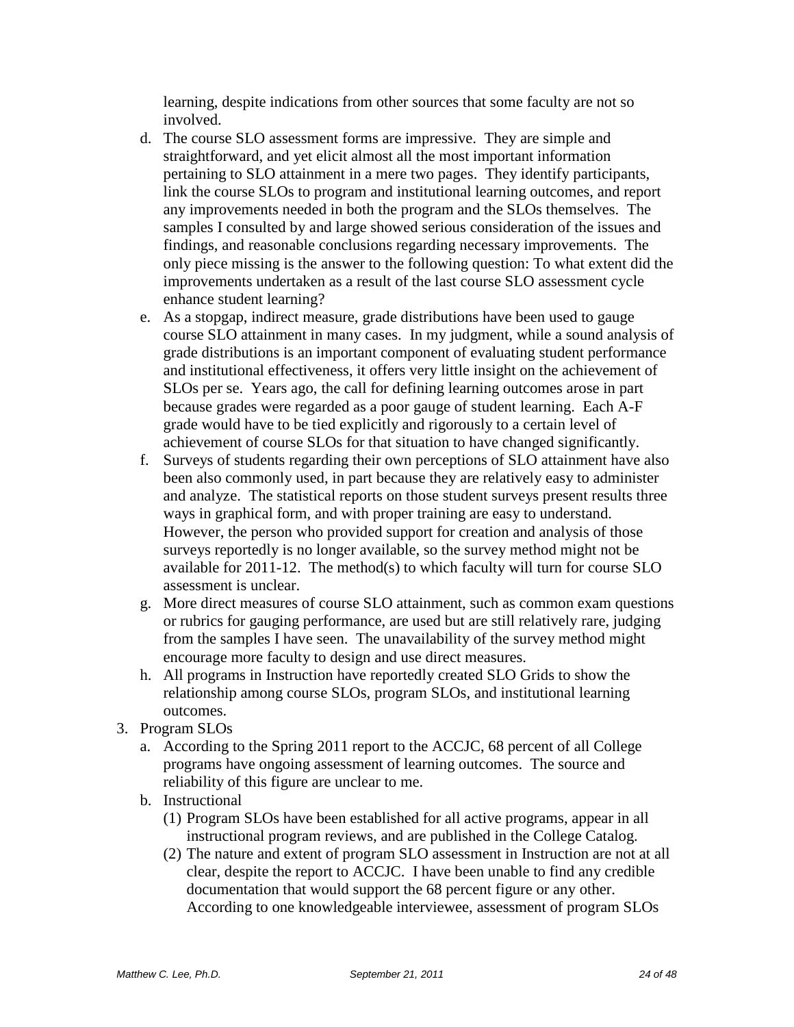learning, despite indications from other sources that some faculty are not so involved.

   d. The course SLO assessment forms are impressive. They are simple and straightforward, and yet elicit almost all the most important information pertaining to SLO attainment in a mere two pages. They identify participants, link the course SLOs to program and institutional learning outcomes, and report any improvements needed in both the program and the SLOs themselves. The samples I consulted by and large showed serious consideration of the issues and findings, and reasonable conclusions regarding necessary improvements. The only piece missing is the answer to the following question: To what extent did the improvements undertaken as a result of the last course SLO assessment cycle enhance student learning?
   e. As a stopgap, indirect measure, grade distributions have been used to gauge course SLO attainment in many cases. In my judgment, while a sound analysis of grade distributions is an important component of evaluating student performance and institutional effectiveness, it offers very little insight on the achievement of SLOs per se. Years ago, the call for defining learning outcomes arose in part because grades were regarded as a poor gauge of student learning. Each A-F grade would have to be tied explicitly and rigorously to a certain level of achievement of course SLOs for that situation to have changed significantly.
   f. Surveys of students regarding their own perceptions of SLO attainment have also been also commonly used, in part because they are relatively easy to administer and analyze. The statistical reports on those student surveys present results three ways in graphical form, and with proper training are easy to understand. However, the person who provided support for creation and analysis of those surveys reportedly is no longer available, so the survey method might not be available for 2011-12. The method(s) to which faculty will turn for course SLO assessment is unclear.
   g. More direct measures of course SLO attainment, such as common exam questions or rubrics for gauging performance, are used but are still relatively rare, judging from the samples I have seen. The unavailability of the survey method might encourage more faculty to design and use direct measures.
   h. All programs in Instruction have reportedly created SLO Grids to show the relationship among course SLOs, program SLOs, and institutional learning outcomes.

3. Program SLOs
   a. According to the Spring 2011 report to the ACCJC, 68 percent of all College programs have ongoing assessment of learning outcomes. The source and reliability of this figure are unclear to me.
   b. Instructional
      (1) Program SLOs have been established for all active programs, appear in all instructional program reviews, and are published in the College Catalog.
      (2) The nature and extent of program SLO assessment in Instruction are not at all clear, despite the report to ACCJC. I have been unable to find any credible documentation that would support the 68 percent figure or any other. According to one knowledgeable interviewee, assessment of program SLOs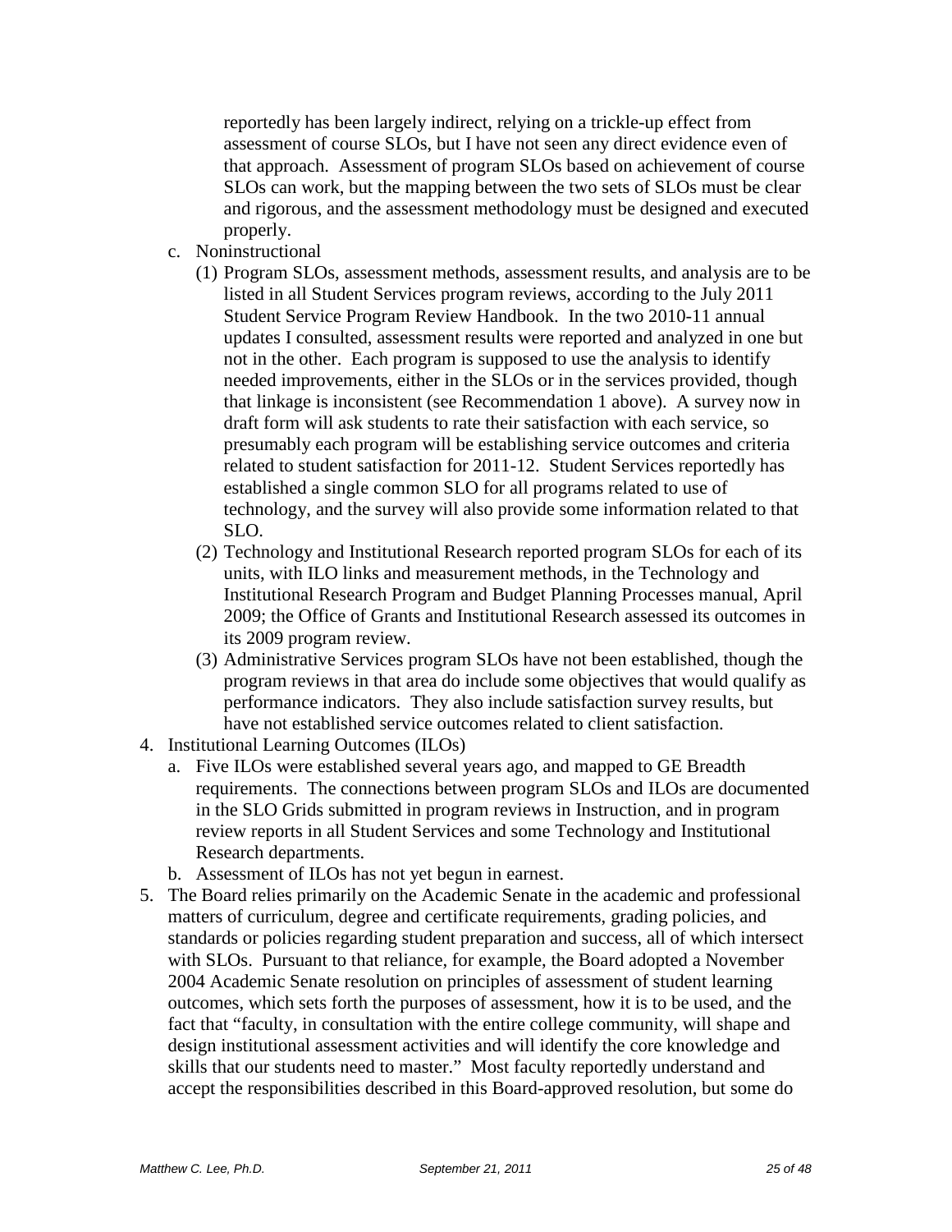reportedly has been largely indirect, relying on a trickle-up effect from assessment of course SLOs, but I have not seen any direct evidence even of that approach. Assessment of program SLOs based on achievement of course SLOs can work, but the mapping between the two sets of SLOs must be clear and rigorous, and the assessment methodology must be designed and executed properly.

   c. Noninstructional
      (1) Program SLOs, assessment methods, assessment results, and analysis are to be listed in all Student Services program reviews, according to the July 2011 Student Service Program Review Handbook. In the two 2010-11 annual updates I consulted, assessment results were reported and analyzed in one but not in the other. Each program is supposed to use the analysis to identify needed improvements, either in the SLOs or in the services provided, though that linkage is inconsistent (see Recommendation 1 above). A survey now in draft form will ask students to rate their satisfaction with each service, so presumably each program will be establishing service outcomes and criteria related to student satisfaction for 2011-12. Student Services reportedly has established a single common SLO for all programs related to use of technology, and the survey will also provide some information related to that SLO.
      (2) Technology and Institutional Research reported program SLOs for each of its units, with ILO links and measurement methods, in the Technology and Institutional Research Program and Budget Planning Processes manual, April 2009; the Office of Grants and Institutional Research assessed its outcomes in its 2009 program review.
      (3) Administrative Services program SLOs have not been established, though the program reviews in that area do include some objectives that would qualify as performance indicators. They also include satisfaction survey results, but have not established service outcomes related to client satisfaction.

4. Institutional Learning Outcomes (ILOs)
   a. Five ILOs were established several years ago, and mapped to GE Breadth requirements. The connections between program SLOs and ILOs are documented in the SLO Grids submitted in program reviews in Instruction, and in program review reports in all Student Services and some Technology and Institutional Research departments.
   b. Assessment of ILOs has not yet begun in earnest.

5. The Board relies primarily on the Academic Senate in the academic and professional matters of curriculum, degree and certificate requirements, grading policies, and standards or policies regarding student preparation and success, all of which intersect with SLOs. Pursuant to that reliance, for example, the Board adopted a November 2004 Academic Senate resolution on principles of assessment of student learning outcomes, which sets forth the purposes of assessment, how it is to be used, and the fact that "faculty, in consultation with the entire college community, will shape and design institutional assessment activities and will identify the core knowledge and skills that our students need to master." Most faculty reportedly understand and accept the responsibilities described in this Board-approved resolution, but some do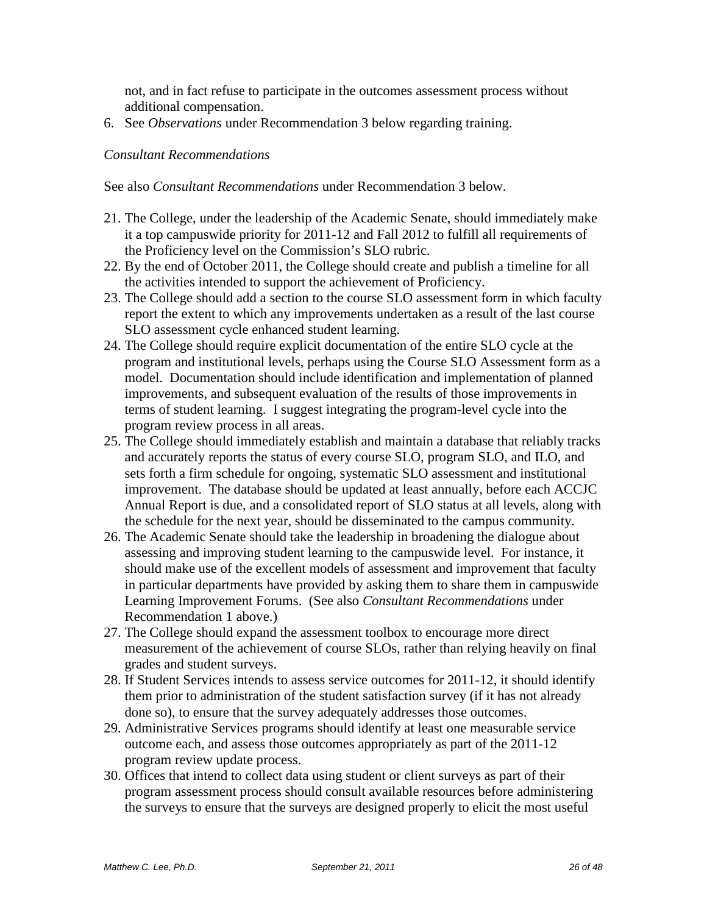not, and in fact refuse to participate in the outcomes assessment process without additional compensation.

6. See *Observations* under Recommendation 3 below regarding training.

*Consultant Recommendations*

See also *Consultant Recommendations* under Recommendation 3 below.

21. The College, under the leadership of the Academic Senate, should immediately make it a top campuswide priority for 2011-12 and Fall 2012 to fulfill all requirements of the Proficiency level on the Commission's SLO rubric.
22. By the end of October 2011, the College should create and publish a timeline for all the activities intended to support the achievement of Proficiency.
23. The College should add a section to the course SLO assessment form in which faculty report the extent to which any improvements undertaken as a result of the last course SLO assessment cycle enhanced student learning.
24. The College should require explicit documentation of the entire SLO cycle at the program and institutional levels, perhaps using the Course SLO Assessment form as a model. Documentation should include identification and implementation of planned improvements, and subsequent evaluation of the results of those improvements in terms of student learning. I suggest integrating the program-level cycle into the program review process in all areas.
25. The College should immediately establish and maintain a database that reliably tracks and accurately reports the status of every course SLO, program SLO, and ILO, and sets forth a firm schedule for ongoing, systematic SLO assessment and institutional improvement. The database should be updated at least annually, before each ACCJC Annual Report is due, and a consolidated report of SLO status at all levels, along with the schedule for the next year, should be disseminated to the campus community.
26. The Academic Senate should take the leadership in broadening the dialogue about assessing and improving student learning to the campuswide level. For instance, it should make use of the excellent models of assessment and improvement that faculty in particular departments have provided by asking them to share them in campuswide Learning Improvement Forums. (See also *Consultant Recommendations* under Recommendation 1 above.)
27. The College should expand the assessment toolbox to encourage more direct measurement of the achievement of course SLOs, rather than relying heavily on final grades and student surveys.
28. If Student Services intends to assess service outcomes for 2011-12, it should identify them prior to administration of the student satisfaction survey (if it has not already done so), to ensure that the survey adequately addresses those outcomes.
29. Administrative Services programs should identify at least one measurable service outcome each, and assess those outcomes appropriately as part of the 2011-12 program review update process.
30. Offices that intend to collect data using student or client surveys as part of their program assessment process should consult available resources before administering the surveys to ensure that the surveys are designed properly to elicit the most useful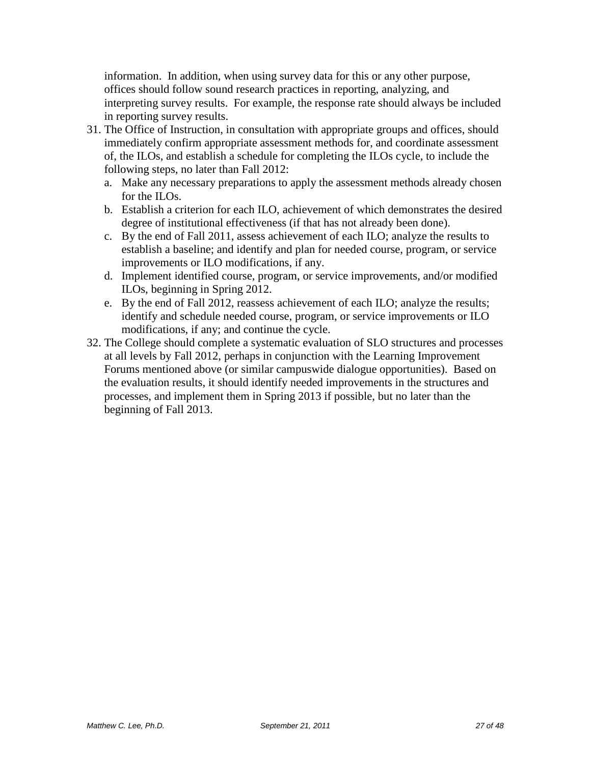information. In addition, when using survey data for this or any other purpose, offices should follow sound research practices in reporting, analyzing, and interpreting survey results. For example, the response rate should always be included in reporting survey results.

31. The Office of Instruction, in consultation with appropriate groups and offices, should immediately confirm appropriate assessment methods for, and coordinate assessment of, the ILOs, and establish a schedule for completing the ILOs cycle, to include the following steps, no later than Fall 2012:
    a. Make any necessary preparations to apply the assessment methods already chosen for the ILOs.
    b. Establish a criterion for each ILO, achievement of which demonstrates the desired degree of institutional effectiveness (if that has not already been done).
    c. By the end of Fall 2011, assess achievement of each ILO; analyze the results to establish a baseline; and identify and plan for needed course, program, or service improvements or ILO modifications, if any.
    d. Implement identified course, program, or service improvements, and/or modified ILOs, beginning in Spring 2012.
    e. By the end of Fall 2012, reassess achievement of each ILO; analyze the results; identify and schedule needed course, program, or service improvements or ILO modifications, if any; and continue the cycle.
32. The College should complete a systematic evaluation of SLO structures and processes at all levels by Fall 2012, perhaps in conjunction with the Learning Improvement Forums mentioned above (or similar campuswide dialogue opportunities). Based on the evaluation results, it should identify needed improvements in the structures and processes, and implement them in Spring 2013 if possible, but no later than the beginning of Fall 2013.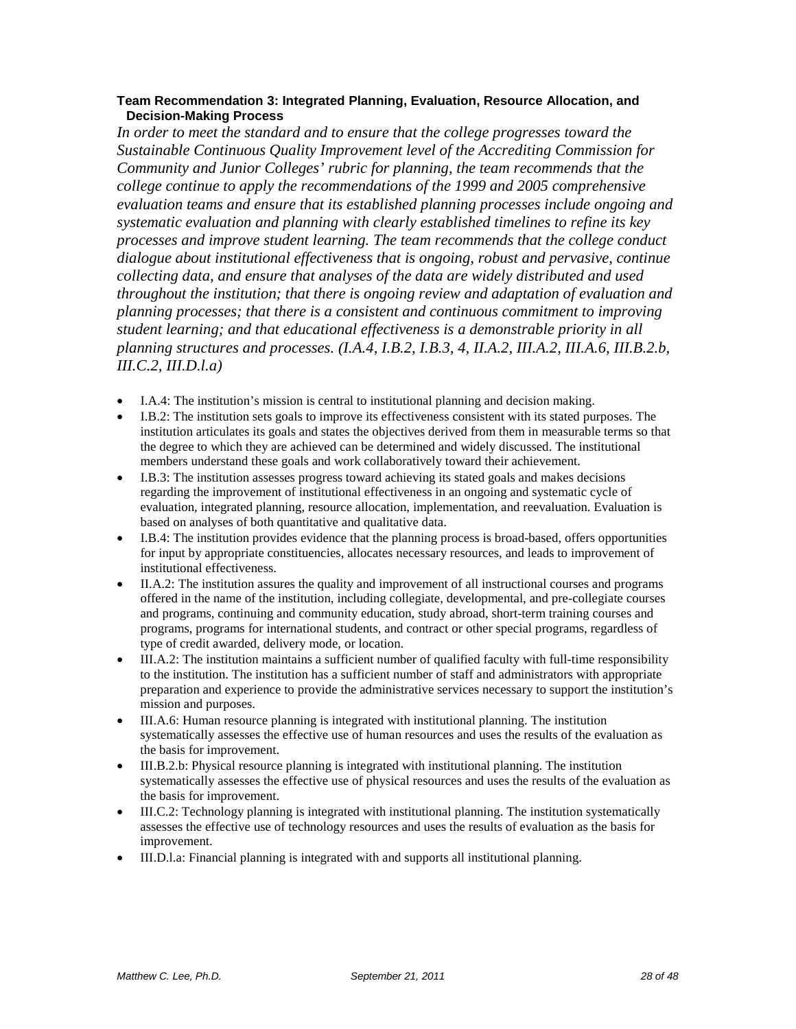**Team Recommendation 3: Integrated Planning, Evaluation, Resource Allocation, and Decision-Making Process**

*In order to meet the standard and to ensure that the college progresses toward the Sustainable Continuous Quality Improvement level of the Accrediting Commission for Community and Junior Colleges' rubric for planning, the team recommends that the college continue to apply the recommendations of the 1999 and 2005 comprehensive evaluation teams and ensure that its established planning processes include ongoing and systematic evaluation and planning with clearly established timelines to refine its key processes and improve student learning. The team recommends that the college conduct dialogue about institutional effectiveness that is ongoing, robust and pervasive, continue collecting data, and ensure that analyses of the data are widely distributed and used throughout the institution; that there is ongoing review and adaptation of evaluation and planning processes; that there is a consistent and continuous commitment to improving student learning; and that educational effectiveness is a demonstrable priority in all planning structures and processes. (I.A.4, I.B.2, I.B.3, 4, II.A.2, III.A.2, III.A.6, III.B.2.b, III.C.2, III.D.l.a)*

- I.A.4: The institution's mission is central to institutional planning and decision making.
- I.B.2: The institution sets goals to improve its effectiveness consistent with its stated purposes. The institution articulates its goals and states the objectives derived from them in measurable terms so that the degree to which they are achieved can be determined and widely discussed. The institutional members understand these goals and work collaboratively toward their achievement.
- I.B.3: The institution assesses progress toward achieving its stated goals and makes decisions regarding the improvement of institutional effectiveness in an ongoing and systematic cycle of evaluation, integrated planning, resource allocation, implementation, and reevaluation. Evaluation is based on analyses of both quantitative and qualitative data.
- I.B.4: The institution provides evidence that the planning process is broad-based, offers opportunities for input by appropriate constituencies, allocates necessary resources, and leads to improvement of institutional effectiveness.
- II.A.2: The institution assures the quality and improvement of all instructional courses and programs offered in the name of the institution, including collegiate, developmental, and pre-collegiate courses and programs, continuing and community education, study abroad, short-term training courses and programs, programs for international students, and contract or other special programs, regardless of type of credit awarded, delivery mode, or location.
- III.A.2: The institution maintains a sufficient number of qualified faculty with full-time responsibility to the institution. The institution has a sufficient number of staff and administrators with appropriate preparation and experience to provide the administrative services necessary to support the institution's mission and purposes.
- III.A.6: Human resource planning is integrated with institutional planning. The institution systematically assesses the effective use of human resources and uses the results of the evaluation as the basis for improvement.
- III.B.2.b: Physical resource planning is integrated with institutional planning. The institution systematically assesses the effective use of physical resources and uses the results of the evaluation as the basis for improvement.
- III.C.2: Technology planning is integrated with institutional planning. The institution systematically assesses the effective use of technology resources and uses the results of evaluation as the basis for improvement.
- III.D.l.a: Financial planning is integrated with and supports all institutional planning.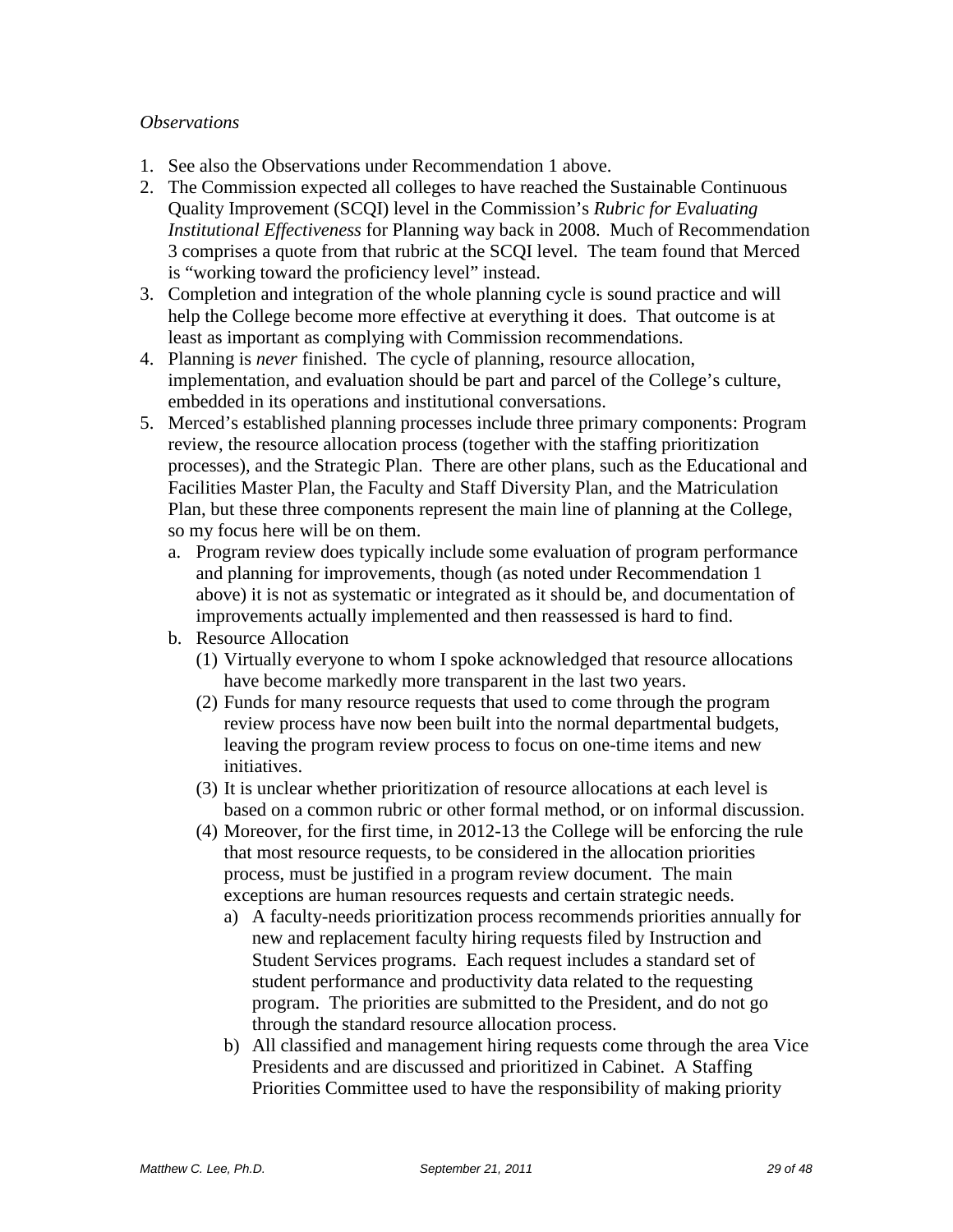*Observations*

1. See also the Observations under Recommendation 1 above.
2. The Commission expected all colleges to have reached the Sustainable Continuous Quality Improvement (SCQI) level in the Commission's *Rubric for Evaluating Institutional Effectiveness* for Planning way back in 2008. Much of Recommendation 3 comprises a quote from that rubric at the SCQI level. The team found that Merced is "working toward the proficiency level" instead.
3. Completion and integration of the whole planning cycle is sound practice and will help the College become more effective at everything it does. That outcome is at least as important as complying with Commission recommendations.
4. Planning is *never* finished. The cycle of planning, resource allocation, implementation, and evaluation should be part and parcel of the College's culture, embedded in its operations and institutional conversations.
5. Merced's established planning processes include three primary components: Program review, the resource allocation process (together with the staffing prioritization processes), and the Strategic Plan. There are other plans, such as the Educational and Facilities Master Plan, the Faculty and Staff Diversity Plan, and the Matriculation Plan, but these three components represent the main line of planning at the College, so my focus here will be on them.
   a. Program review does typically include some evaluation of program performance and planning for improvements, though (as noted under Recommendation 1 above) it is not as systematic or integrated as it should be, and documentation of improvements actually implemented and then reassessed is hard to find.
   b. Resource Allocation
      (1) Virtually everyone to whom I spoke acknowledged that resource allocations have become markedly more transparent in the last two years.
      (2) Funds for many resource requests that used to come through the program review process have now been built into the normal departmental budgets, leaving the program review process to focus on one-time items and new initiatives.
      (3) It is unclear whether prioritization of resource allocations at each level is based on a common rubric or other formal method, or on informal discussion.
      (4) Moreover, for the first time, in 2012-13 the College will be enforcing the rule that most resource requests, to be considered in the allocation priorities process, must be justified in a program review document. The main exceptions are human resources requests and certain strategic needs.
         a) A faculty-needs prioritization process recommends priorities annually for new and replacement faculty hiring requests filed by Instruction and Student Services programs. Each request includes a standard set of student performance and productivity data related to the requesting program. The priorities are submitted to the President, and do not go through the standard resource allocation process.
         b) All classified and management hiring requests come through the area Vice Presidents and are discussed and prioritized in Cabinet. A Staffing Priorities Committee used to have the responsibility of making priority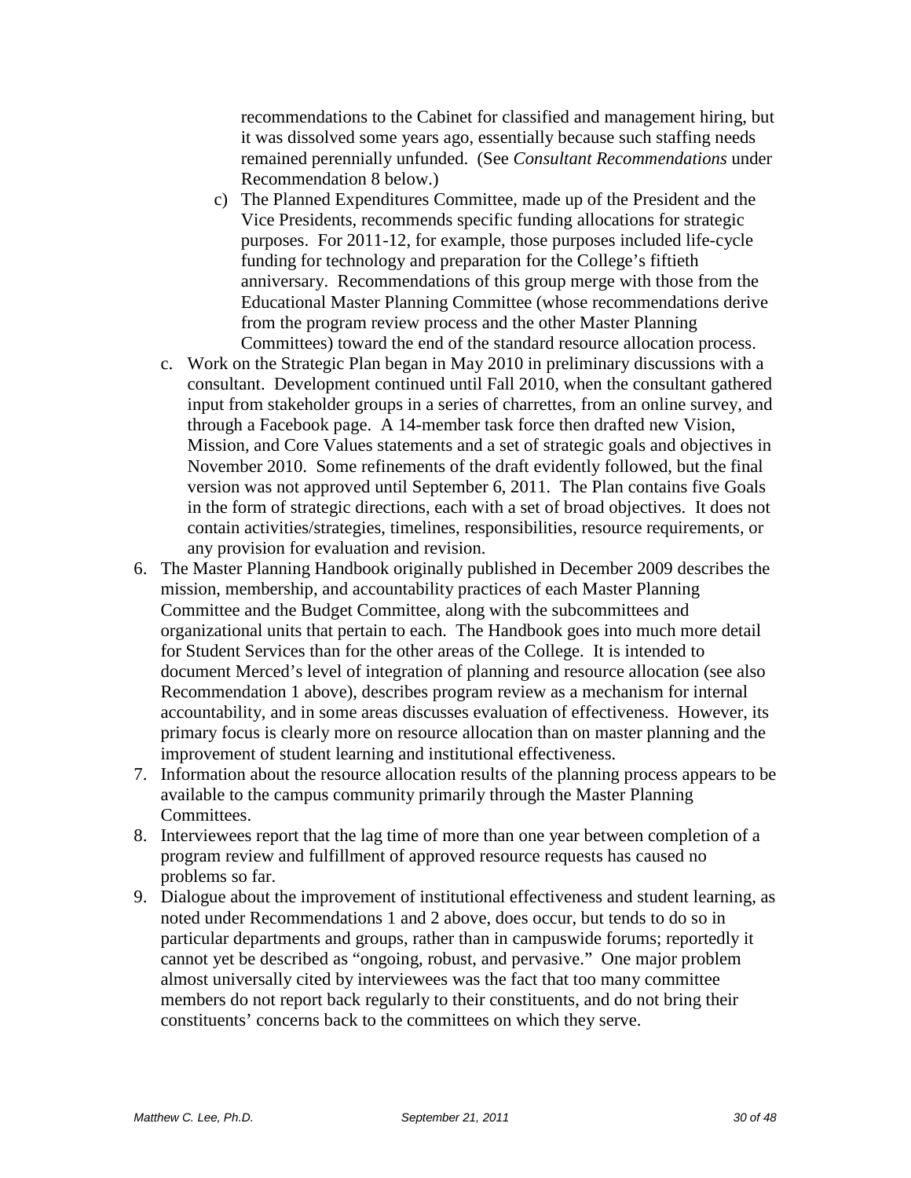recommendations to the Cabinet for classified and management hiring, but it was dissolved some years ago, essentially because such staffing needs remained perennially unfunded. (See *Consultant Recommendations* under Recommendation 8 below.)

   c) The Planned Expenditures Committee, made up of the President and the Vice Presidents, recommends specific funding allocations for strategic purposes. For 2011-12, for example, those purposes included life-cycle funding for technology and preparation for the College's fiftieth anniversary. Recommendations of this group merge with those from the Educational Master Planning Committee (whose recommendations derive from the program review process and the other Master Planning Committees) toward the end of the standard resource allocation process.

c. Work on the Strategic Plan began in May 2010 in preliminary discussions with a consultant. Development continued until Fall 2010, when the consultant gathered input from stakeholder groups in a series of charrettes, from an online survey, and through a Facebook page. A 14-member task force then drafted new Vision, Mission, and Core Values statements and a set of strategic goals and objectives in November 2010. Some refinements of the draft evidently followed, but the final version was not approved until September 6, 2011. The Plan contains five Goals in the form of strategic directions, each with a set of broad objectives. It does not contain activities/strategies, timelines, responsibilities, resource requirements, or any provision for evaluation and revision.

6. The Master Planning Handbook originally published in December 2009 describes the mission, membership, and accountability practices of each Master Planning Committee and the Budget Committee, along with the subcommittees and organizational units that pertain to each. The Handbook goes into much more detail for Student Services than for the other areas of the College. It is intended to document Merced's level of integration of planning and resource allocation (see also Recommendation 1 above), describes program review as a mechanism for internal accountability, and in some areas discusses evaluation of effectiveness. However, its primary focus is clearly more on resource allocation than on master planning and the improvement of student learning and institutional effectiveness.
7. Information about the resource allocation results of the planning process appears to be available to the campus community primarily through the Master Planning Committees.
8. Interviewees report that the lag time of more than one year between completion of a program review and fulfillment of approved resource requests has caused no problems so far.
9. Dialogue about the improvement of institutional effectiveness and student learning, as noted under Recommendations 1 and 2 above, does occur, but tends to do so in particular departments and groups, rather than in campuswide forums; reportedly it cannot yet be described as "ongoing, robust, and pervasive." One major problem almost universally cited by interviewees was the fact that too many committee members do not report back regularly to their constituents, and do not bring their constituents' concerns back to the committees on which they serve.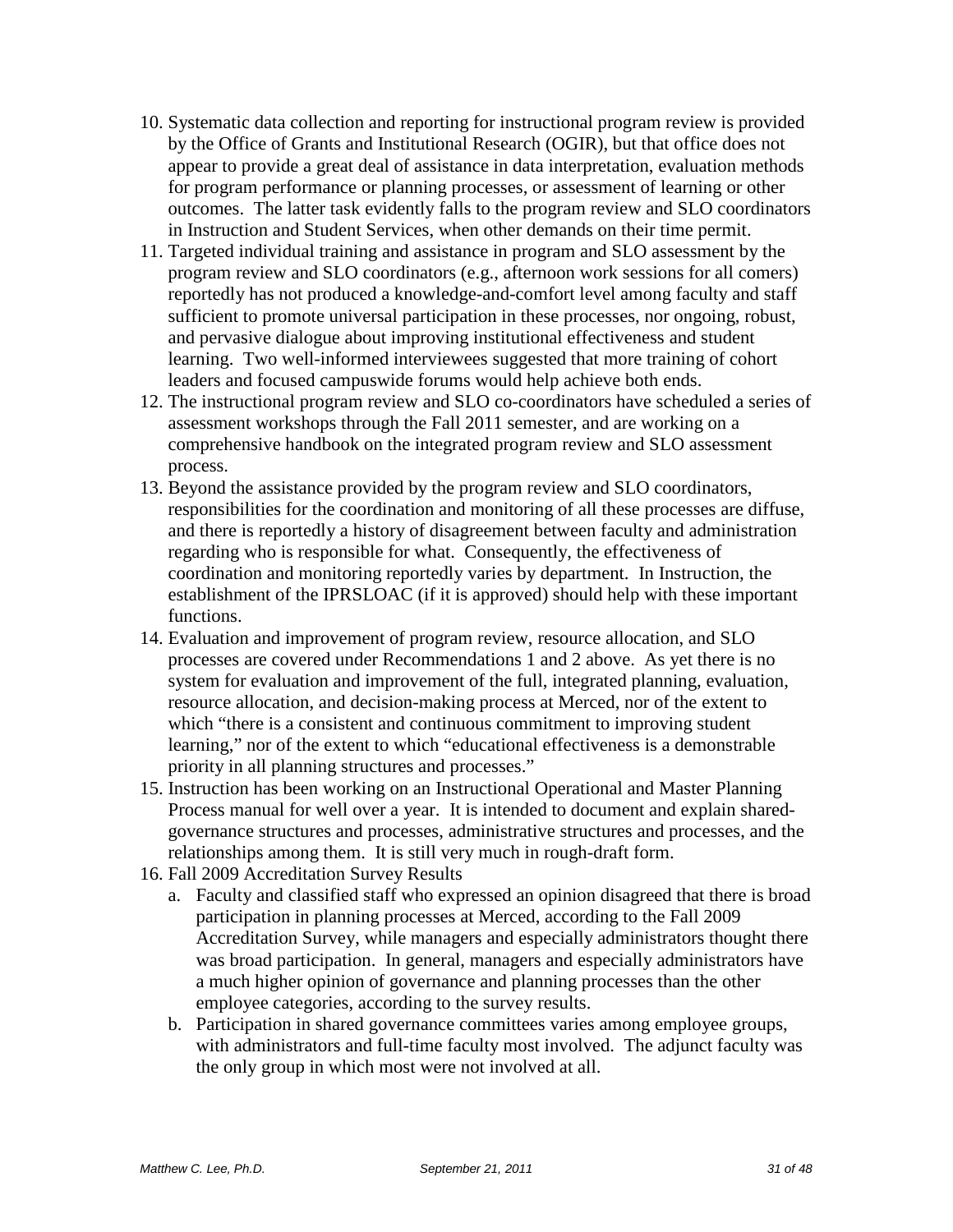10. Systematic data collection and reporting for instructional program review is provided by the Office of Grants and Institutional Research (OGIR), but that office does not appear to provide a great deal of assistance in data interpretation, evaluation methods for program performance or planning processes, or assessment of learning or other outcomes. The latter task evidently falls to the program review and SLO coordinators in Instruction and Student Services, when other demands on their time permit.
11. Targeted individual training and assistance in program and SLO assessment by the program review and SLO coordinators (e.g., afternoon work sessions for all comers) reportedly has not produced a knowledge-and-comfort level among faculty and staff sufficient to promote universal participation in these processes, nor ongoing, robust, and pervasive dialogue about improving institutional effectiveness and student learning. Two well-informed interviewees suggested that more training of cohort leaders and focused campuswide forums would help achieve both ends.
12. The instructional program review and SLO co-coordinators have scheduled a series of assessment workshops through the Fall 2011 semester, and are working on a comprehensive handbook on the integrated program review and SLO assessment process.
13. Beyond the assistance provided by the program review and SLO coordinators, responsibilities for the coordination and monitoring of all these processes are diffuse, and there is reportedly a history of disagreement between faculty and administration regarding who is responsible for what. Consequently, the effectiveness of coordination and monitoring reportedly varies by department. In Instruction, the establishment of the IPRSLOAC (if it is approved) should help with these important functions.
14. Evaluation and improvement of program review, resource allocation, and SLO processes are covered under Recommendations 1 and 2 above. As yet there is no system for evaluation and improvement of the full, integrated planning, evaluation, resource allocation, and decision-making process at Merced, nor of the extent to which "there is a consistent and continuous commitment to improving student learning," nor of the extent to which "educational effectiveness is a demonstrable priority in all planning structures and processes."
15. Instruction has been working on an Instructional Operational and Master Planning Process manual for well over a year. It is intended to document and explain shared-governance structures and processes, administrative structures and processes, and the relationships among them. It is still very much in rough-draft form.
16. Fall 2009 Accreditation Survey Results
    a. Faculty and classified staff who expressed an opinion disagreed that there is broad participation in planning processes at Merced, according to the Fall 2009 Accreditation Survey, while managers and especially administrators thought there was broad participation. In general, managers and especially administrators have a much higher opinion of governance and planning processes than the other employee categories, according to the survey results.
    b. Participation in shared governance committees varies among employee groups, with administrators and full-time faculty most involved. The adjunct faculty was the only group in which most were not involved at all.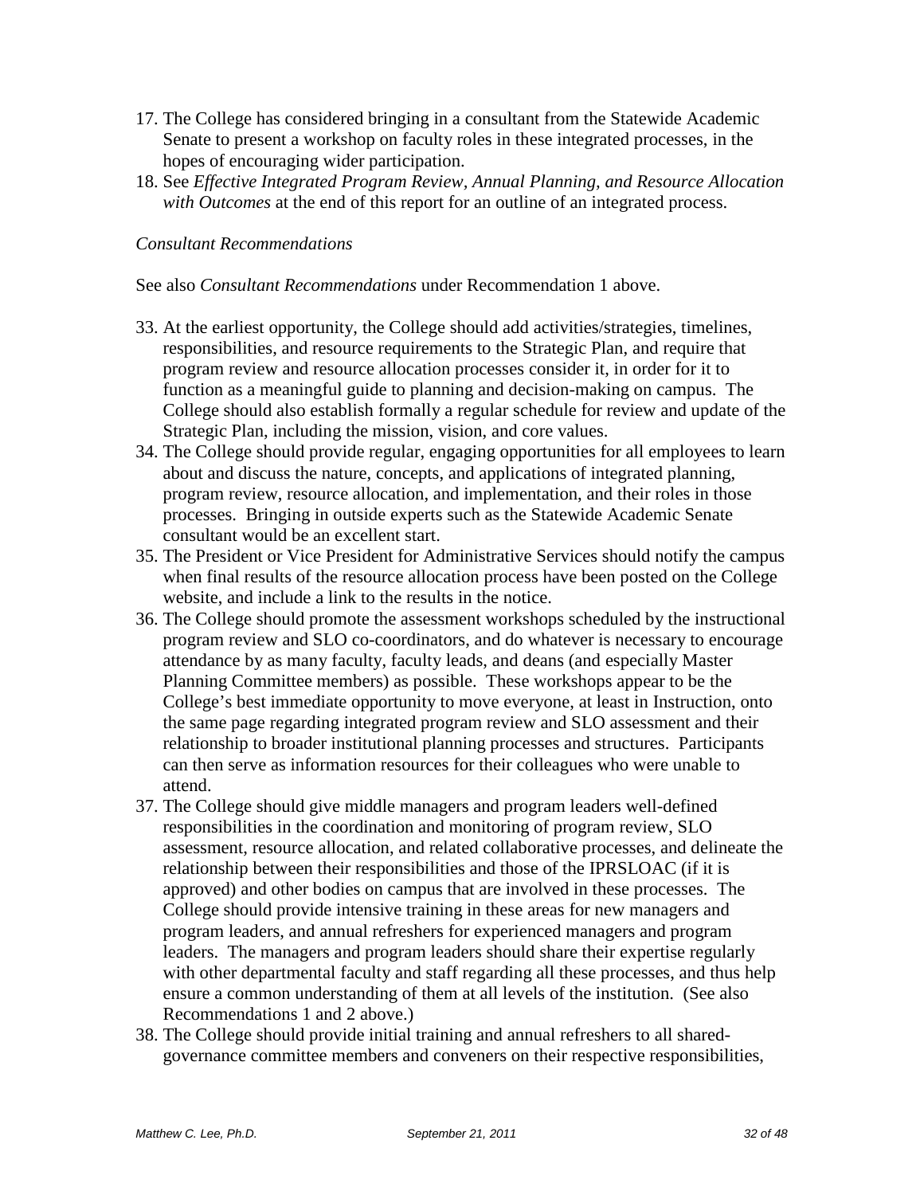17. The College has considered bringing in a consultant from the Statewide Academic Senate to present a workshop on faculty roles in these integrated processes, in the hopes of encouraging wider participation.
18. See *Effective Integrated Program Review, Annual Planning, and Resource Allocation with Outcomes* at the end of this report for an outline of an integrated process.

*Consultant Recommendations*

See also *Consultant Recommendations* under Recommendation 1 above.

33. At the earliest opportunity, the College should add activities/strategies, timelines, responsibilities, and resource requirements to the Strategic Plan, and require that program review and resource allocation processes consider it, in order for it to function as a meaningful guide to planning and decision-making on campus. The College should also establish formally a regular schedule for review and update of the Strategic Plan, including the mission, vision, and core values.
34. The College should provide regular, engaging opportunities for all employees to learn about and discuss the nature, concepts, and applications of integrated planning, program review, resource allocation, and implementation, and their roles in those processes. Bringing in outside experts such as the Statewide Academic Senate consultant would be an excellent start.
35. The President or Vice President for Administrative Services should notify the campus when final results of the resource allocation process have been posted on the College website, and include a link to the results in the notice.
36. The College should promote the assessment workshops scheduled by the instructional program review and SLO co-coordinators, and do whatever is necessary to encourage attendance by as many faculty, faculty leads, and deans (and especially Master Planning Committee members) as possible. These workshops appear to be the College's best immediate opportunity to move everyone, at least in Instruction, onto the same page regarding integrated program review and SLO assessment and their relationship to broader institutional planning processes and structures. Participants can then serve as information resources for their colleagues who were unable to attend.
37. The College should give middle managers and program leaders well-defined responsibilities in the coordination and monitoring of program review, SLO assessment, resource allocation, and related collaborative processes, and delineate the relationship between their responsibilities and those of the IPRSLOAC (if it is approved) and other bodies on campus that are involved in these processes. The College should provide intensive training in these areas for new managers and program leaders, and annual refreshers for experienced managers and program leaders. The managers and program leaders should share their expertise regularly with other departmental faculty and staff regarding all these processes, and thus help ensure a common understanding of them at all levels of the institution. (See also Recommendations 1 and 2 above.)
38. The College should provide initial training and annual refreshers to all shared-governance committee members and conveners on their respective responsibilities,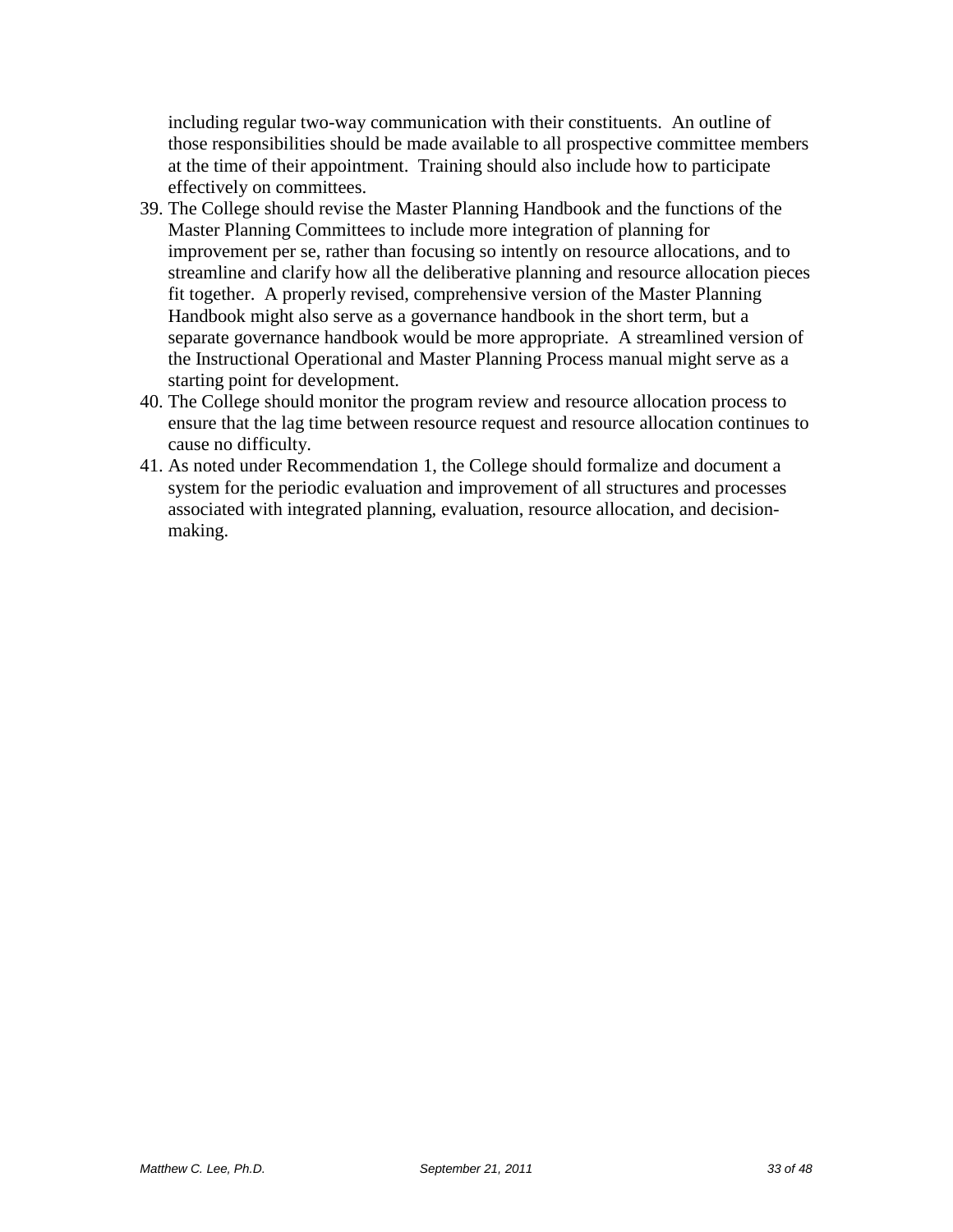including regular two-way communication with their constituents. An outline of those responsibilities should be made available to all prospective committee members at the time of their appointment. Training should also include how to participate effectively on committees.

39. The College should revise the Master Planning Handbook and the functions of the Master Planning Committees to include more integration of planning for improvement per se, rather than focusing so intently on resource allocations, and to streamline and clarify how all the deliberative planning and resource allocation pieces fit together. A properly revised, comprehensive version of the Master Planning Handbook might also serve as a governance handbook in the short term, but a separate governance handbook would be more appropriate. A streamlined version of the Instructional Operational and Master Planning Process manual might serve as a starting point for development.
40. The College should monitor the program review and resource allocation process to ensure that the lag time between resource request and resource allocation continues to cause no difficulty.
41. As noted under Recommendation 1, the College should formalize and document a system for the periodic evaluation and improvement of all structures and processes associated with integrated planning, evaluation, resource allocation, and decision-making.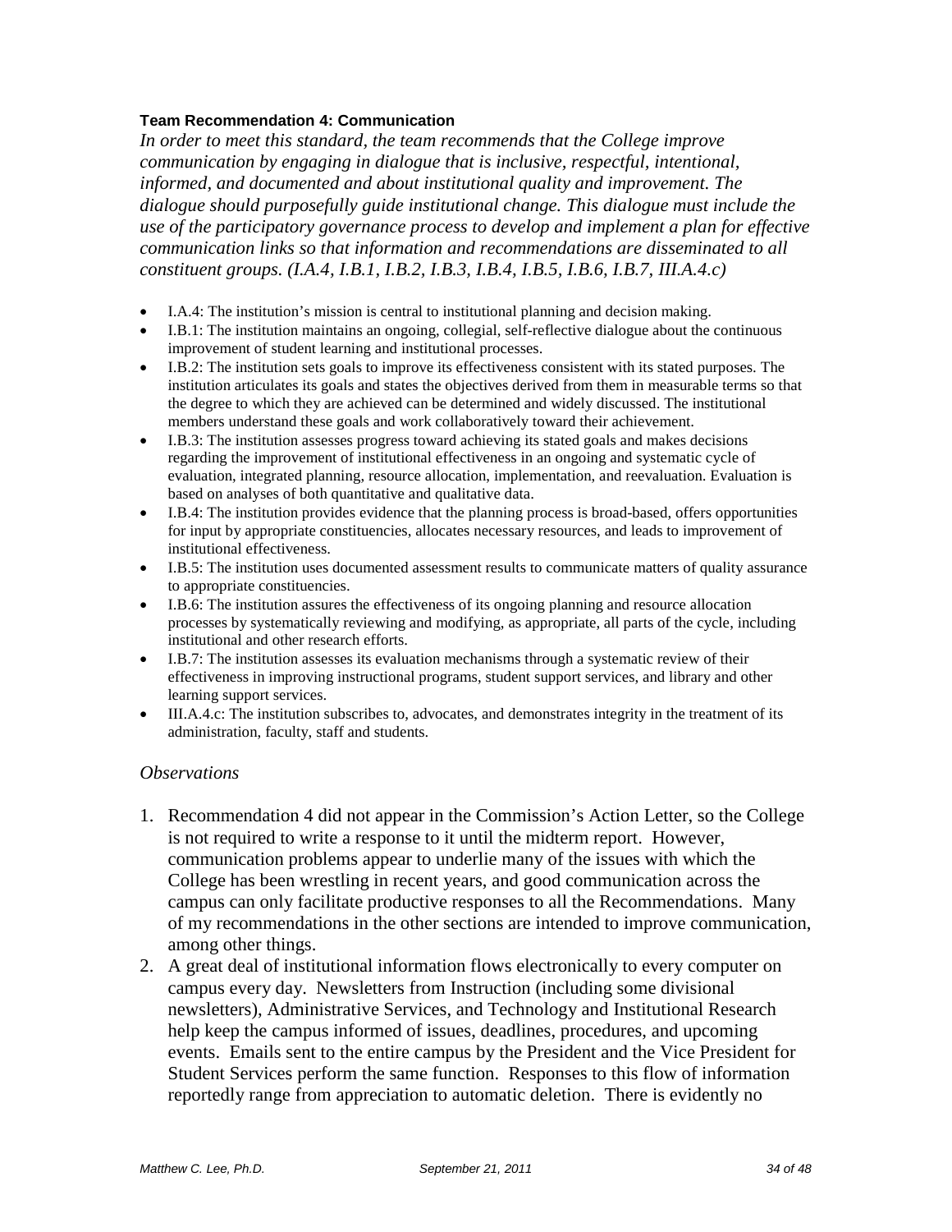**Team Recommendation 4: Communication**

*In order to meet this standard, the team recommends that the College improve communication by engaging in dialogue that is inclusive, respectful, intentional, informed, and documented and about institutional quality and improvement. The dialogue should purposefully guide institutional change. This dialogue must include the use of the participatory governance process to develop and implement a plan for effective communication links so that information and recommendations are disseminated to all constituent groups. (I.A.4, I.B.1, I.B.2, I.B.3, I.B.4, I.B.5, I.B.6, I.B.7, III.A.4.c)*

- I.A.4: The institution's mission is central to institutional planning and decision making.
- I.B.1: The institution maintains an ongoing, collegial, self-reflective dialogue about the continuous improvement of student learning and institutional processes.
- I.B.2: The institution sets goals to improve its effectiveness consistent with its stated purposes. The institution articulates its goals and states the objectives derived from them in measurable terms so that the degree to which they are achieved can be determined and widely discussed. The institutional members understand these goals and work collaboratively toward their achievement.
- I.B.3: The institution assesses progress toward achieving its stated goals and makes decisions regarding the improvement of institutional effectiveness in an ongoing and systematic cycle of evaluation, integrated planning, resource allocation, implementation, and reevaluation. Evaluation is based on analyses of both quantitative and qualitative data.
- I.B.4: The institution provides evidence that the planning process is broad-based, offers opportunities for input by appropriate constituencies, allocates necessary resources, and leads to improvement of institutional effectiveness.
- I.B.5: The institution uses documented assessment results to communicate matters of quality assurance to appropriate constituencies.
- I.B.6: The institution assures the effectiveness of its ongoing planning and resource allocation processes by systematically reviewing and modifying, as appropriate, all parts of the cycle, including institutional and other research efforts.
- I.B.7: The institution assesses its evaluation mechanisms through a systematic review of their effectiveness in improving instructional programs, student support services, and library and other learning support services.
- III.A.4.c: The institution subscribes to, advocates, and demonstrates integrity in the treatment of its administration, faculty, staff and students.

*Observations*

1. Recommendation 4 did not appear in the Commission's Action Letter, so the College is not required to write a response to it until the midterm report. However, communication problems appear to underlie many of the issues with which the College has been wrestling in recent years, and good communication across the campus can only facilitate productive responses to all the Recommendations. Many of my recommendations in the other sections are intended to improve communication, among other things.
2. A great deal of institutional information flows electronically to every computer on campus every day. Newsletters from Instruction (including some divisional newsletters), Administrative Services, and Technology and Institutional Research help keep the campus informed of issues, deadlines, procedures, and upcoming events. Emails sent to the entire campus by the President and the Vice President for Student Services perform the same function. Responses to this flow of information reportedly range from appreciation to automatic deletion. There is evidently no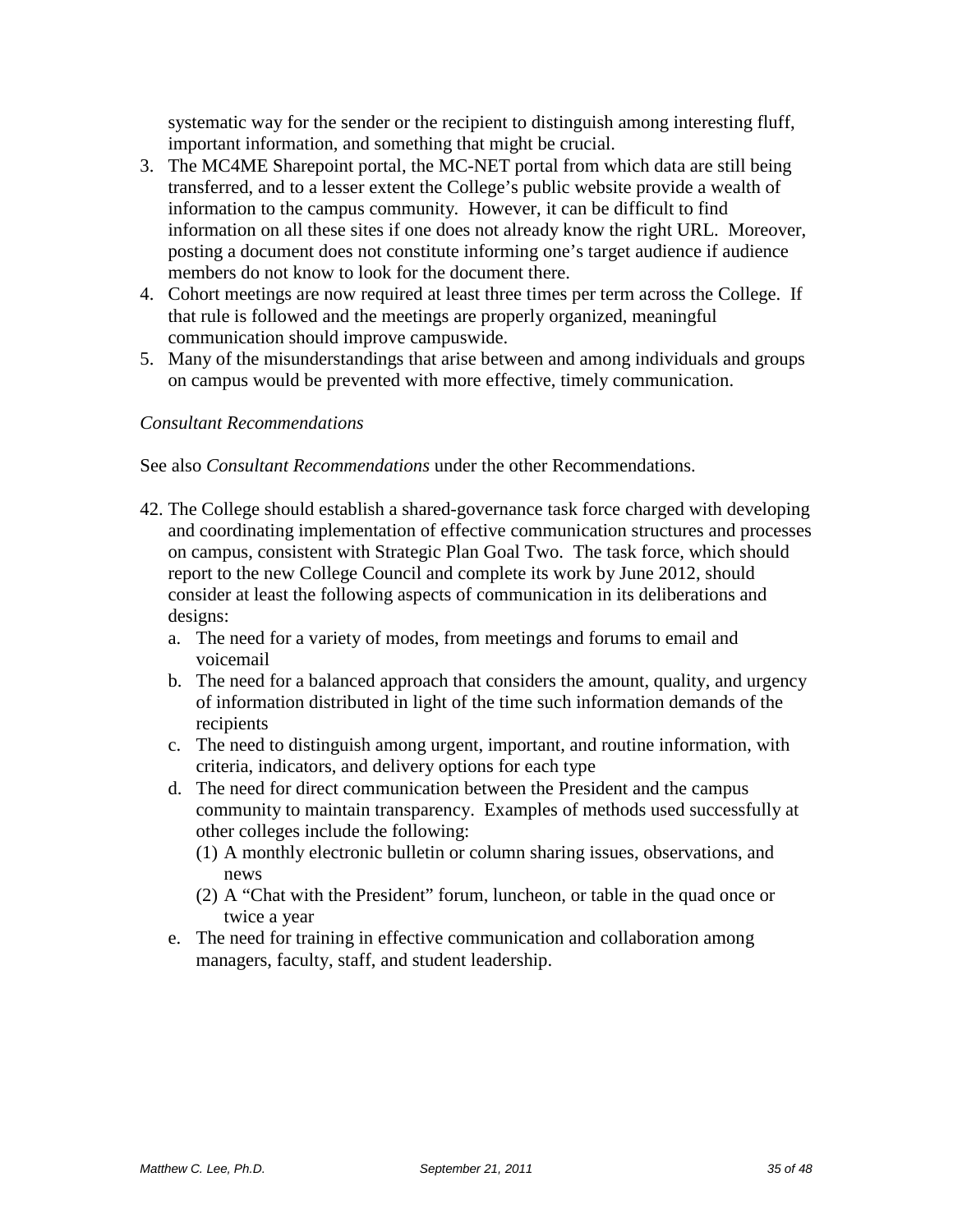systematic way for the sender or the recipient to distinguish among interesting fluff, important information, and something that might be crucial.

3. The MC4ME Sharepoint portal, the MC-NET portal from which data are still being transferred, and to a lesser extent the College's public website provide a wealth of information to the campus community. However, it can be difficult to find information on all these sites if one does not already know the right URL. Moreover, posting a document does not constitute informing one's target audience if audience members do not know to look for the document there.
4. Cohort meetings are now required at least three times per term across the College. If that rule is followed and the meetings are properly organized, meaningful communication should improve campuswide.
5. Many of the misunderstandings that arise between and among individuals and groups on campus would be prevented with more effective, timely communication.

*Consultant Recommendations*

See also *Consultant Recommendations* under the other Recommendations.

42. The College should establish a shared-governance task force charged with developing and coordinating implementation of effective communication structures and processes on campus, consistent with Strategic Plan Goal Two. The task force, which should report to the new College Council and complete its work by June 2012, should consider at least the following aspects of communication in its deliberations and designs:
    a. The need for a variety of modes, from meetings and forums to email and voicemail
    b. The need for a balanced approach that considers the amount, quality, and urgency of information distributed in light of the time such information demands of the recipients
    c. The need to distinguish among urgent, important, and routine information, with criteria, indicators, and delivery options for each type
    d. The need for direct communication between the President and the campus community to maintain transparency. Examples of methods used successfully at other colleges include the following:
        (1) A monthly electronic bulletin or column sharing issues, observations, and news
        (2) A "Chat with the President" forum, luncheon, or table in the quad once or twice a year
    e. The need for training in effective communication and collaboration among managers, faculty, staff, and student leadership.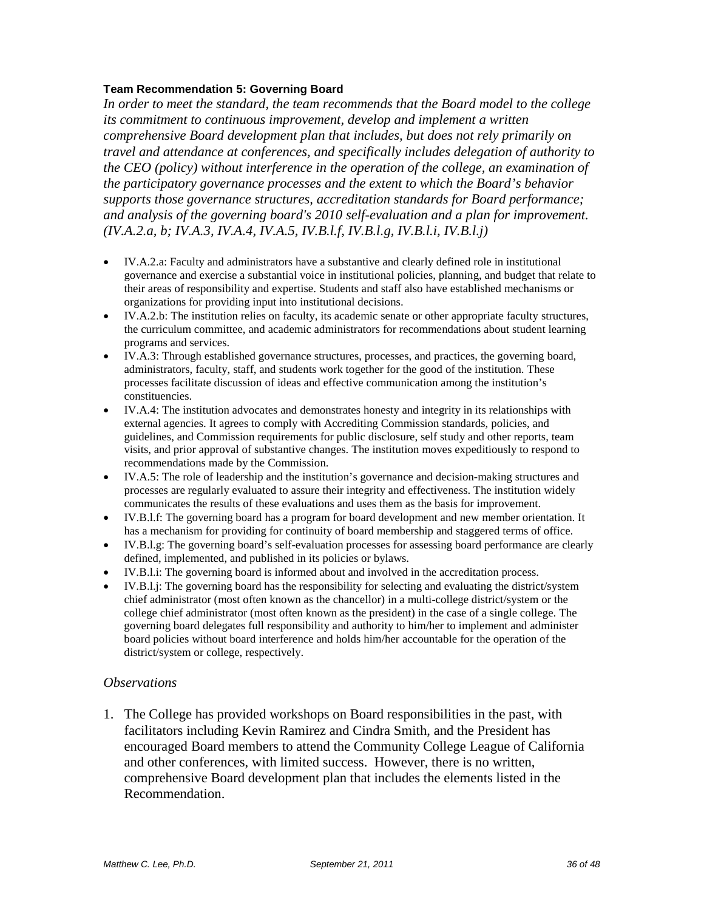**Team Recommendation 5: Governing Board**

*In order to meet the standard, the team recommends that the Board model to the college its commitment to continuous improvement, develop and implement a written comprehensive Board development plan that includes, but does not rely primarily on travel and attendance at conferences, and specifically includes delegation of authority to the CEO (policy) without interference in the operation of the college, an examination of the participatory governance processes and the extent to which the Board's behavior supports those governance structures, accreditation standards for Board performance; and analysis of the governing board's 2010 self-evaluation and a plan for improvement. (IV.A.2.a, b; IV.A.3, IV.A.4, IV.A.5, IV.B.l.f, IV.B.l.g, IV.B.l.i, IV.B.l.j)*

- IV.A.2.a: Faculty and administrators have a substantive and clearly defined role in institutional governance and exercise a substantial voice in institutional policies, planning, and budget that relate to their areas of responsibility and expertise. Students and staff also have established mechanisms or organizations for providing input into institutional decisions.
- IV.A.2.b: The institution relies on faculty, its academic senate or other appropriate faculty structures, the curriculum committee, and academic administrators for recommendations about student learning programs and services.
- IV.A.3: Through established governance structures, processes, and practices, the governing board, administrators, faculty, staff, and students work together for the good of the institution. These processes facilitate discussion of ideas and effective communication among the institution's constituencies.
- IV.A.4: The institution advocates and demonstrates honesty and integrity in its relationships with external agencies. It agrees to comply with Accrediting Commission standards, policies, and guidelines, and Commission requirements for public disclosure, self study and other reports, team visits, and prior approval of substantive changes. The institution moves expeditiously to respond to recommendations made by the Commission.
- IV.A.5: The role of leadership and the institution's governance and decision-making structures and processes are regularly evaluated to assure their integrity and effectiveness. The institution widely communicates the results of these evaluations and uses them as the basis for improvement.
- IV.B.l.f: The governing board has a program for board development and new member orientation. It has a mechanism for providing for continuity of board membership and staggered terms of office.
- IV.B.l.g: The governing board's self-evaluation processes for assessing board performance are clearly defined, implemented, and published in its policies or bylaws.
- IV.B.l.i: The governing board is informed about and involved in the accreditation process.
- IV.B.l.j: The governing board has the responsibility for selecting and evaluating the district/system chief administrator (most often known as the chancellor) in a multi-college district/system or the college chief administrator (most often known as the president) in the case of a single college. The governing board delegates full responsibility and authority to him/her to implement and administer board policies without board interference and holds him/her accountable for the operation of the district/system or college, respectively.

*Observations*

1. The College has provided workshops on Board responsibilities in the past, with facilitators including Kevin Ramirez and Cindra Smith, and the President has encouraged Board members to attend the Community College League of California and other conferences, with limited success. However, there is no written, comprehensive Board development plan that includes the elements listed in the Recommendation.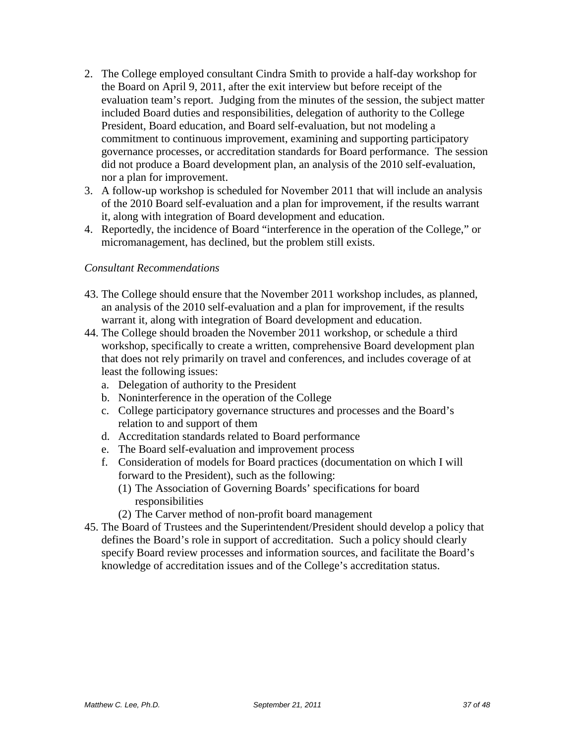2. The College employed consultant Cindra Smith to provide a half-day workshop for the Board on April 9, 2011, after the exit interview but before receipt of the evaluation team's report. Judging from the minutes of the session, the subject matter included Board duties and responsibilities, delegation of authority to the College President, Board education, and Board self-evaluation, but not modeling a commitment to continuous improvement, examining and supporting participatory governance processes, or accreditation standards for Board performance. The session did not produce a Board development plan, an analysis of the 2010 self-evaluation, nor a plan for improvement.
3. A follow-up workshop is scheduled for November 2011 that will include an analysis of the 2010 Board self-evaluation and a plan for improvement, if the results warrant it, along with integration of Board development and education.
4. Reportedly, the incidence of Board "interference in the operation of the College," or micromanagement, has declined, but the problem still exists.

*Consultant Recommendations*

43. The College should ensure that the November 2011 workshop includes, as planned, an analysis of the 2010 self-evaluation and a plan for improvement, if the results warrant it, along with integration of Board development and education.
44. The College should broaden the November 2011 workshop, or schedule a third workshop, specifically to create a written, comprehensive Board development plan that does not rely primarily on travel and conferences, and includes coverage of at least the following issues:
    a. Delegation of authority to the President
    b. Noninterference in the operation of the College
    c. College participatory governance structures and processes and the Board's relation to and support of them
    d. Accreditation standards related to Board performance
    e. The Board self-evaluation and improvement process
    f. Consideration of models for Board practices (documentation on which I will forward to the President), such as the following:
        (1) The Association of Governing Boards' specifications for board responsibilities
        (2) The Carver method of non-profit board management
45. The Board of Trustees and the Superintendent/President should develop a policy that defines the Board's role in support of accreditation. Such a policy should clearly specify Board review processes and information sources, and facilitate the Board's knowledge of accreditation issues and of the College's accreditation status.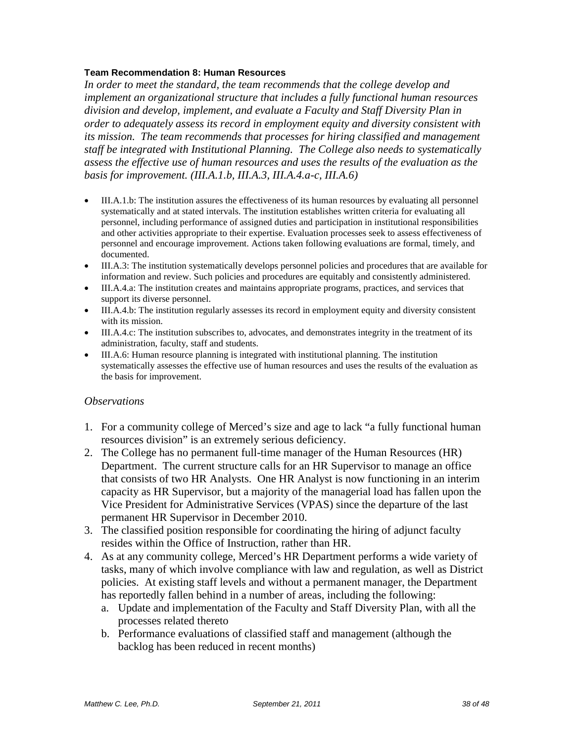**Team Recommendation 8: Human Resources**

*In order to meet the standard, the team recommends that the college develop and implement an organizational structure that includes a fully functional human resources division and develop, implement, and evaluate a Faculty and Staff Diversity Plan in order to adequately assess its record in employment equity and diversity consistent with its mission. The team recommends that processes for hiring classified and management staff be integrated with Institutional Planning. The College also needs to systematically assess the effective use of human resources and uses the results of the evaluation as the basis for improvement. (III.A.1.b, III.A.3, III.A.4.a-c, III.A.6)*

- III.A.1.b: The institution assures the effectiveness of its human resources by evaluating all personnel systematically and at stated intervals. The institution establishes written criteria for evaluating all personnel, including performance of assigned duties and participation in institutional responsibilities and other activities appropriate to their expertise. Evaluation processes seek to assess effectiveness of personnel and encourage improvement. Actions taken following evaluations are formal, timely, and documented.
- III.A.3: The institution systematically develops personnel policies and procedures that are available for information and review. Such policies and procedures are equitably and consistently administered.
- III.A.4.a: The institution creates and maintains appropriate programs, practices, and services that support its diverse personnel.
- III.A.4.b: The institution regularly assesses its record in employment equity and diversity consistent with its mission.
- III.A.4.c: The institution subscribes to, advocates, and demonstrates integrity in the treatment of its administration, faculty, staff and students.
- III.A.6: Human resource planning is integrated with institutional planning. The institution systematically assesses the effective use of human resources and uses the results of the evaluation as the basis for improvement.

*Observations*

1. For a community college of Merced's size and age to lack "a fully functional human resources division" is an extremely serious deficiency.
2. The College has no permanent full-time manager of the Human Resources (HR) Department. The current structure calls for an HR Supervisor to manage an office that consists of two HR Analysts. One HR Analyst is now functioning in an interim capacity as HR Supervisor, but a majority of the managerial load has fallen upon the Vice President for Administrative Services (VPAS) since the departure of the last permanent HR Supervisor in December 2010.
3. The classified position responsible for coordinating the hiring of adjunct faculty resides within the Office of Instruction, rather than HR.
4. As at any community college, Merced's HR Department performs a wide variety of tasks, many of which involve compliance with law and regulation, as well as District policies. At existing staff levels and without a permanent manager, the Department has reportedly fallen behind in a number of areas, including the following:
   a. Update and implementation of the Faculty and Staff Diversity Plan, with all the processes related thereto
   b. Performance evaluations of classified staff and management (although the backlog has been reduced in recent months)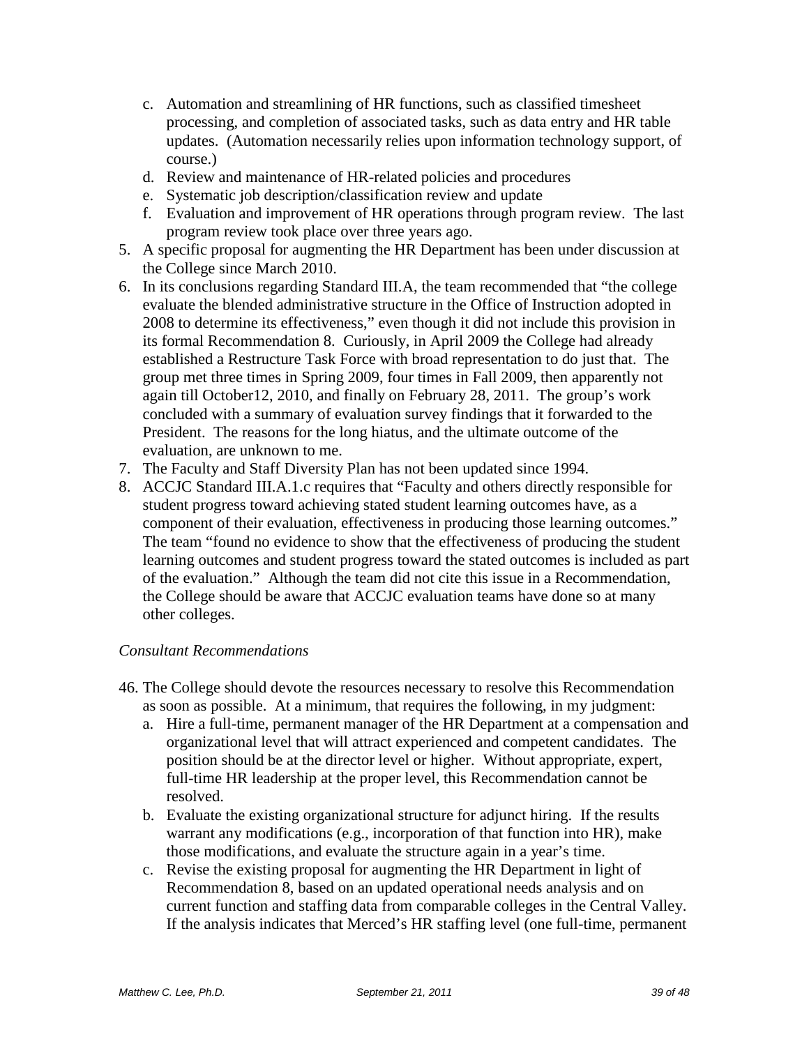c. Automation and streamlining of HR functions, such as classified timesheet processing, and completion of associated tasks, such as data entry and HR table updates. (Automation necessarily relies upon information technology support, of course.)
   d. Review and maintenance of HR-related policies and procedures
   e. Systematic job description/classification review and update
   f. Evaluation and improvement of HR operations through program review. The last program review took place over three years ago.
5. A specific proposal for augmenting the HR Department has been under discussion at the College since March 2010.
6. In its conclusions regarding Standard III.A, the team recommended that "the college evaluate the blended administrative structure in the Office of Instruction adopted in 2008 to determine its effectiveness," even though it did not include this provision in its formal Recommendation 8. Curiously, in April 2009 the College had already established a Restructure Task Force with broad representation to do just that. The group met three times in Spring 2009, four times in Fall 2009, then apparently not again till October12, 2010, and finally on February 28, 2011. The group's work concluded with a summary of evaluation survey findings that it forwarded to the President. The reasons for the long hiatus, and the ultimate outcome of the evaluation, are unknown to me.
7. The Faculty and Staff Diversity Plan has not been updated since 1994.
8. ACCJC Standard III.A.1.c requires that "Faculty and others directly responsible for student progress toward achieving stated student learning outcomes have, as a component of their evaluation, effectiveness in producing those learning outcomes." The team "found no evidence to show that the effectiveness of producing the student learning outcomes and student progress toward the stated outcomes is included as part of the evaluation." Although the team did not cite this issue in a Recommendation, the College should be aware that ACCJC evaluation teams have done so at many other colleges.

*Consultant Recommendations*

46. The College should devote the resources necessary to resolve this Recommendation as soon as possible. At a minimum, that requires the following, in my judgment:
   a. Hire a full-time, permanent manager of the HR Department at a compensation and organizational level that will attract experienced and competent candidates. The position should be at the director level or higher. Without appropriate, expert, full-time HR leadership at the proper level, this Recommendation cannot be resolved.
   b. Evaluate the existing organizational structure for adjunct hiring. If the results warrant any modifications (e.g., incorporation of that function into HR), make those modifications, and evaluate the structure again in a year's time.
   c. Revise the existing proposal for augmenting the HR Department in light of Recommendation 8, based on an updated operational needs analysis and on current function and staffing data from comparable colleges in the Central Valley. If the analysis indicates that Merced's HR staffing level (one full-time, permanent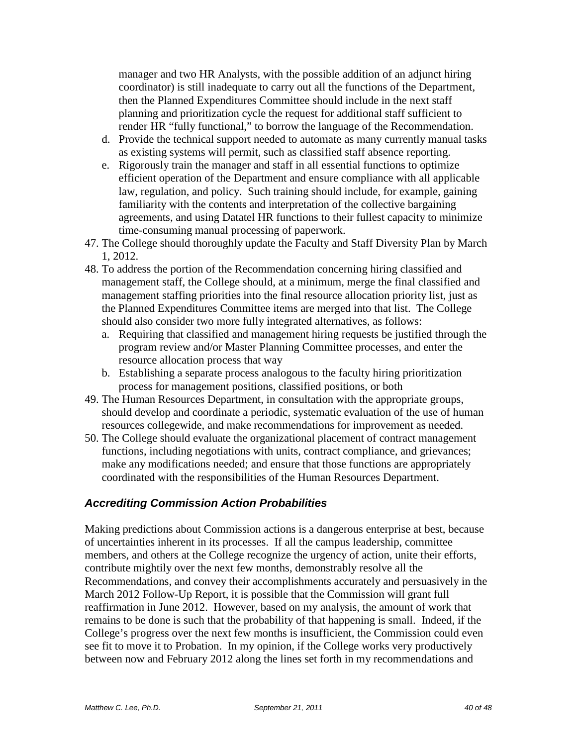manager and two HR Analysts, with the possible addition of an adjunct hiring coordinator) is still inadequate to carry out all the functions of the Department, then the Planned Expenditures Committee should include in the next staff planning and prioritization cycle the request for additional staff sufficient to render HR "fully functional," to borrow the language of the Recommendation.

   d. Provide the technical support needed to automate as many currently manual tasks as existing systems will permit, such as classified staff absence reporting.
   e. Rigorously train the manager and staff in all essential functions to optimize efficient operation of the Department and ensure compliance with all applicable law, regulation, and policy. Such training should include, for example, gaining familiarity with the contents and interpretation of the collective bargaining agreements, and using Datatel HR functions to their fullest capacity to minimize time-consuming manual processing of paperwork.

47. The College should thoroughly update the Faculty and Staff Diversity Plan by March 1, 2012.
48. To address the portion of the Recommendation concerning hiring classified and management staff, the College should, at a minimum, merge the final classified and management staffing priorities into the final resource allocation priority list, just as the Planned Expenditures Committee items are merged into that list. The College should also consider two more fully integrated alternatives, as follows:
    a. Requiring that classified and management hiring requests be justified through the program review and/or Master Planning Committee processes, and enter the resource allocation process that way
    b. Establishing a separate process analogous to the faculty hiring prioritization process for management positions, classified positions, or both
49. The Human Resources Department, in consultation with the appropriate groups, should develop and coordinate a periodic, systematic evaluation of the use of human resources collegewide, and make recommendations for improvement as needed.
50. The College should evaluate the organizational placement of contract management functions, including negotiations with units, contract compliance, and grievances; make any modifications needed; and ensure that those functions are appropriately coordinated with the responsibilities of the Human Resources Department.

### *Accrediting Commission Action Probabilities*

Making predictions about Commission actions is a dangerous enterprise at best, because of uncertainties inherent in its processes. If all the campus leadership, committee members, and others at the College recognize the urgency of action, unite their efforts, contribute mightily over the next few months, demonstrably resolve all the Recommendations, and convey their accomplishments accurately and persuasively in the March 2012 Follow-Up Report, it is possible that the Commission will grant full reaffirmation in June 2012. However, based on my analysis, the amount of work that remains to be done is such that the probability of that happening is small. Indeed, if the College's progress over the next few months is insufficient, the Commission could even see fit to move it to Probation. In my opinion, if the College works very productively between now and February 2012 along the lines set forth in my recommendations and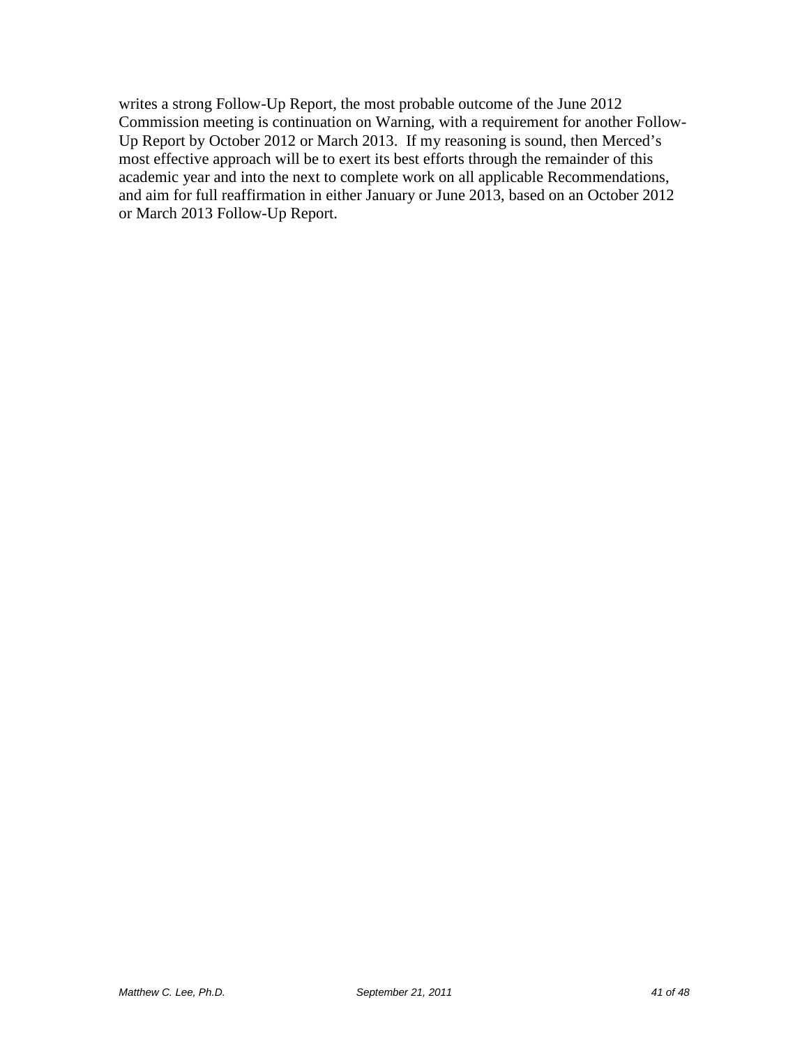writes a strong Follow-Up Report, the most probable outcome of the June 2012 Commission meeting is continuation on Warning, with a requirement for another Follow-Up Report by October 2012 or March 2013. If my reasoning is sound, then Merced's most effective approach will be to exert its best efforts through the remainder of this academic year and into the next to complete work on all applicable Recommendations, and aim for full reaffirmation in either January or June 2013, based on an October 2012 or March 2013 Follow-Up Report.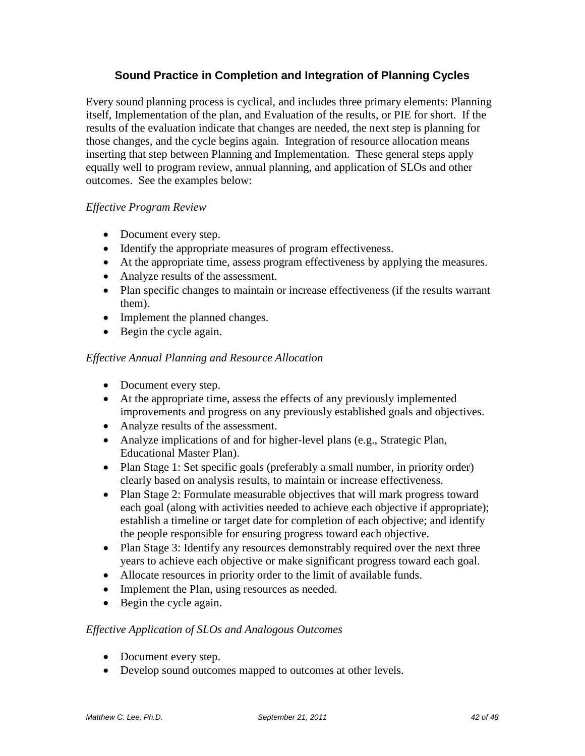## Sound Practice in Completion and Integration of Planning Cycles

Every sound planning process is cyclical, and includes three primary elements: Planning itself, Implementation of the plan, and Evaluation of the results, or PIE for short. If the results of the evaluation indicate that changes are needed, the next step is planning for those changes, and the cycle begins again. Integration of resource allocation means inserting that step between Planning and Implementation. These general steps apply equally well to program review, annual planning, and application of SLOs and other outcomes. See the examples below:

*Effective Program Review*

- Document every step.
- Identify the appropriate measures of program effectiveness.
- At the appropriate time, assess program effectiveness by applying the measures.
- Analyze results of the assessment.
- Plan specific changes to maintain or increase effectiveness (if the results warrant them).
- Implement the planned changes.
- Begin the cycle again.

*Effective Annual Planning and Resource Allocation*

- Document every step.
- At the appropriate time, assess the effects of any previously implemented improvements and progress on any previously established goals and objectives.
- Analyze results of the assessment.
- Analyze implications of and for higher-level plans (e.g., Strategic Plan, Educational Master Plan).
- Plan Stage 1: Set specific goals (preferably a small number, in priority order) clearly based on analysis results, to maintain or increase effectiveness.
- Plan Stage 2: Formulate measurable objectives that will mark progress toward each goal (along with activities needed to achieve each objective if appropriate); establish a timeline or target date for completion of each objective; and identify the people responsible for ensuring progress toward each objective.
- Plan Stage 3: Identify any resources demonstrably required over the next three years to achieve each objective or make significant progress toward each goal.
- Allocate resources in priority order to the limit of available funds.
- Implement the Plan, using resources as needed.
- Begin the cycle again.

*Effective Application of SLOs and Analogous Outcomes*

- Document every step.
- Develop sound outcomes mapped to outcomes at other levels.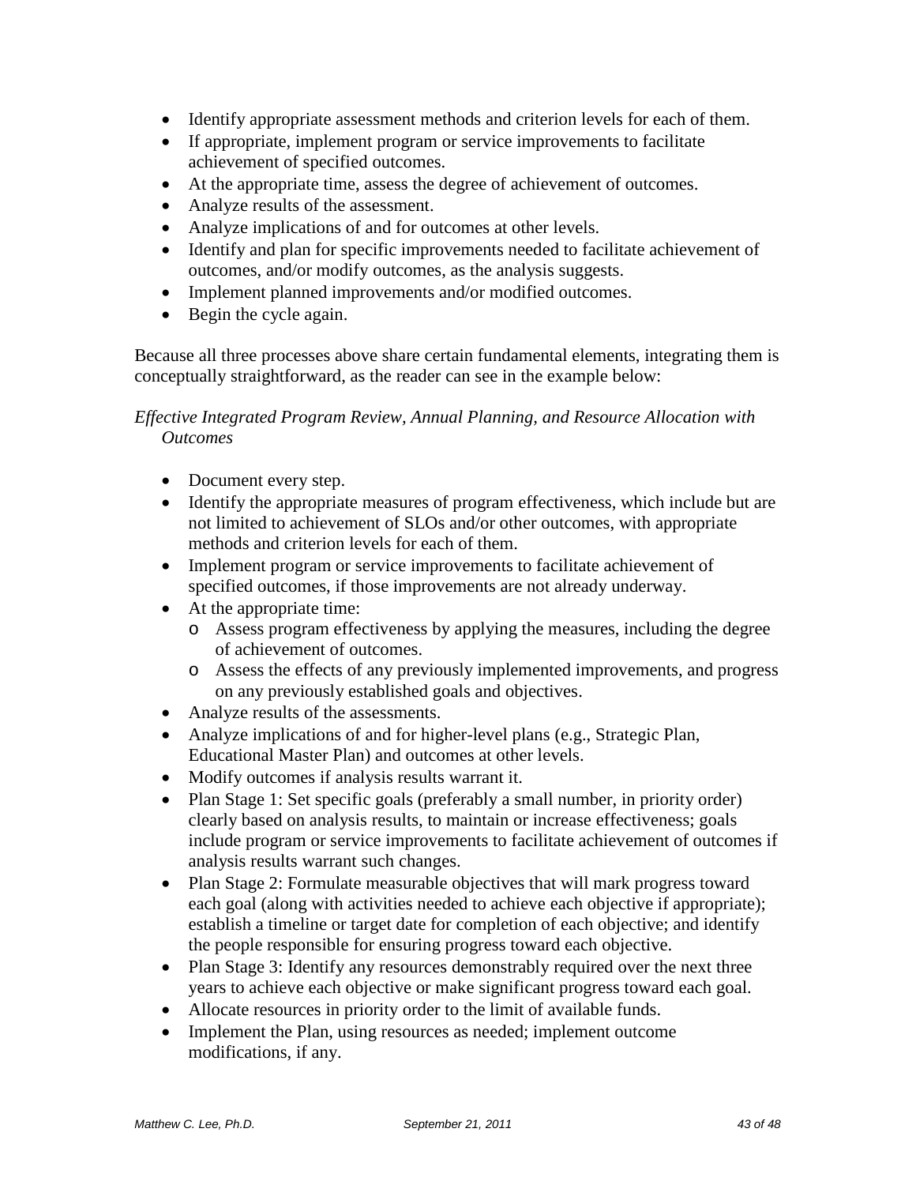- Identify appropriate assessment methods and criterion levels for each of them.
- If appropriate, implement program or service improvements to facilitate achievement of specified outcomes.
- At the appropriate time, assess the degree of achievement of outcomes.
- Analyze results of the assessment.
- Analyze implications of and for outcomes at other levels.
- Identify and plan for specific improvements needed to facilitate achievement of outcomes, and/or modify outcomes, as the analysis suggests.
- Implement planned improvements and/or modified outcomes.
- Begin the cycle again.

Because all three processes above share certain fundamental elements, integrating them is conceptually straightforward, as the reader can see in the example below:

*Effective Integrated Program Review, Annual Planning, and Resource Allocation with Outcomes*

- Document every step.
- Identify the appropriate measures of program effectiveness, which include but are not limited to achievement of SLOs and/or other outcomes, with appropriate methods and criterion levels for each of them.
- Implement program or service improvements to facilitate achievement of specified outcomes, if those improvements are not already underway.
- At the appropriate time:
  - Assess program effectiveness by applying the measures, including the degree of achievement of outcomes.
  - Assess the effects of any previously implemented improvements, and progress on any previously established goals and objectives.
- Analyze results of the assessments.
- Analyze implications of and for higher-level plans (e.g., Strategic Plan, Educational Master Plan) and outcomes at other levels.
- Modify outcomes if analysis results warrant it.
- Plan Stage 1: Set specific goals (preferably a small number, in priority order) clearly based on analysis results, to maintain or increase effectiveness; goals include program or service improvements to facilitate achievement of outcomes if analysis results warrant such changes.
- Plan Stage 2: Formulate measurable objectives that will mark progress toward each goal (along with activities needed to achieve each objective if appropriate); establish a timeline or target date for completion of each objective; and identify the people responsible for ensuring progress toward each objective.
- Plan Stage 3: Identify any resources demonstrably required over the next three years to achieve each objective or make significant progress toward each goal.
- Allocate resources in priority order to the limit of available funds.
- Implement the Plan, using resources as needed; implement outcome modifications, if any.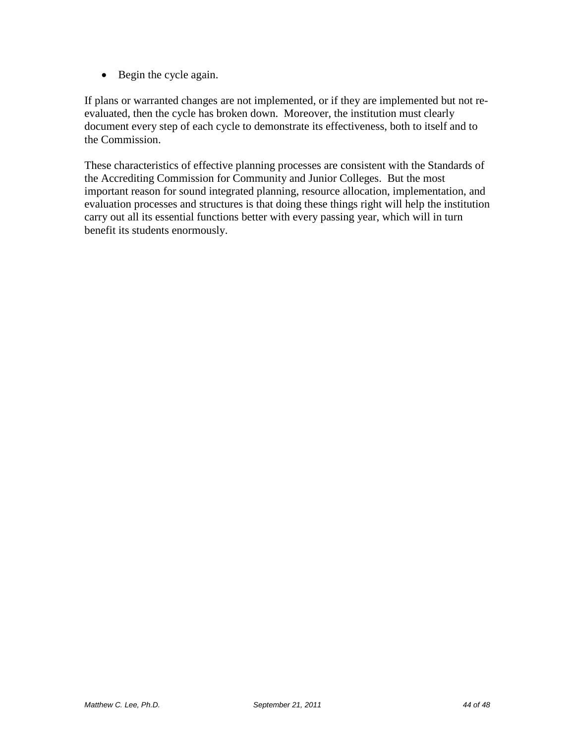- Begin the cycle again.

If plans or warranted changes are not implemented, or if they are implemented but not re-evaluated, then the cycle has broken down. Moreover, the institution must clearly document every step of each cycle to demonstrate its effectiveness, both to itself and to the Commission.

These characteristics of effective planning processes are consistent with the Standards of the Accrediting Commission for Community and Junior Colleges. But the most important reason for sound integrated planning, resource allocation, implementation, and evaluation processes and structures is that doing these things right will help the institution carry out all its essential functions better with every passing year, which will in turn benefit its students enormously.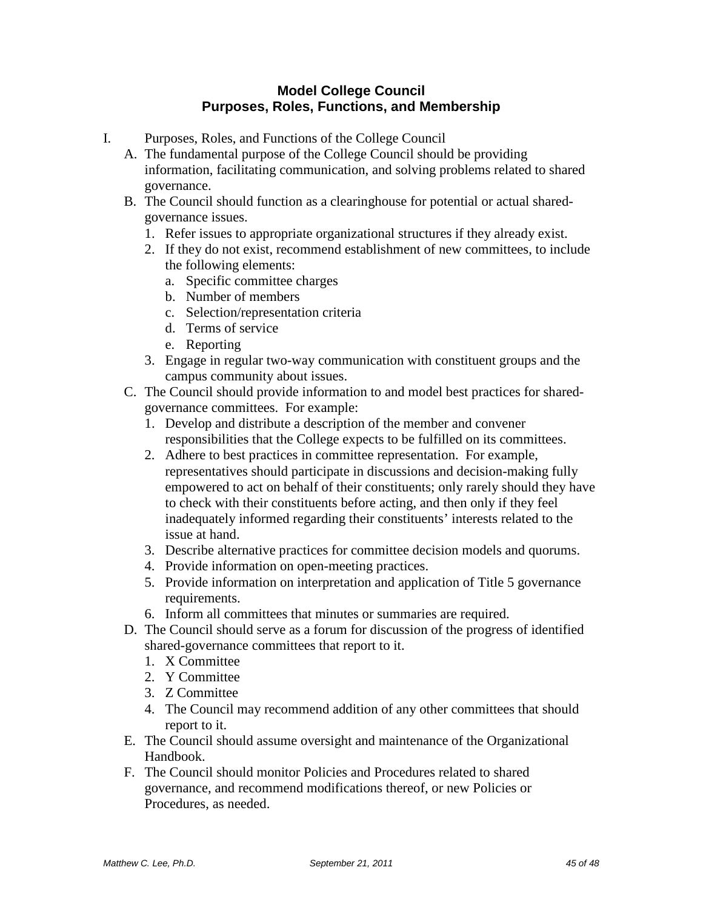## Model College Council
## Purposes, Roles, Functions, and Membership

I. Purposes, Roles, and Functions of the College Council

   A. The fundamental purpose of the College Council should be providing information, facilitating communication, and solving problems related to shared governance.

   B. The Council should function as a clearinghouse for potential or actual shared-governance issues.

      1. Refer issues to appropriate organizational structures if they already exist.
      2. If they do not exist, recommend establishment of new committees, to include the following elements:
         a. Specific committee charges
         b. Number of members
         c. Selection/representation criteria
         d. Terms of service
         e. Reporting
      3. Engage in regular two-way communication with constituent groups and the campus community about issues.

   C. The Council should provide information to and model best practices for shared-governance committees. For example:

      1. Develop and distribute a description of the member and convener responsibilities that the College expects to be fulfilled on its committees.
      2. Adhere to best practices in committee representation. For example, representatives should participate in discussions and decision-making fully empowered to act on behalf of their constituents; only rarely should they have to check with their constituents before acting, and then only if they feel inadequately informed regarding their constituents' interests related to the issue at hand.
      3. Describe alternative practices for committee decision models and quorums.
      4. Provide information on open-meeting practices.
      5. Provide information on interpretation and application of Title 5 governance requirements.
      6. Inform all committees that minutes or summaries are required.

   D. The Council should serve as a forum for discussion of the progress of identified shared-governance committees that report to it.

      1. X Committee
      2. Y Committee
      3. Z Committee
      4. The Council may recommend addition of any other committees that should report to it.

   E. The Council should assume oversight and maintenance of the Organizational Handbook.

   F. The Council should monitor Policies and Procedures related to shared governance, and recommend modifications thereof, or new Policies or Procedures, as needed.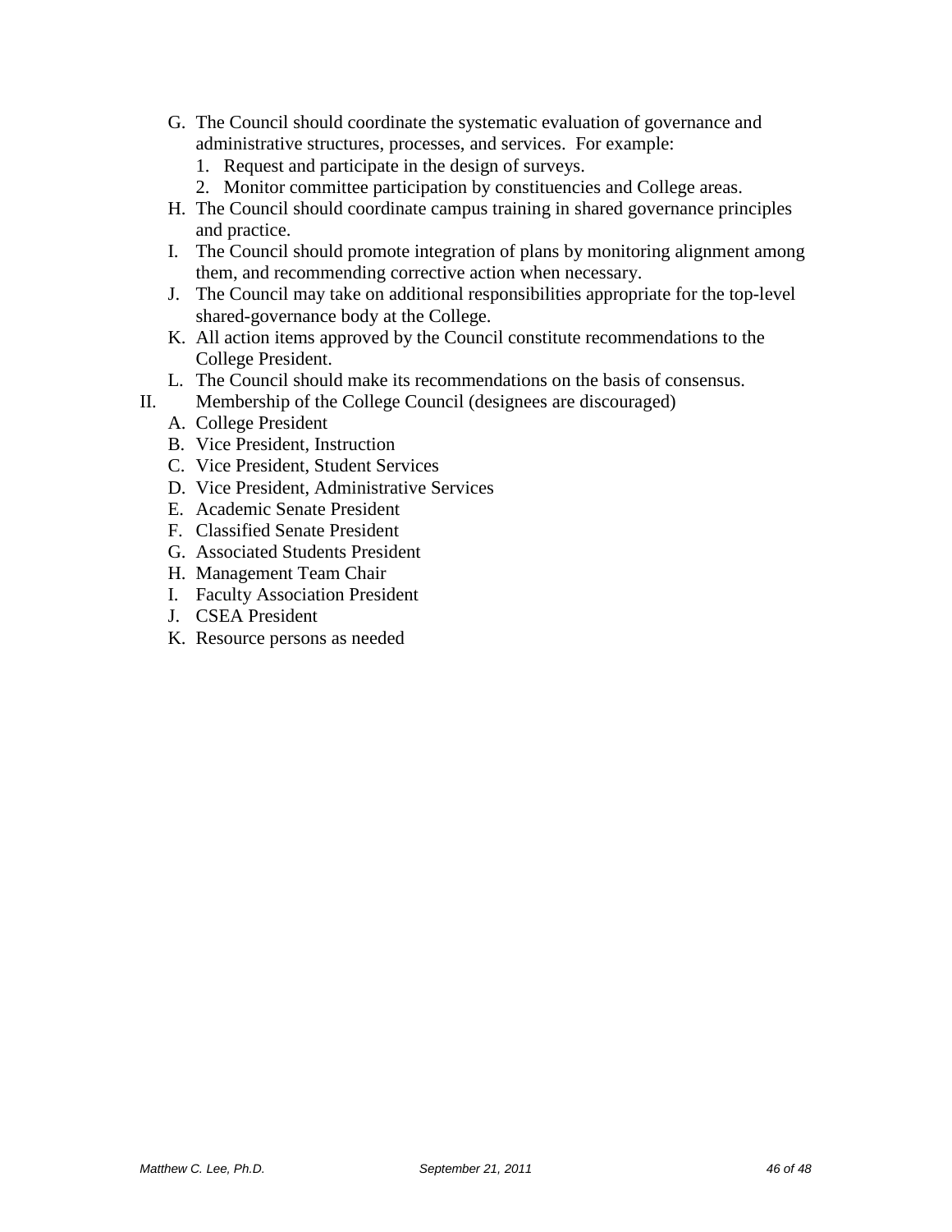G. The Council should coordinate the systematic evaluation of governance and administrative structures, processes, and services. For example:
   1. Request and participate in the design of surveys.
   2. Monitor committee participation by constituencies and College areas.

H. The Council should coordinate campus training in shared governance principles and practice.

I. The Council should promote integration of plans by monitoring alignment among them, and recommending corrective action when necessary.

J. The Council may take on additional responsibilities appropriate for the top-level shared-governance body at the College.

K. All action items approved by the Council constitute recommendations to the College President.

L. The Council should make its recommendations on the basis of consensus.

II. Membership of the College Council (designees are discouraged)

A. College President

B. Vice President, Instruction

C. Vice President, Student Services

D. Vice President, Administrative Services

E. Academic Senate President

F. Classified Senate President

G. Associated Students President

H. Management Team Chair

I. Faculty Association President

J. CSEA President

K. Resource persons as needed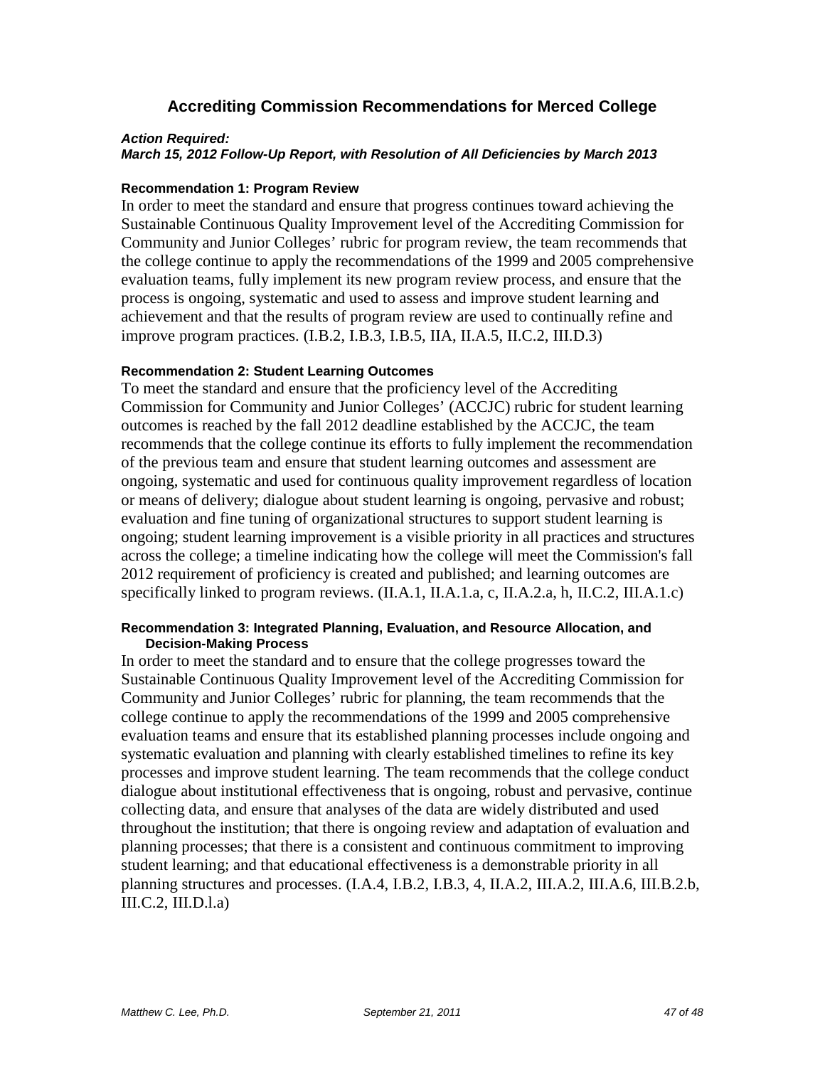## Accrediting Commission Recommendations for Merced College

***Action Required:***
***March 15, 2012 Follow-Up Report, with Resolution of All Deficiencies by March 2013***

#### Recommendation 1: Program Review

In order to meet the standard and ensure that progress continues toward achieving the Sustainable Continuous Quality Improvement level of the Accrediting Commission for Community and Junior Colleges' rubric for program review, the team recommends that the college continue to apply the recommendations of the 1999 and 2005 comprehensive evaluation teams, fully implement its new program review process, and ensure that the process is ongoing, systematic and used to assess and improve student learning and achievement and that the results of program review are used to continually refine and improve program practices. (I.B.2, I.B.3, I.B.5, IIA, II.A.5, II.C.2, III.D.3)

#### Recommendation 2: Student Learning Outcomes

To meet the standard and ensure that the proficiency level of the Accrediting Commission for Community and Junior Colleges' (ACCJC) rubric for student learning outcomes is reached by the fall 2012 deadline established by the ACCJC, the team recommends that the college continue its efforts to fully implement the recommendation of the previous team and ensure that student learning outcomes and assessment are ongoing, systematic and used for continuous quality improvement regardless of location or means of delivery; dialogue about student learning is ongoing, pervasive and robust; evaluation and fine tuning of organizational structures to support student learning is ongoing; student learning improvement is a visible priority in all practices and structures across the college; a timeline indicating how the college will meet the Commission's fall 2012 requirement of proficiency is created and published; and learning outcomes are specifically linked to program reviews. (II.A.1, II.A.1.a, c, II.A.2.a, h, II.C.2, III.A.1.c)

#### Recommendation 3: Integrated Planning, Evaluation, and Resource Allocation, and Decision-Making Process

In order to meet the standard and to ensure that the college progresses toward the Sustainable Continuous Quality Improvement level of the Accrediting Commission for Community and Junior Colleges' rubric for planning, the team recommends that the college continue to apply the recommendations of the 1999 and 2005 comprehensive evaluation teams and ensure that its established planning processes include ongoing and systematic evaluation and planning with clearly established timelines to refine its key processes and improve student learning. The team recommends that the college conduct dialogue about institutional effectiveness that is ongoing, robust and pervasive, continue collecting data, and ensure that analyses of the data are widely distributed and used throughout the institution; that there is ongoing review and adaptation of evaluation and planning processes; that there is a consistent and continuous commitment to improving student learning; and that educational effectiveness is a demonstrable priority in all planning structures and processes. (I.A.4, I.B.2, I.B.3, 4, II.A.2, III.A.2, III.A.6, III.B.2.b, III.C.2, III.D.l.a)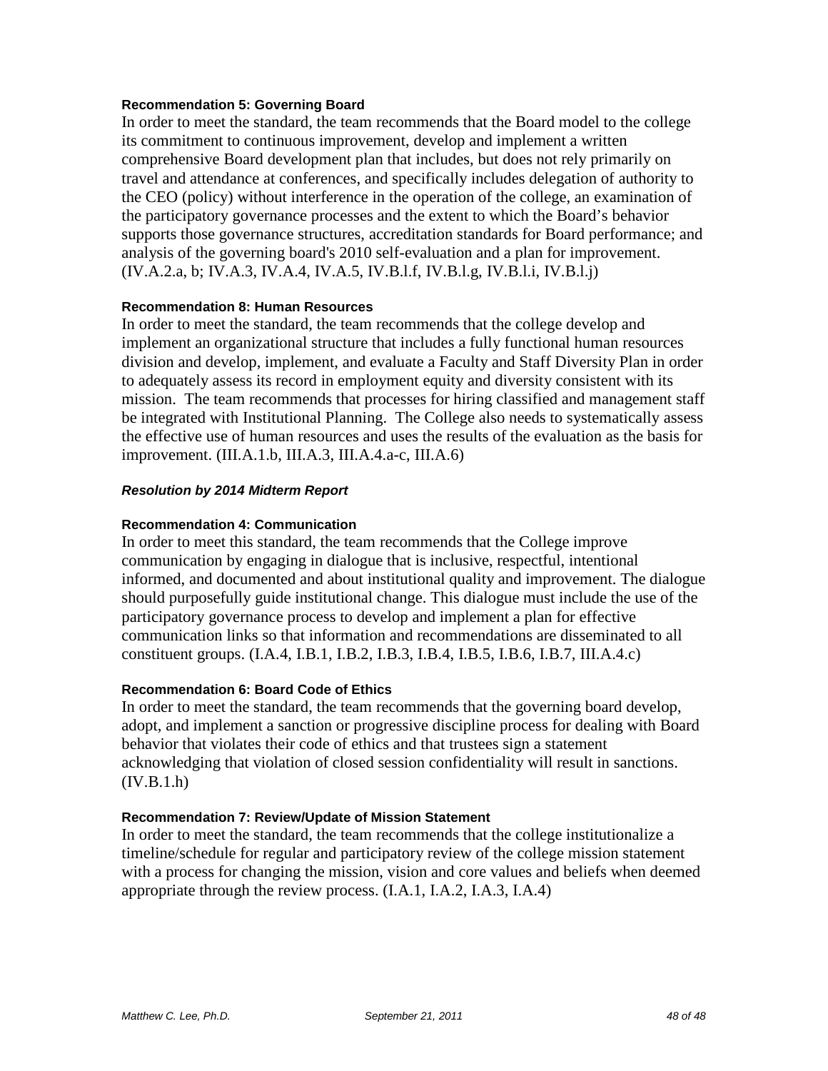#### Recommendation 5: Governing Board

In order to meet the standard, the team recommends that the Board model to the college its commitment to continuous improvement, develop and implement a written comprehensive Board development plan that includes, but does not rely primarily on travel and attendance at conferences, and specifically includes delegation of authority to the CEO (policy) without interference in the operation of the college, an examination of the participatory governance processes and the extent to which the Board's behavior supports those governance structures, accreditation standards for Board performance; and analysis of the governing board's 2010 self-evaluation and a plan for improvement. (IV.A.2.a, b; IV.A.3, IV.A.4, IV.A.5, IV.B.l.f, IV.B.l.g, IV.B.l.i, IV.B.l.j)

#### Recommendation 8: Human Resources

In order to meet the standard, the team recommends that the college develop and implement an organizational structure that includes a fully functional human resources division and develop, implement, and evaluate a Faculty and Staff Diversity Plan in order to adequately assess its record in employment equity and diversity consistent with its mission. The team recommends that processes for hiring classified and management staff be integrated with Institutional Planning. The College also needs to systematically assess the effective use of human resources and uses the results of the evaluation as the basis for improvement. (III.A.1.b, III.A.3, III.A.4.a-c, III.A.6)

### *Resolution by 2014 Midterm Report*

#### Recommendation 4: Communication

In order to meet this standard, the team recommends that the College improve communication by engaging in dialogue that is inclusive, respectful, intentional informed, and documented and about institutional quality and improvement. The dialogue should purposefully guide institutional change. This dialogue must include the use of the participatory governance process to develop and implement a plan for effective communication links so that information and recommendations are disseminated to all constituent groups. (I.A.4, I.B.1, I.B.2, I.B.3, I.B.4, I.B.5, I.B.6, I.B.7, III.A.4.c)

#### Recommendation 6: Board Code of Ethics

In order to meet the standard, the team recommends that the governing board develop, adopt, and implement a sanction or progressive discipline process for dealing with Board behavior that violates their code of ethics and that trustees sign a statement acknowledging that violation of closed session confidentiality will result in sanctions. (IV.B.1.h)

#### Recommendation 7: Review/Update of Mission Statement

In order to meet the standard, the team recommends that the college institutionalize a timeline/schedule for regular and participatory review of the college mission statement with a process for changing the mission, vision and core values and beliefs when deemed appropriate through the review process. (I.A.1, I.A.2, I.A.3, I.A.4)